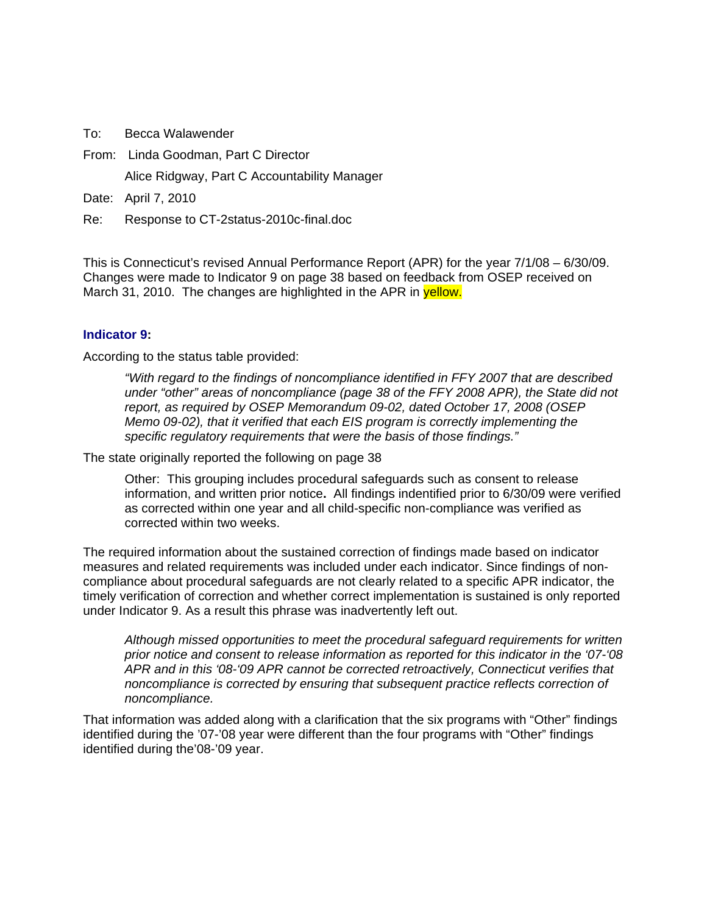To: Becca Walawender

From: Linda Goodman, Part C Director

Alice Ridgway, Part C Accountability Manager

Date: April 7, 2010

Re: Response to CT-2status-2010c-final.doc

This is Connecticut's revised Annual Performance Report (APR) for the year 7/1/08 – 6/30/09. Changes were made to Indicator 9 on page 38 based on feedback from OSEP received on March 31, 2010. The changes are highlighted in the APR in yellow.

### Indicator 9:

According to the status table provided:

> *"With regard to the findings of noncompliance identified in FFY 2007 that are described under "other" areas of noncompliance (page 38 of the FFY 2008 APR), the State did not report, as required by OSEP Memorandum 09-02, dated October 17, 2008 (OSEP Memo 09-02), that it verified that each EIS program is correctly implementing the specific regulatory requirements that were the basis of those findings."*

The state originally reported the following on page 38

> Other: This grouping includes procedural safeguards such as consent to release information, and written prior notice**.** All findings indentified prior to 6/30/09 were verified as corrected within one year and all child-specific non-compliance was verified as corrected within two weeks.

The required information about the sustained correction of findings made based on indicator measures and related requirements was included under each indicator. Since findings of non-compliance about procedural safeguards are not clearly related to a specific APR indicator, the timely verification of correction and whether correct implementation is sustained is only reported under Indicator 9. As a result this phrase was inadvertently left out.

> *Although missed opportunities to meet the procedural safeguard requirements for written prior notice and consent to release information as reported for this indicator in the '07-'08 APR and in this '08-'09 APR cannot be corrected retroactively, Connecticut verifies that noncompliance is corrected by ensuring that subsequent practice reflects correction of noncompliance.*

That information was added along with a clarification that the six programs with "Other" findings identified during the '07-'08 year were different than the four programs with "Other" findings identified during the'08-'09 year.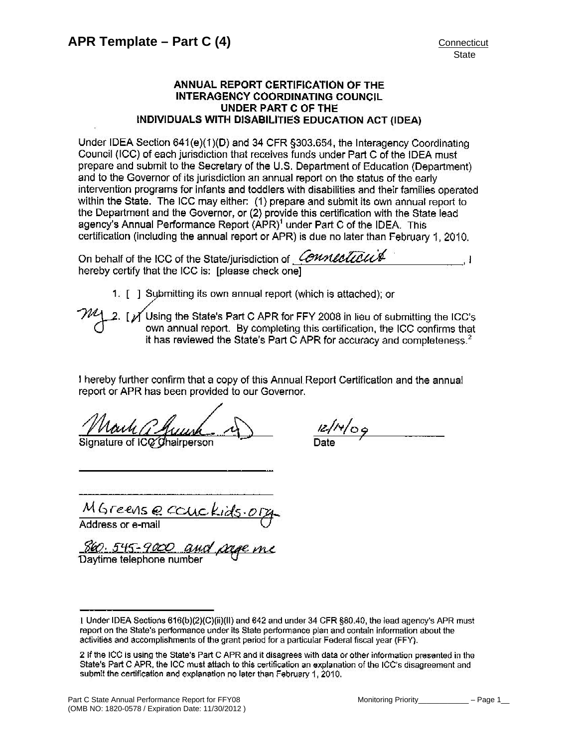## APR Template – Part C (4)

Connecticut
State

### ANNUAL REPORT CERTIFICATION OF THE INTERAGENCY COORDINATING COUNCIL UNDER PART C OF THE INDIVIDUALS WITH DISABILITIES EDUCATION ACT (IDEA)

Under IDEA Section 641(e)(1)(D) and 34 CFR §303.654, the Interagency Coordinating Council (ICC) of each jurisdiction that receives funds under Part C of the IDEA must prepare and submit to the Secretary of the U.S. Department of Education (Department) and to the Governor of its jurisdiction an annual report on the status of the early intervention programs for infants and toddlers with disabilities and their families operated within the State. The ICC may either: (1) prepare and submit its own annual report to the Department and the Governor, or (2) provide this certification with the State lead agency's Annual Performance Report (APR)[1] under Part C of the IDEA. This certification (including the annual report or APR) is due no later than February 1, 2010.

On behalf of the ICC of the State/jurisdiction of Connecticut, I hereby certify that the ICC is: [please check one]

1. [ ] Submitting its own annual report (which is attached); or
2. [✓] Using the State's Part C APR for FFY 2008 in lieu of submitting the ICC's own annual report. By completing this certification, the ICC confirms that it has reviewed the State's Part C APR for accuracy and completeness.[2]

I hereby further confirm that a copy of this Annual Report Certification and the annual report or APR has been provided to our Governor.

Mark A. Greenstein — Signature of ICC Chairperson

12/14/09 — Date

MGreens@ccuckids.org — Address or e-mail

860.545-9000 and page me — Daytime telephone number

---

1 Under IDEA Sections 616(b)(2)(C)(ii)(II) and 642 and under 34 CFR §80.40, the lead agency's APR must report on the State's performance under its State performance plan and contain information about the activities and accomplishments of the grant period for a particular Federal fiscal year (FFY).

2 If the ICC is using the State's Part C APR and it disagrees with data or other information presented in the State's Part C APR, the ICC must attach to this certification an explanation of the ICC's disagreement and submit the certification and explanation no later than February 1, 2010.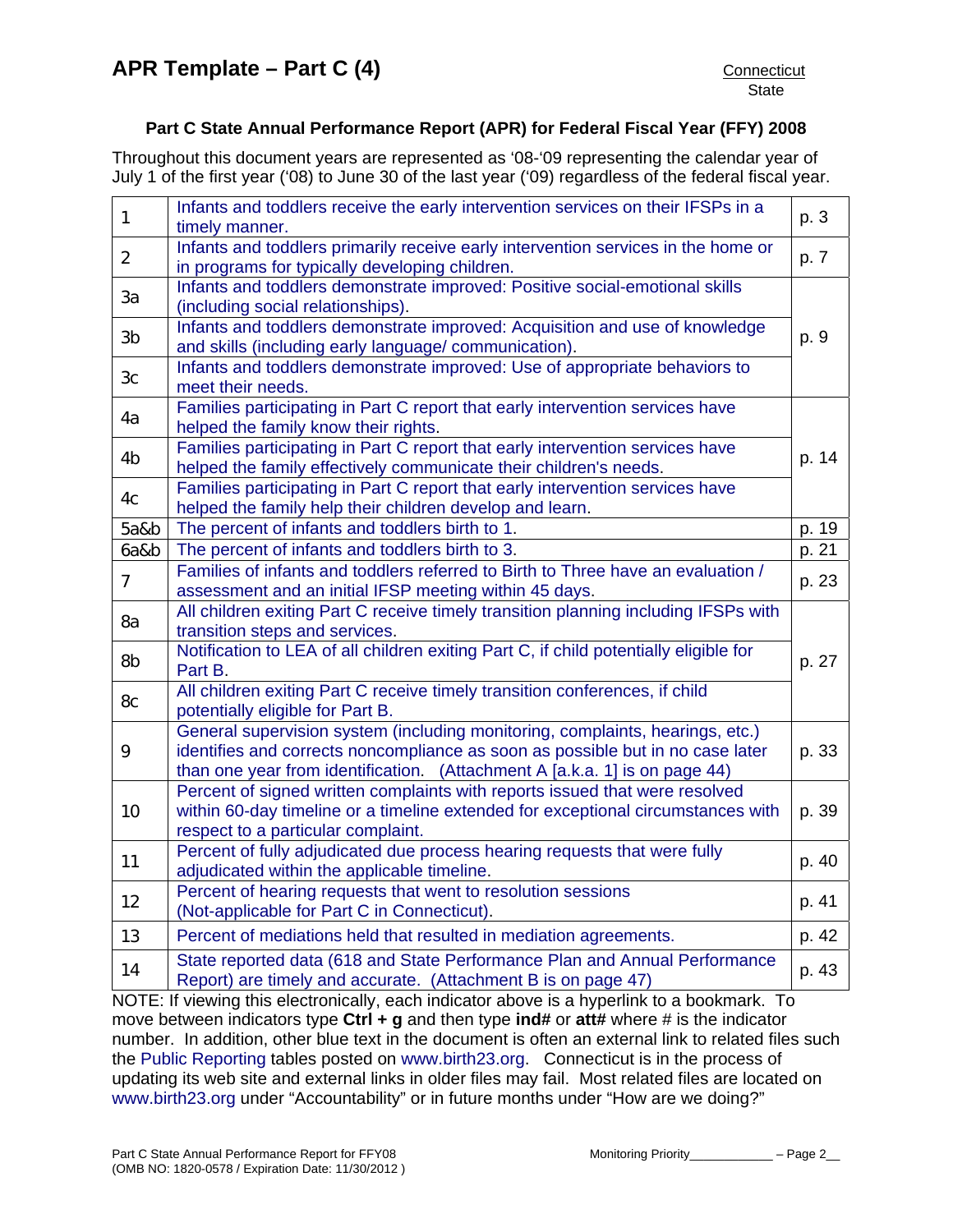# APR Template – Part C (4)

Connecticut
State

### Part C State Annual Performance Report (APR) for Federal Fiscal Year (FFY) 2008

Throughout this document years are represented as '08-'09 representing the calendar year of July 1 of the first year ('08) to June 30 of the last year ('09) regardless of the federal fiscal year.

| | | |
|---|---|---|
| 1 | Infants and toddlers receive the early intervention services on their IFSPs in a timely manner. | p. 3 |
| 2 | Infants and toddlers primarily receive early intervention services in the home or in programs for typically developing children. | p. 7 |
| 3a | Infants and toddlers demonstrate improved: Positive social-emotional skills (including social relationships). | p. 9 |
| 3b | Infants and toddlers demonstrate improved: Acquisition and use of knowledge and skills (including early language/ communication). | |
| 3c | Infants and toddlers demonstrate improved: Use of appropriate behaviors to meet their needs. | |
| 4a | Families participating in Part C report that early intervention services have helped the family know their rights. | p. 14 |
| 4b | Families participating in Part C report that early intervention services have helped the family effectively communicate their children's needs. | |
| 4c | Families participating in Part C report that early intervention services have helped the family help their children develop and learn. | |
| 5a&b | The percent of infants and toddlers birth to 1. | p. 19 |
| 6a&b | The percent of infants and toddlers birth to 3. | p. 21 |
| 7 | Families of infants and toddlers referred to Birth to Three have an evaluation / assessment and an initial IFSP meeting within 45 days. | p. 23 |
| 8a | All children exiting Part C receive timely transition planning including IFSPs with transition steps and services. | p. 27 |
| 8b | Notification to LEA of all children exiting Part C, if child potentially eligible for Part B. | |
| 8c | All children exiting Part C receive timely transition conferences, if child potentially eligible for Part B. | |
| 9 | General supervision system (including monitoring, complaints, hearings, etc.) identifies and corrects noncompliance as soon as possible but in no case later than one year from identification. (Attachment A [a.k.a. 1] is on page 44) | p. 33 |
| 10 | Percent of signed written complaints with reports issued that were resolved within 60-day timeline or a timeline extended for exceptional circumstances with respect to a particular complaint. | p. 39 |
| 11 | Percent of fully adjudicated due process hearing requests that were fully adjudicated within the applicable timeline. | p. 40 |
| 12 | Percent of hearing requests that went to resolution sessions (Not-applicable for Part C in Connecticut). | p. 41 |
| 13 | Percent of mediations held that resulted in mediation agreements. | p. 42 |
| 14 | State reported data (618 and State Performance Plan and Annual Performance Report) are timely and accurate. (Attachment B is on page 47) | p. 43 |

NOTE: If viewing this electronically, each indicator above is a hyperlink to a bookmark. To move between indicators type **Ctrl + g** and then type **ind#** or **att#** where # is the indicator number. In addition, other blue text in the document is often an external link to related files such the Public Reporting tables posted on www.birth23.org. Connecticut is in the process of updating its web site and external links in older files may fail. Most related files are located on www.birth23.org under "Accountability" or in future months under "How are we doing?"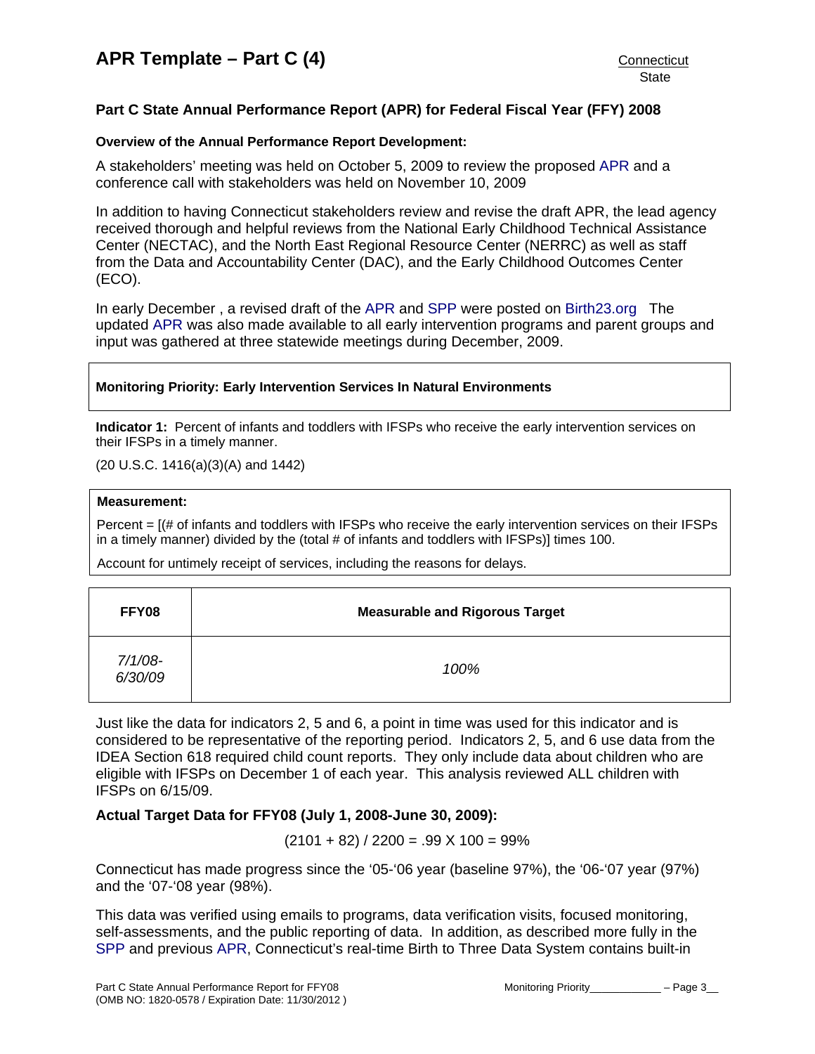# APR Template – Part C (4)

Connecticut
State

## Part C State Annual Performance Report (APR) for Federal Fiscal Year (FFY) 2008

**Overview of the Annual Performance Report Development:**

A stakeholders' meeting was held on October 5, 2009 to review the proposed APR and a conference call with stakeholders was held on November 10, 2009

In addition to having Connecticut stakeholders review and revise the draft APR, the lead agency received thorough and helpful reviews from the National Early Childhood Technical Assistance Center (NECTAC), and the North East Regional Resource Center (NERRC) as well as staff from the Data and Accountability Center (DAC), and the Early Childhood Outcomes Center (ECO).

In early December , a revised draft of the APR and SPP were posted on Birth23.org The updated APR was also made available to all early intervention programs and parent groups and input was gathered at three statewide meetings during December, 2009.

**Monitoring Priority: Early Intervention Services In Natural Environments**

**Indicator 1:** Percent of infants and toddlers with IFSPs who receive the early intervention services on their IFSPs in a timely manner.

(20 U.S.C. 1416(a)(3)(A) and 1442)

**Measurement:**

Percent = [(# of infants and toddlers with IFSPs who receive the early intervention services on their IFSPs in a timely manner) divided by the (total # of infants and toddlers with IFSPs)] times 100.

Account for untimely receipt of services, including the reasons for delays.

| FFY08 | Measurable and Rigorous Target |
|---|---|
| *7/1/08-6/30/09* | *100%* |

Just like the data for indicators 2, 5 and 6, a point in time was used for this indicator and is considered to be representative of the reporting period. Indicators 2, 5, and 6 use data from the IDEA Section 618 required child count reports. They only include data about children who are eligible with IFSPs on December 1 of each year. This analysis reviewed ALL children with IFSPs on 6/15/09.

### Actual Target Data for FFY08 (July 1, 2008-June 30, 2009):

$$(2101 + 82) / 2200 = .99 \times 100 = 99\%$$

Connecticut has made progress since the '05-'06 year (baseline 97%), the '06-'07 year (97%) and the '07-'08 year (98%).

This data was verified using emails to programs, data verification visits, focused monitoring, self-assessments, and the public reporting of data. In addition, as described more fully in the SPP and previous APR, Connecticut's real-time Birth to Three Data System contains built-in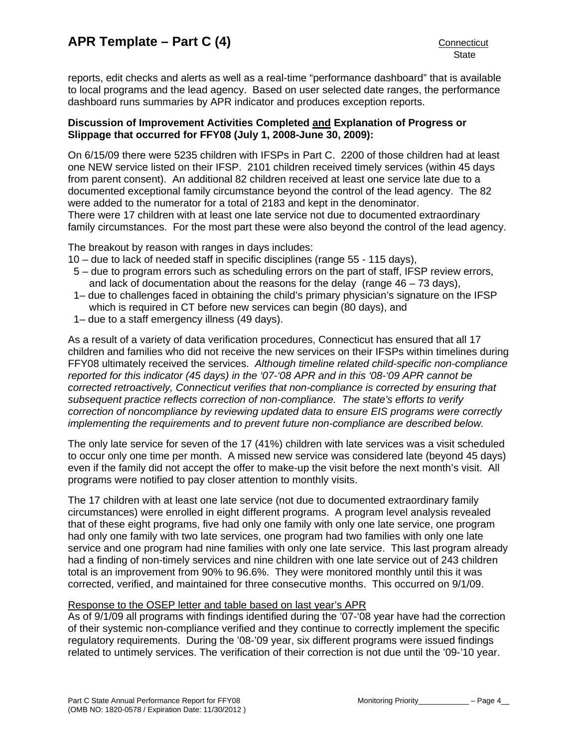reports, edit checks and alerts as well as a real-time "performance dashboard" that is available to local programs and the lead agency. Based on user selected date ranges, the performance dashboard runs summaries by APR indicator and produces exception reports.

**Discussion of Improvement Activities Completed and Explanation of Progress or Slippage that occurred for FFY08 (July 1, 2008-June 30, 2009):**

On 6/15/09 there were 5235 children with IFSPs in Part C. 2200 of those children had at least one NEW service listed on their IFSP. 2101 children received timely services (within 45 days from parent consent). An additional 82 children received at least one service late due to a documented exceptional family circumstance beyond the control of the lead agency. The 82 were added to the numerator for a total of 2183 and kept in the denominator.
There were 17 children with at least one late service not due to documented extraordinary family circumstances. For the most part these were also beyond the control of the lead agency.

The breakout by reason with ranges in days includes:

10 – due to lack of needed staff in specific disciplines (range 55 - 115 days),
5 – due to program errors such as scheduling errors on the part of staff, IFSP review errors, and lack of documentation about the reasons for the delay (range 46 – 73 days),
1– due to challenges faced in obtaining the child's primary physician's signature on the IFSP which is required in CT before new services can begin (80 days), and
1– due to a staff emergency illness (49 days).

As a result of a variety of data verification procedures, Connecticut has ensured that all 17 children and families who did not receive the new services on their IFSPs within timelines during FFY08 ultimately received the services. *Although timeline related child-specific non-compliance reported for this indicator (45 days) in the '07-'08 APR and in this '08-'09 APR cannot be corrected retroactively, Connecticut verifies that non-compliance is corrected by ensuring that subsequent practice reflects correction of non-compliance. The state's efforts to verify correction of noncompliance by reviewing updated data to ensure EIS programs were correctly implementing the requirements and to prevent future non-compliance are described below.*

The only late service for seven of the 17 (41%) children with late services was a visit scheduled to occur only one time per month. A missed new service was considered late (beyond 45 days) even if the family did not accept the offer to make-up the visit before the next month's visit. All programs were notified to pay closer attention to monthly visits.

The 17 children with at least one late service (not due to documented extraordinary family circumstances) were enrolled in eight different programs. A program level analysis revealed that of these eight programs, five had only one family with only one late service, one program had only one family with two late services, one program had two families with only one late service and one program had nine families with only one late service. This last program already had a finding of non-timely services and nine children with one late service out of 243 children total is an improvement from 90% to 96.6%. They were monitored monthly until this it was corrected, verified, and maintained for three consecutive months. This occurred on 9/1/09.

Response to the OSEP letter and table based on last year's APR

As of 9/1/09 all programs with findings identified during the '07-'08 year have had the correction of their systemic non-compliance verified and they continue to correctly implement the specific regulatory requirements. During the '08-'09 year, six different programs were issued findings related to untimely services. The verification of their correction is not due until the '09-'10 year.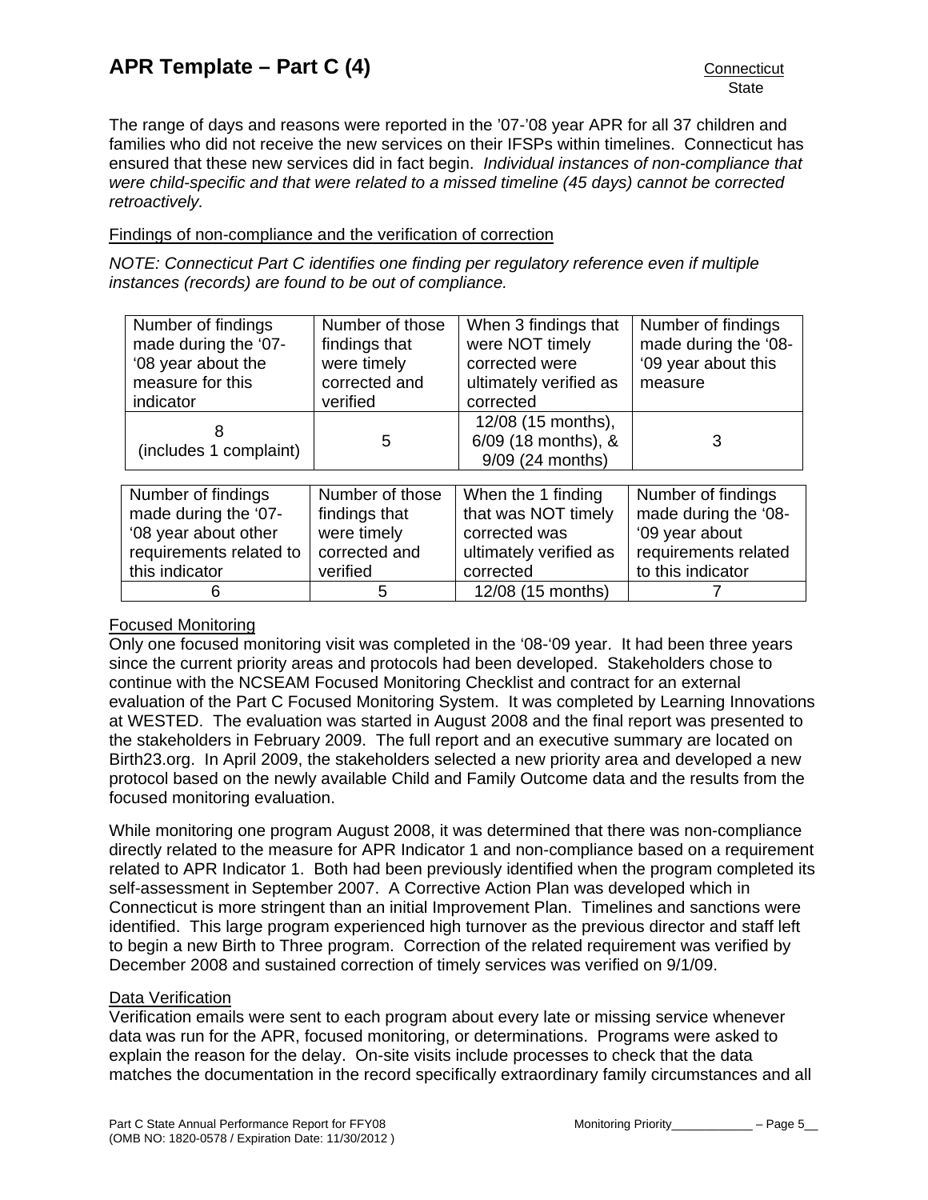The range of days and reasons were reported in the '07-'08 year APR for all 37 children and families who did not receive the new services on their IFSPs within timelines. Connecticut has ensured that these new services did in fact begin. *Individual instances of non-compliance that were child-specific and that were related to a missed timeline (45 days) cannot be corrected retroactively.*

Findings of non-compliance and the verification of correction

*NOTE: Connecticut Part C identifies one finding per regulatory reference even if multiple instances (records) are found to be out of compliance.*

| Number of findings made during the '07-'08 year about the measure for this indicator | Number of those findings that were timely corrected and verified | When 3 findings that were NOT timely corrected were ultimately verified as corrected | Number of findings made during the '08-'09 year about this measure |
|---|---|---|---|
| 8 (includes 1 complaint) | 5 | 12/08 (15 months), 6/09 (18 months), & 9/09 (24 months) | 3 |

| Number of findings made during the '07-'08 year about other requirements related to this indicator | Number of those findings that were timely corrected and verified | When the 1 finding that was NOT timely corrected was ultimately verified as corrected | Number of findings made during the '08-'09 year about requirements related to this indicator |
|---|---|---|---|
| 6 | 5 | 12/08 (15 months) | 7 |

Focused Monitoring

Only one focused monitoring visit was completed in the '08-'09 year. It had been three years since the current priority areas and protocols had been developed. Stakeholders chose to continue with the NCSEAM Focused Monitoring Checklist and contract for an external evaluation of the Part C Focused Monitoring System. It was completed by Learning Innovations at WESTED. The evaluation was started in August 2008 and the final report was presented to the stakeholders in February 2009. The full report and an executive summary are located on Birth23.org. In April 2009, the stakeholders selected a new priority area and developed a new protocol based on the newly available Child and Family Outcome data and the results from the focused monitoring evaluation.

While monitoring one program August 2008, it was determined that there was non-compliance directly related to the measure for APR Indicator 1 and non-compliance based on a requirement related to APR Indicator 1. Both had been previously identified when the program completed its self-assessment in September 2007. A Corrective Action Plan was developed which in Connecticut is more stringent than an initial Improvement Plan. Timelines and sanctions were identified. This large program experienced high turnover as the previous director and staff left to begin a new Birth to Three program. Correction of the related requirement was verified by December 2008 and sustained correction of timely services was verified on 9/1/09.

Data Verification

Verification emails were sent to each program about every late or missing service whenever data was run for the APR, focused monitoring, or determinations. Programs were asked to explain the reason for the delay. On-site visits include processes to check that the data matches the documentation in the record specifically extraordinary family circumstances and all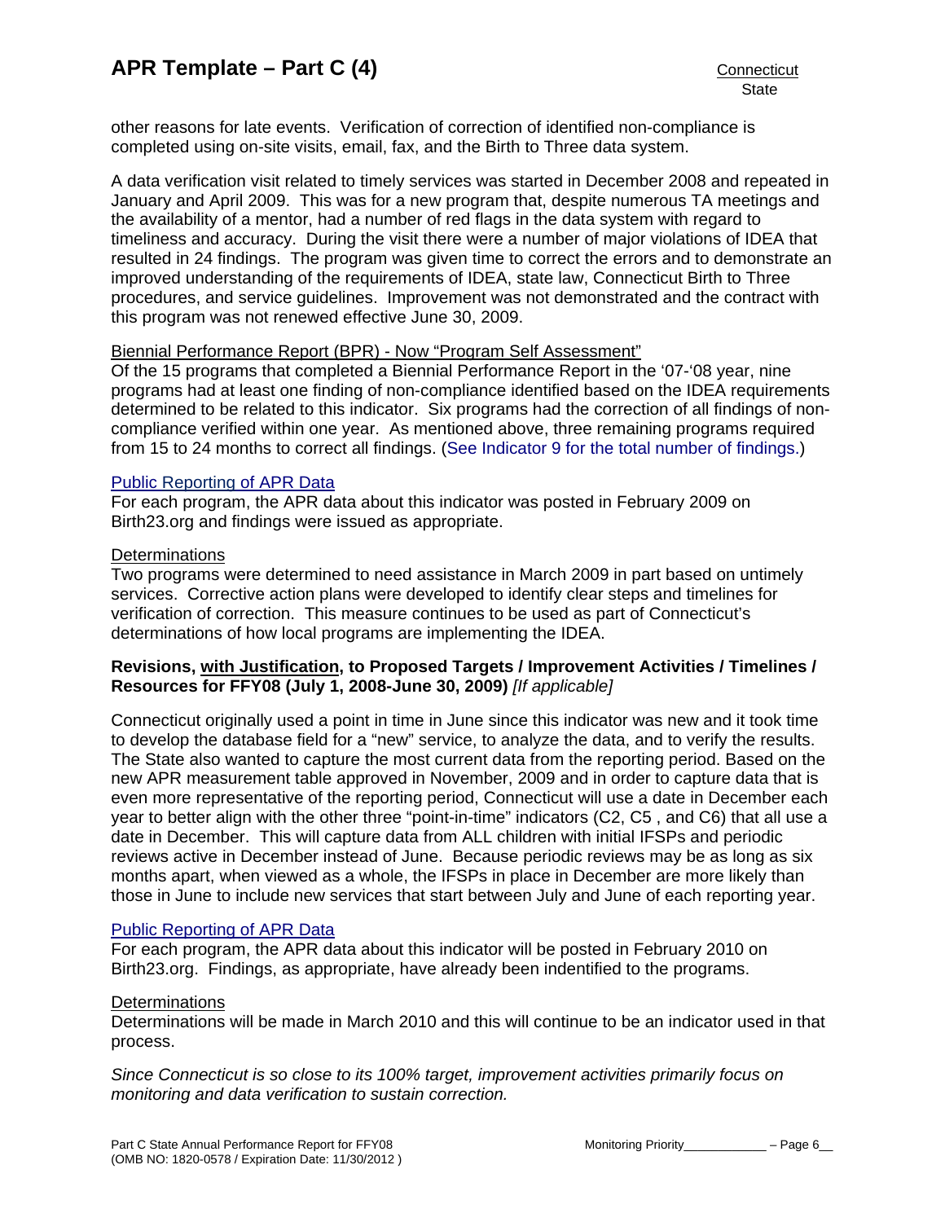other reasons for late events. Verification of correction of identified non-compliance is completed using on-site visits, email, fax, and the Birth to Three data system.

A data verification visit related to timely services was started in December 2008 and repeated in January and April 2009. This was for a new program that, despite numerous TA meetings and the availability of a mentor, had a number of red flags in the data system with regard to timeliness and accuracy. During the visit there were a number of major violations of IDEA that resulted in 24 findings. The program was given time to correct the errors and to demonstrate an improved understanding of the requirements of IDEA, state law, Connecticut Birth to Three procedures, and service guidelines. Improvement was not demonstrated and the contract with this program was not renewed effective June 30, 2009.

Biennial Performance Report (BPR) - Now "Program Self Assessment"

Of the 15 programs that completed a Biennial Performance Report in the '07-'08 year, nine programs had at least one finding of non-compliance identified based on the IDEA requirements determined to be related to this indicator. Six programs had the correction of all findings of non-compliance verified within one year. As mentioned above, three remaining programs required from 15 to 24 months to correct all findings. (See Indicator 9 for the total number of findings.)

Public Reporting of APR Data

For each program, the APR data about this indicator was posted in February 2009 on Birth23.org and findings were issued as appropriate.

Determinations

Two programs were determined to need assistance in March 2009 in part based on untimely services. Corrective action plans were developed to identify clear steps and timelines for verification of correction. This measure continues to be used as part of Connecticut's determinations of how local programs are implementing the IDEA.

**Revisions, with Justification, to Proposed Targets / Improvement Activities / Timelines / Resources for FFY08 (July 1, 2008-June 30, 2009)** *[If applicable]*

Connecticut originally used a point in time in June since this indicator was new and it took time to develop the database field for a "new" service, to analyze the data, and to verify the results. The State also wanted to capture the most current data from the reporting period. Based on the new APR measurement table approved in November, 2009 and in order to capture data that is even more representative of the reporting period, Connecticut will use a date in December each year to better align with the other three "point-in-time" indicators (C2, C5 , and C6) that all use a date in December. This will capture data from ALL children with initial IFSPs and periodic reviews active in December instead of June. Because periodic reviews may be as long as six months apart, when viewed as a whole, the IFSPs in place in December are more likely than those in June to include new services that start between July and June of each reporting year.

Public Reporting of APR Data

For each program, the APR data about this indicator will be posted in February 2010 on Birth23.org. Findings, as appropriate, have already been indentified to the programs.

Determinations

Determinations will be made in March 2010 and this will continue to be an indicator used in that process.

*Since Connecticut is so close to its 100% target, improvement activities primarily focus on monitoring and data verification to sustain correction.*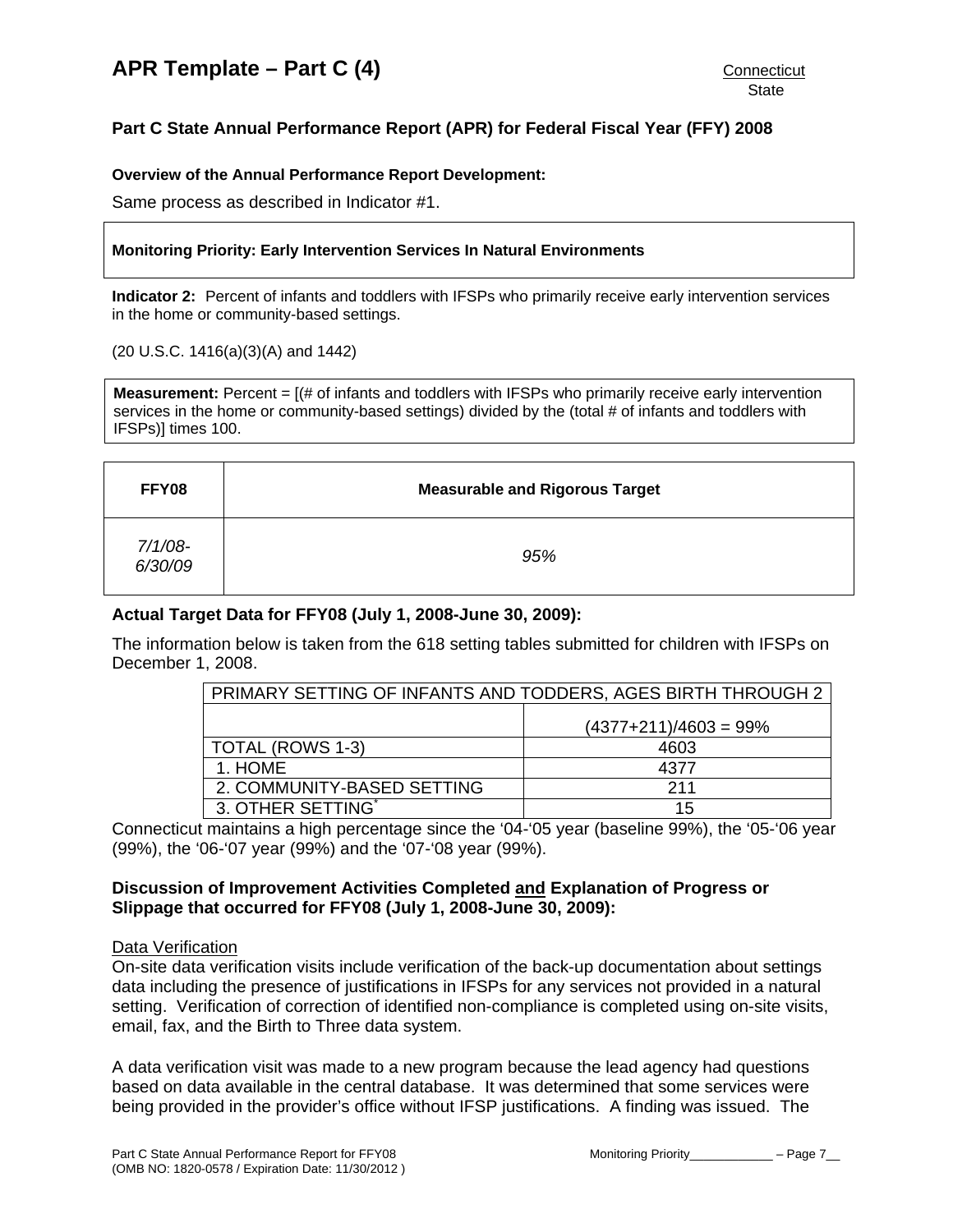# APR Template – Part C (4)

Connecticut
State

## Part C State Annual Performance Report (APR) for Federal Fiscal Year (FFY) 2008

**Overview of the Annual Performance Report Development:**

Same process as described in Indicator #1.

**Monitoring Priority: Early Intervention Services In Natural Environments**

**Indicator 2:** Percent of infants and toddlers with IFSPs who primarily receive early intervention services in the home or community-based settings.

(20 U.S.C. 1416(a)(3)(A) and 1442)

**Measurement:** Percent = [(# of infants and toddlers with IFSPs who primarily receive early intervention services in the home or community-based settings) divided by the (total # of infants and toddlers with IFSPs)] times 100.

| FFY08 | Measurable and Rigorous Target |
|---|---|
| *7/1/08-6/30/09* | *95%* |

**Actual Target Data for FFY08 (July 1, 2008-June 30, 2009):**

The information below is taken from the 618 setting tables submitted for children with IFSPs on December 1, 2008.

| PRIMARY SETTING OF INFANTS AND TODDERS, AGES BIRTH THROUGH 2 | |
|---|---|
| | (4377+211)/4603 = 99% |
| TOTAL (ROWS 1-3) | 4603 |
| 1. HOME | 4377 |
| 2. COMMUNITY-BASED SETTING | 211 |
| 3. OTHER SETTING* | 15 |

Connecticut maintains a high percentage since the ‘04-‘05 year (baseline 99%), the ‘05-‘06 year (99%), the ‘06-‘07 year (99%) and the ‘07-‘08 year (99%).

**Discussion of Improvement Activities Completed and Explanation of Progress or Slippage that occurred for FFY08 (July 1, 2008-June 30, 2009):**

Data Verification

On-site data verification visits include verification of the back-up documentation about settings data including the presence of justifications in IFSPs for any services not provided in a natural setting. Verification of correction of identified non-compliance is completed using on-site visits, email, fax, and the Birth to Three data system.

A data verification visit was made to a new program because the lead agency had questions based on data available in the central database. It was determined that some services were being provided in the provider’s office without IFSP justifications. A finding was issued. The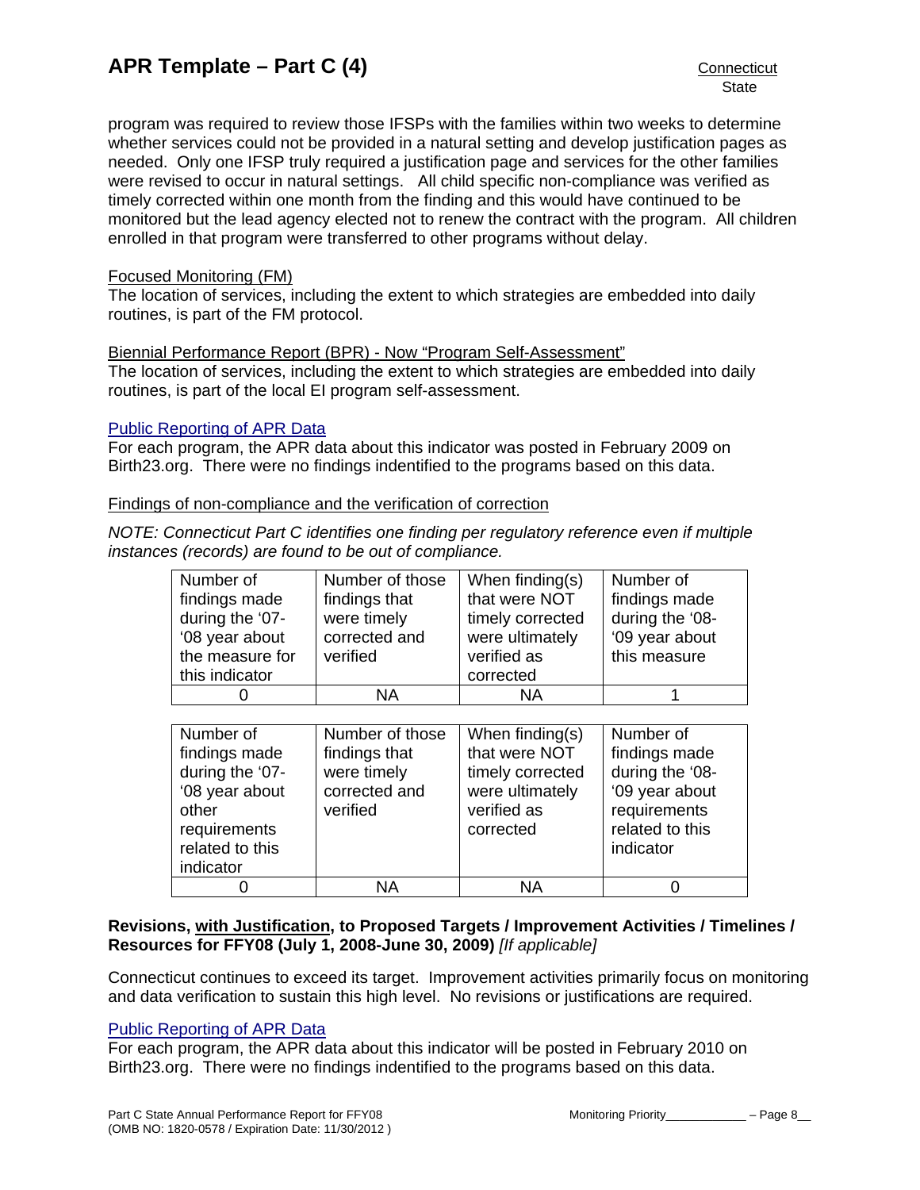program was required to review those IFSPs with the families within two weeks to determine whether services could not be provided in a natural setting and develop justification pages as needed. Only one IFSP truly required a justification page and services for the other families were revised to occur in natural settings. All child specific non-compliance was verified as timely corrected within one month from the finding and this would have continued to be monitored but the lead agency elected not to renew the contract with the program. All children enrolled in that program were transferred to other programs without delay.

Focused Monitoring (FM)
The location of services, including the extent to which strategies are embedded into daily routines, is part of the FM protocol.

Biennial Performance Report (BPR) - Now "Program Self-Assessment"
The location of services, including the extent to which strategies are embedded into daily routines, is part of the local EI program self-assessment.

Public Reporting of APR Data
For each program, the APR data about this indicator was posted in February 2009 on Birth23.org. There were no findings indentified to the programs based on this data.

Findings of non-compliance and the verification of correction

*NOTE: Connecticut Part C identifies one finding per regulatory reference even if multiple instances (records) are found to be out of compliance.*

| Number of findings made during the '07-'08 year about the measure for this indicator | Number of those findings that were timely corrected and verified | When finding(s) that were NOT timely corrected were ultimately verified as corrected | Number of findings made during the '08-'09 year about this measure |
|---|---|---|---|
| 0 | NA | NA | 1 |

| Number of findings made during the '07-'08 year about other requirements related to this indicator | Number of those findings that were timely corrected and verified | When finding(s) that were NOT timely corrected were ultimately verified as corrected | Number of findings made during the '08-'09 year about other requirements related to this indicator |
|---|---|---|---|
| 0 | NA | NA | 0 |

**Revisions, with Justification, to Proposed Targets / Improvement Activities / Timelines / Resources for FFY08 (July 1, 2008-June 30, 2009)** *[If applicable]*

Connecticut continues to exceed its target. Improvement activities primarily focus on monitoring and data verification to sustain this high level. No revisions or justifications are required.

Public Reporting of APR Data
For each program, the APR data about this indicator will be posted in February 2010 on Birth23.org. There were no findings indentified to the programs based on this data.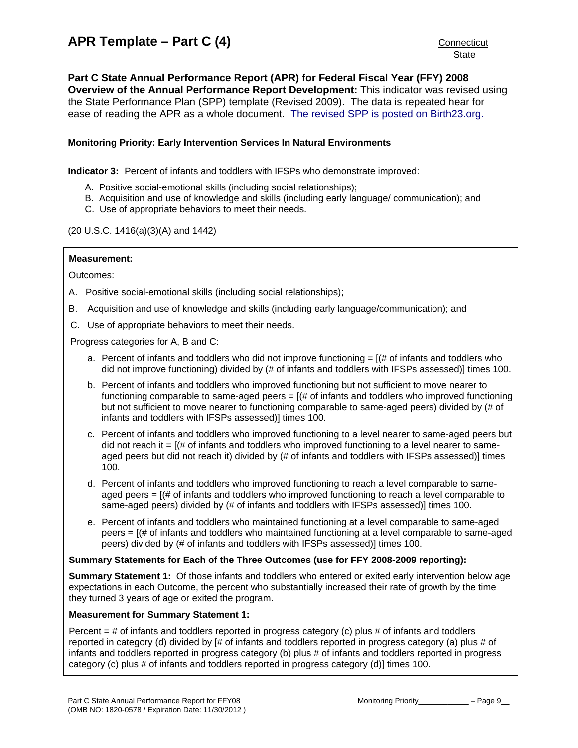# APR Template – Part C (4)

Connecticut
State

**Part C State Annual Performance Report (APR) for Federal Fiscal Year (FFY) 2008**
**Overview of the Annual Performance Report Development:** This indicator was revised using the State Performance Plan (SPP) template (Revised 2009). The data is repeated hear for ease of reading the APR as a whole document. The revised SPP is posted on Birth23.org.

**Monitoring Priority: Early Intervention Services In Natural Environments**

**Indicator 3:** Percent of infants and toddlers with IFSPs who demonstrate improved:

A. Positive social-emotional skills (including social relationships);
B. Acquisition and use of knowledge and skills (including early language/ communication); and
C. Use of appropriate behaviors to meet their needs.

(20 U.S.C. 1416(a)(3)(A) and 1442)

**Measurement:**

Outcomes:

A. Positive social-emotional skills (including social relationships);

B. Acquisition and use of knowledge and skills (including early language/communication); and

C. Use of appropriate behaviors to meet their needs.

Progress categories for A, B and C:

a. Percent of infants and toddlers who did not improve functioning = [(# of infants and toddlers who did not improve functioning) divided by (# of infants and toddlers with IFSPs assessed)] times 100.

b. Percent of infants and toddlers who improved functioning but not sufficient to move nearer to functioning comparable to same-aged peers = [(# of infants and toddlers who improved functioning but not sufficient to move nearer to functioning comparable to same-aged peers) divided by (# of infants and toddlers with IFSPs assessed)] times 100.

c. Percent of infants and toddlers who improved functioning to a level nearer to same-aged peers but did not reach it = [(# of infants and toddlers who improved functioning to a level nearer to same-aged peers but did not reach it) divided by (# of infants and toddlers with IFSPs assessed)] times 100.

d. Percent of infants and toddlers who improved functioning to reach a level comparable to same-aged peers = [(# of infants and toddlers who improved functioning to reach a level comparable to same-aged peers) divided by (# of infants and toddlers with IFSPs assessed)] times 100.

e. Percent of infants and toddlers who maintained functioning at a level comparable to same-aged peers = [(# of infants and toddlers who maintained functioning at a level comparable to same-aged peers) divided by (# of infants and toddlers with IFSPs assessed)] times 100.

**Summary Statements for Each of the Three Outcomes (use for FFY 2008-2009 reporting):**

**Summary Statement 1:** Of those infants and toddlers who entered or exited early intervention below age expectations in each Outcome, the percent who substantially increased their rate of growth by the time they turned 3 years of age or exited the program.

**Measurement for Summary Statement 1:**

Percent = # of infants and toddlers reported in progress category (c) plus # of infants and toddlers reported in category (d) divided by [# of infants and toddlers reported in progress category (a) plus # of infants and toddlers reported in progress category (b) plus # of infants and toddlers reported in progress category (c) plus # of infants and toddlers reported in progress category (d)] times 100.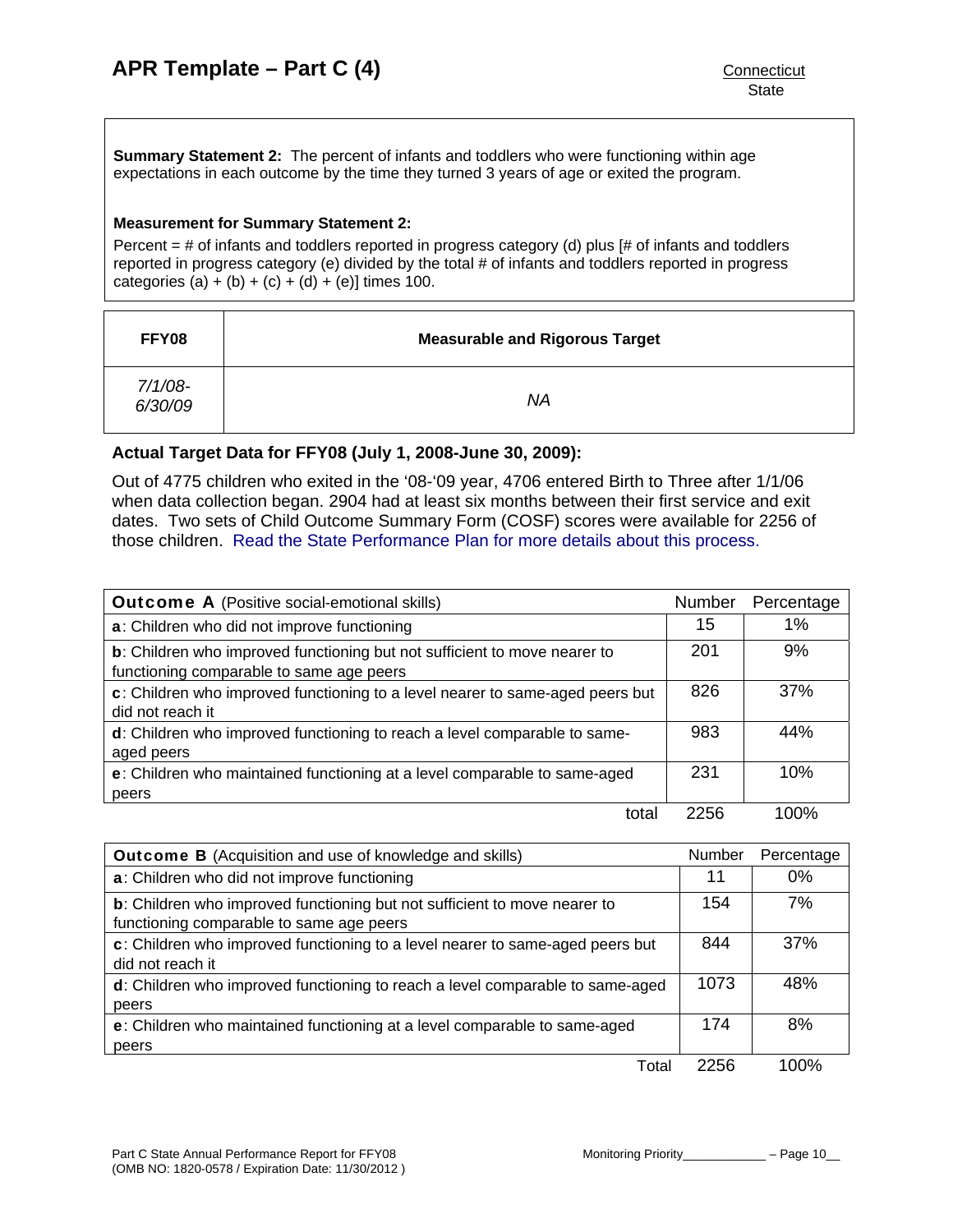**Summary Statement 2:** The percent of infants and toddlers who were functioning within age expectations in each outcome by the time they turned 3 years of age or exited the program.

**Measurement for Summary Statement 2:**

Percent = # of infants and toddlers reported in progress category (d) plus [# of infants and toddlers reported in progress category (e) divided by the total # of infants and toddlers reported in progress categories (a) + (b) + (c) + (d) + (e)] times 100.

| FFY08 | Measurable and Rigorous Target |
|---|---|
| *7/1/08-6/30/09* | *NA* |

### Actual Target Data for FFY08 (July 1, 2008-June 30, 2009):

Out of 4775 children who exited in the '08-'09 year, 4706 entered Birth to Three after 1/1/06 when data collection began. 2904 had at least six months between their first service and exit dates. Two sets of Child Outcome Summary Form (COSF) scores were available for 2256 of those children. Read the State Performance Plan for more details about this process.

| **Outcome A** (Positive social-emotional skills) | Number | Percentage |
|---|---|---|
| **a**: Children who did not improve functioning | 15 | 1% |
| **b**: Children who improved functioning but not sufficient to move nearer to functioning comparable to same age peers | 201 | 9% |
| **c**: Children who improved functioning to a level nearer to same-aged peers but did not reach it | 826 | 37% |
| **d**: Children who improved functioning to reach a level comparable to same-aged peers | 983 | 44% |
| **e**: Children who maintained functioning at a level comparable to same-aged peers | 231 | 10% |
| total | 2256 | 100% |

| **Outcome B** (Acquisition and use of knowledge and skills) | Number | Percentage |
|---|---|---|
| **a**: Children who did not improve functioning | 11 | 0% |
| **b**: Children who improved functioning but not sufficient to move nearer to functioning comparable to same age peers | 154 | 7% |
| **c**: Children who improved functioning to a level nearer to same-aged peers but did not reach it | 844 | 37% |
| **d**: Children who improved functioning to reach a level comparable to same-aged peers | 1073 | 48% |
| **e**: Children who maintained functioning at a level comparable to same-aged peers | 174 | 8% |
| Total | 2256 | 100% |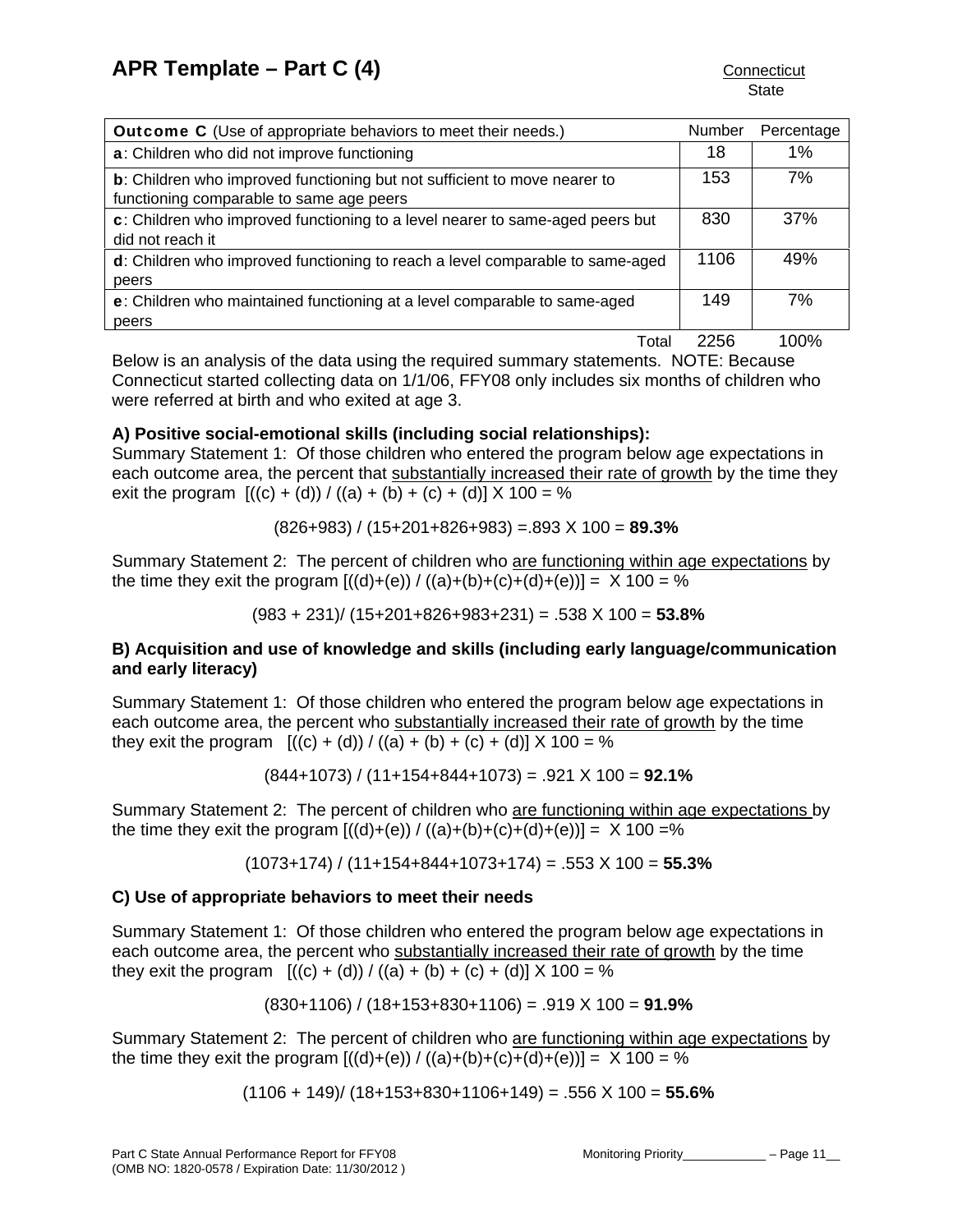| **Outcome C** (Use of appropriate behaviors to meet their needs.) | Number | Percentage |
|---|---|---|
| **a**: Children who did not improve functioning | 18 | 1% |
| **b**: Children who improved functioning but not sufficient to move nearer to functioning comparable to same age peers | 153 | 7% |
| **c**: Children who improved functioning to a level nearer to same-aged peers but did not reach it | 830 | 37% |
| **d**: Children who improved functioning to reach a level comparable to same-aged peers | 1106 | 49% |
| **e**: Children who maintained functioning at a level comparable to same-aged peers | 149 | 7% |
| Total | 2256 | 100% |

Below is an analysis of the data using the required summary statements. NOTE: Because Connecticut started collecting data on 1/1/06, FFY08 only includes six months of children who were referred at birth and who exited at age 3.

**A) Positive social-emotional skills (including social relationships):**

Summary Statement 1: Of those children who entered the program below age expectations in each outcome area, the percent that substantially increased their rate of growth by the time they exit the program [((c) + (d)) / ((a) + (b) + (c) + (d)] X 100 = %

(826+983) / (15+201+826+983) =.893 X 100 = **89.3%**

Summary Statement 2: The percent of children who are functioning within age expectations by the time they exit the program [((d)+(e)) / ((a)+(b)+(c)+(d)+(e))] = X 100 = %

(983 + 231)/ (15+201+826+983+231) = .538 X 100 = **53.8%**

**B) Acquisition and use of knowledge and skills (including early language/communication and early literacy)**

Summary Statement 1: Of those children who entered the program below age expectations in each outcome area, the percent who substantially increased their rate of growth by the time they exit the program [((c) + (d)) / ((a) + (b) + (c) + (d)] X 100 = %

(844+1073) / (11+154+844+1073) = .921 X 100 = **92.1%**

Summary Statement 2: The percent of children who are functioning within age expectations by the time they exit the program [((d)+(e)) / ((a)+(b)+(c)+(d)+(e))] = X 100 =%

(1073+174) / (11+154+844+1073+174) = .553 X 100 = **55.3%**

**C) Use of appropriate behaviors to meet their needs**

Summary Statement 1: Of those children who entered the program below age expectations in each outcome area, the percent who substantially increased their rate of growth by the time they exit the program [((c) + (d)) / ((a) + (b) + (c) + (d)] X 100 = %

(830+1106) / (18+153+830+1106) = .919 X 100 = **91.9%**

Summary Statement 2: The percent of children who are functioning within age expectations by the time they exit the program [((d)+(e)) / ((a)+(b)+(c)+(d)+(e))] = X 100 = %

(1106 + 149)/ (18+153+830+1106+149) = .556 X 100 = **55.6%**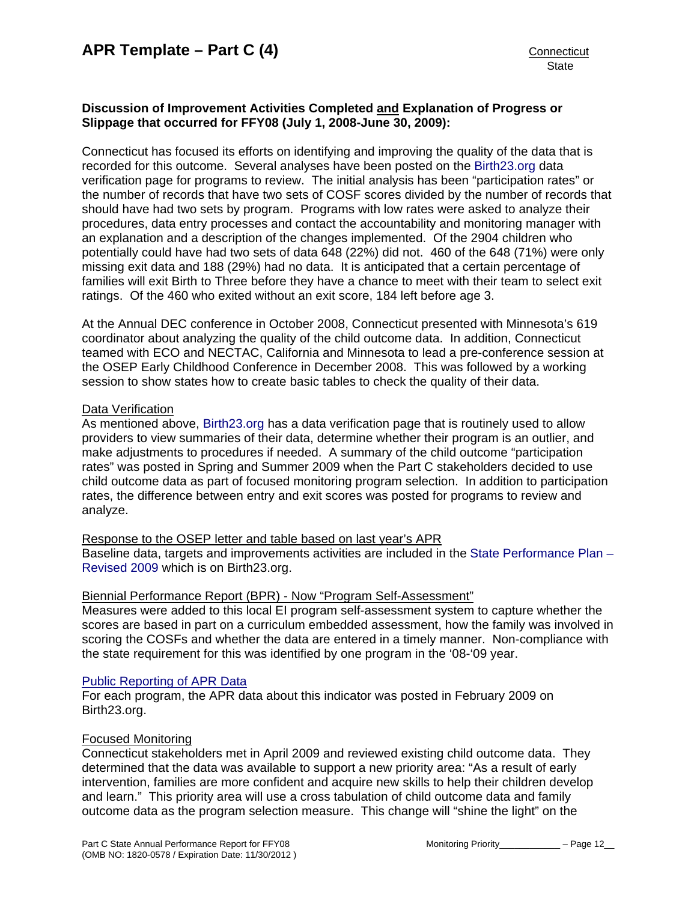**Discussion of Improvement Activities Completed and Explanation of Progress or Slippage that occurred for FFY08 (July 1, 2008-June 30, 2009):**

Connecticut has focused its efforts on identifying and improving the quality of the data that is recorded for this outcome. Several analyses have been posted on the Birth23.org data verification page for programs to review. The initial analysis has been "participation rates" or the number of records that have two sets of COSF scores divided by the number of records that should have had two sets by program. Programs with low rates were asked to analyze their procedures, data entry processes and contact the accountability and monitoring manager with an explanation and a description of the changes implemented. Of the 2904 children who potentially could have had two sets of data 648 (22%) did not. 460 of the 648 (71%) were only missing exit data and 188 (29%) had no data. It is anticipated that a certain percentage of families will exit Birth to Three before they have a chance to meet with their team to select exit ratings. Of the 460 who exited without an exit score, 184 left before age 3.

At the Annual DEC conference in October 2008, Connecticut presented with Minnesota's 619 coordinator about analyzing the quality of the child outcome data. In addition, Connecticut teamed with ECO and NECTAC, California and Minnesota to lead a pre-conference session at the OSEP Early Childhood Conference in December 2008. This was followed by a working session to show states how to create basic tables to check the quality of their data.

Data Verification

As mentioned above, Birth23.org has a data verification page that is routinely used to allow providers to view summaries of their data, determine whether their program is an outlier, and make adjustments to procedures if needed. A summary of the child outcome "participation rates" was posted in Spring and Summer 2009 when the Part C stakeholders decided to use child outcome data as part of focused monitoring program selection. In addition to participation rates, the difference between entry and exit scores was posted for programs to review and analyze.

Response to the OSEP letter and table based on last year's APR

Baseline data, targets and improvements activities are included in the State Performance Plan – Revised 2009 which is on Birth23.org.

Biennial Performance Report (BPR) - Now "Program Self-Assessment"

Measures were added to this local EI program self-assessment system to capture whether the scores are based in part on a curriculum embedded assessment, how the family was involved in scoring the COSFs and whether the data are entered in a timely manner. Non-compliance with the state requirement for this was identified by one program in the '08-'09 year.

Public Reporting of APR Data

For each program, the APR data about this indicator was posted in February 2009 on Birth23.org.

Focused Monitoring

Connecticut stakeholders met in April 2009 and reviewed existing child outcome data. They determined that the data was available to support a new priority area: "As a result of early intervention, families are more confident and acquire new skills to help their children develop and learn." This priority area will use a cross tabulation of child outcome data and family outcome data as the program selection measure. This change will "shine the light" on the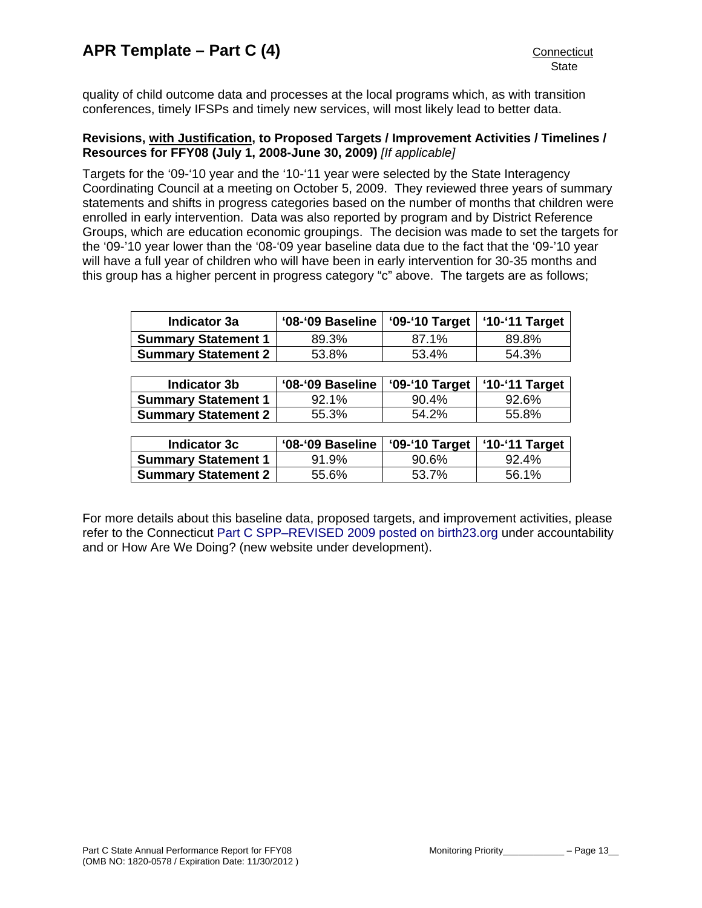quality of child outcome data and processes at the local programs which, as with transition conferences, timely IFSPs and timely new services, will most likely lead to better data.

**Revisions, with Justification, to Proposed Targets / Improvement Activities / Timelines / Resources for FFY08 (July 1, 2008-June 30, 2009)** *[If applicable]*

Targets for the '09-'10 year and the '10-'11 year were selected by the State Interagency Coordinating Council at a meeting on October 5, 2009. They reviewed three years of summary statements and shifts in progress categories based on the number of months that children were enrolled in early intervention. Data was also reported by program and by District Reference Groups, which are education economic groupings. The decision was made to set the targets for the '09-'10 year lower than the '08-'09 year baseline data due to the fact that the '09-'10 year will have a full year of children who will have been in early intervention for 30-35 months and this group has a higher percent in progress category "c" above. The targets are as follows;

| Indicator 3a | '08-'09 Baseline | '09-'10 Target | '10-'11 Target |
|---|---|---|---|
| **Summary Statement 1** | 89.3% | 87.1% | 89.8% |
| **Summary Statement 2** | 53.8% | 53.4% | 54.3% |

| Indicator 3b | '08-'09 Baseline | '09-'10 Target | '10-'11 Target |
|---|---|---|---|
| **Summary Statement 1** | 92.1% | 90.4% | 92.6% |
| **Summary Statement 2** | 55.3% | 54.2% | 55.8% |

| Indicator 3c | '08-'09 Baseline | '09-'10 Target | '10-'11 Target |
|---|---|---|---|
| **Summary Statement 1** | 91.9% | 90.6% | 92.4% |
| **Summary Statement 2** | 55.6% | 53.7% | 56.1% |

For more details about this baseline data, proposed targets, and improvement activities, please refer to the Connecticut Part C SPP–REVISED 2009 posted on birth23.org under accountability and or How Are We Doing? (new website under development).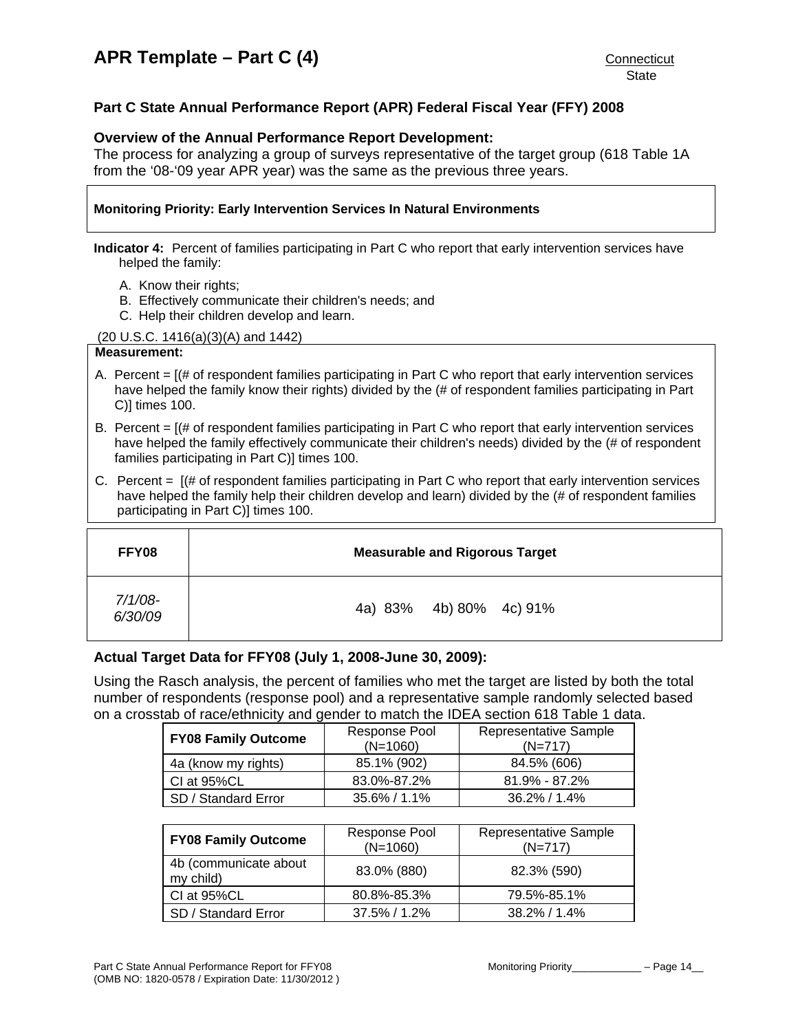# APR Template – Part C (4)

Connecticut
State

## Part C State Annual Performance Report (APR) Federal Fiscal Year (FFY) 2008

### Overview of the Annual Performance Report Development:

The process for analyzing a group of surveys representative of the target group (618 Table 1A from the '08-'09 year APR year) was the same as the previous three years.

**Monitoring Priority: Early Intervention Services In Natural Environments**

**Indicator 4:** Percent of families participating in Part C who report that early intervention services have helped the family:

A. Know their rights;
B. Effectively communicate their children's needs; and
C. Help their children develop and learn.

(20 U.S.C. 1416(a)(3)(A) and 1442)

**Measurement:**

A. Percent = [(# of respondent families participating in Part C who report that early intervention services have helped the family know their rights) divided by the (# of respondent families participating in Part C)] times 100.

B. Percent = [(# of respondent families participating in Part C who report that early intervention services have helped the family effectively communicate their children's needs) divided by the (# of respondent families participating in Part C)] times 100.

C. Percent = [(# of respondent families participating in Part C who report that early intervention services have helped the family help their children develop and learn) divided by the (# of respondent families participating in Part C)] times 100.

| FFY08 | Measurable and Rigorous Target |
|---|---|
| *7/1/08-6/30/09* | 4a) 83% 4b) 80% 4c) 91% |

### Actual Target Data for FFY08 (July 1, 2008-June 30, 2009):

Using the Rasch analysis, the percent of families who met the target are listed by both the total number of respondents (response pool) and a representative sample randomly selected based on a crosstab of race/ethnicity and gender to match the IDEA section 618 Table 1 data.

| FY08 Family Outcome | Response Pool (N=1060) | Representative Sample (N=717) |
|---|---|---|
| 4a (know my rights) | 85.1% (902) | 84.5% (606) |
| CI at 95%CL | 83.0%-87.2% | 81.9% - 87.2% |
| SD / Standard Error | 35.6% / 1.1% | 36.2% / 1.4% |

| FY08 Family Outcome | Response Pool (N=1060) | Representative Sample (N=717) |
|---|---|---|
| 4b (communicate about my child) | 83.0% (880) | 82.3% (590) |
| CI at 95%CL | 80.8%-85.3% | 79.5%-85.1% |
| SD / Standard Error | 37.5% / 1.2% | 38.2% / 1.4% |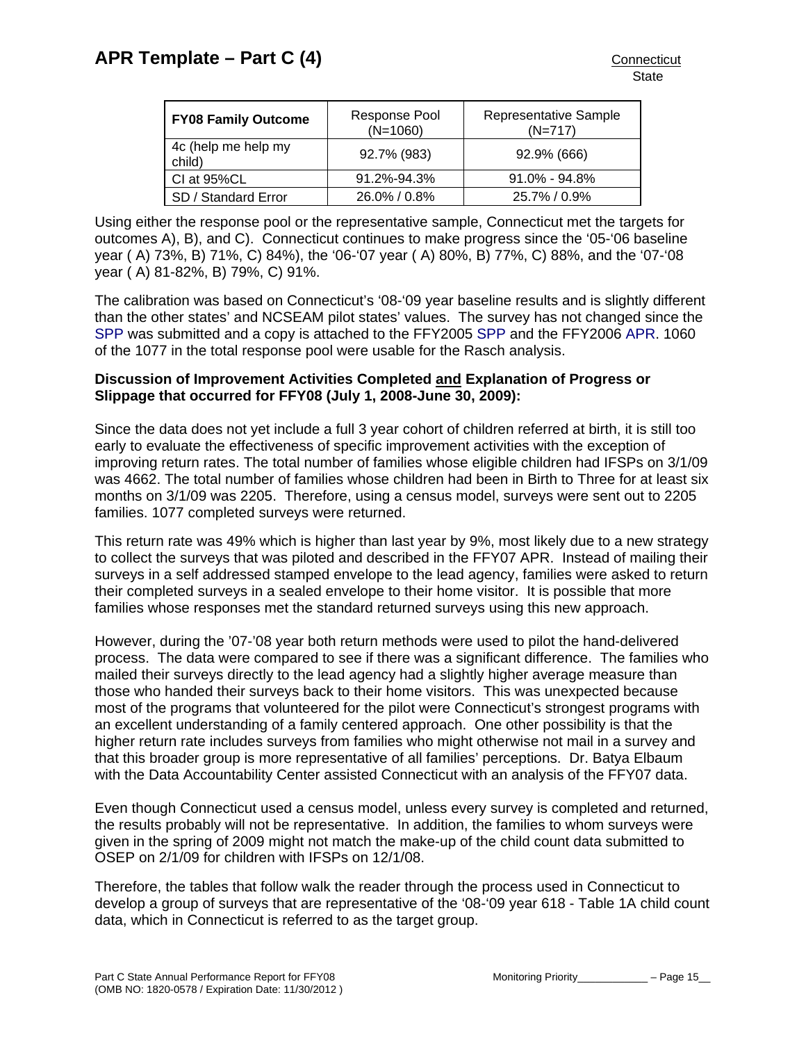| FY08 Family Outcome | Response Pool (N=1060) | Representative Sample (N=717) |
|---|---|---|
| 4c (help me help my child) | 92.7% (983) | 92.9% (666) |
| CI at 95%CL | 91.2%-94.3% | 91.0% - 94.8% |
| SD / Standard Error | 26.0% / 0.8% | 25.7% / 0.9% |

Using either the response pool or the representative sample, Connecticut met the targets for outcomes A), B), and C). Connecticut continues to make progress since the '05-'06 baseline year ( A) 73%, B) 71%, C) 84%), the '06-'07 year ( A) 80%, B) 77%, C) 88%, and the '07-'08 year ( A) 81-82%, B) 79%, C) 91%.

The calibration was based on Connecticut's '08-'09 year baseline results and is slightly different than the other states' and NCSEAM pilot states' values. The survey has not changed since the SPP was submitted and a copy is attached to the FFY2005 SPP and the FFY2006 APR. 1060 of the 1077 in the total response pool were usable for the Rasch analysis.

**Discussion of Improvement Activities Completed and Explanation of Progress or Slippage that occurred for FFY08 (July 1, 2008-June 30, 2009):**

Since the data does not yet include a full 3 year cohort of children referred at birth, it is still too early to evaluate the effectiveness of specific improvement activities with the exception of improving return rates. The total number of families whose eligible children had IFSPs on 3/1/09 was 4662. The total number of families whose children had been in Birth to Three for at least six months on 3/1/09 was 2205. Therefore, using a census model, surveys were sent out to 2205 families. 1077 completed surveys were returned.

This return rate was 49% which is higher than last year by 9%, most likely due to a new strategy to collect the surveys that was piloted and described in the FFY07 APR. Instead of mailing their surveys in a self addressed stamped envelope to the lead agency, families were asked to return their completed surveys in a sealed envelope to their home visitor. It is possible that more families whose responses met the standard returned surveys using this new approach.

However, during the '07-'08 year both return methods were used to pilot the hand-delivered process. The data were compared to see if there was a significant difference. The families who mailed their surveys directly to the lead agency had a slightly higher average measure than those who handed their surveys back to their home visitors. This was unexpected because most of the programs that volunteered for the pilot were Connecticut's strongest programs with an excellent understanding of a family centered approach. One other possibility is that the higher return rate includes surveys from families who might otherwise not mail in a survey and that this broader group is more representative of all families' perceptions. Dr. Batya Elbaum with the Data Accountability Center assisted Connecticut with an analysis of the FFY07 data.

Even though Connecticut used a census model, unless every survey is completed and returned, the results probably will not be representative. In addition, the families to whom surveys were given in the spring of 2009 might not match the make-up of the child count data submitted to OSEP on 2/1/09 for children with IFSPs on 12/1/08.

Therefore, the tables that follow walk the reader through the process used in Connecticut to develop a group of surveys that are representative of the '08-'09 year 618 - Table 1A child count data, which in Connecticut is referred to as the target group.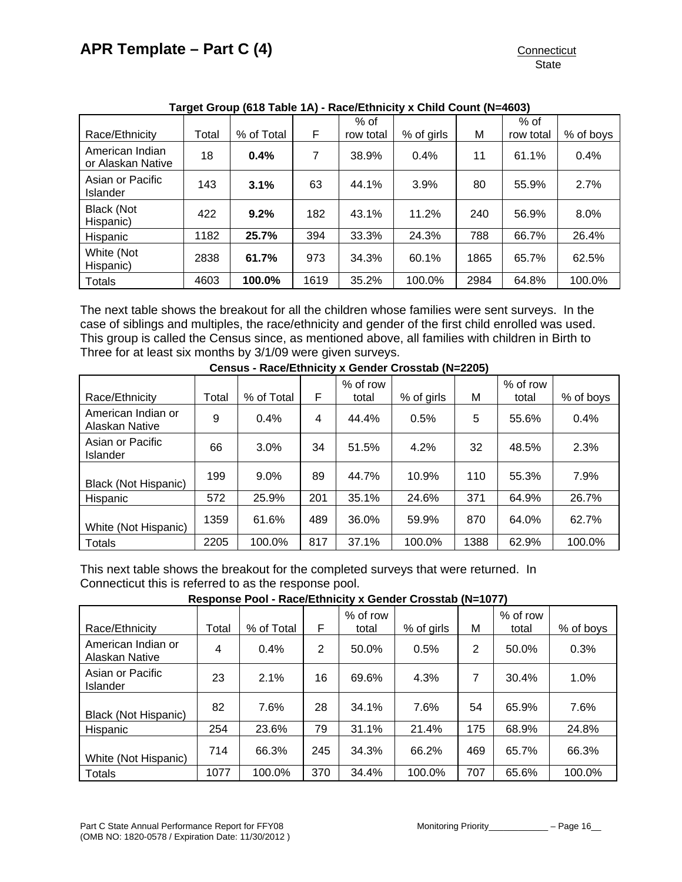**Target Group (618 Table 1A) - Race/Ethnicity x Child Count (N=4603)**

| Race/Ethnicity | Total | % of Total | F | % of row total | % of girls | M | % of row total | % of boys |
|---|---|---|---|---|---|---|---|---|
| American Indian or Alaskan Native | 18 | **0.4%** | 7 | 38.9% | 0.4% | 11 | 61.1% | 0.4% |
| Asian or Pacific Islander | 143 | **3.1%** | 63 | 44.1% | 3.9% | 80 | 55.9% | 2.7% |
| Black (Not Hispanic) | 422 | **9.2%** | 182 | 43.1% | 11.2% | 240 | 56.9% | 8.0% |
| Hispanic | 1182 | **25.7%** | 394 | 33.3% | 24.3% | 788 | 66.7% | 26.4% |
| White (Not Hispanic) | 2838 | **61.7%** | 973 | 34.3% | 60.1% | 1865 | 65.7% | 62.5% |
| Totals | 4603 | **100.0%** | 1619 | 35.2% | 100.0% | 2984 | 64.8% | 100.0% |

The next table shows the breakout for all the children whose families were sent surveys. In the case of siblings and multiples, the race/ethnicity and gender of the first child enrolled was used. This group is called the Census since, as mentioned above, all families with children in Birth to Three for at least six months by 3/1/09 were given surveys.

**Census - Race/Ethnicity x Gender Crosstab (N=2205)**

| Race/Ethnicity | Total | % of Total | F | % of row total | % of girls | M | % of row total | % of boys |
|---|---|---|---|---|---|---|---|---|
| American Indian or Alaskan Native | 9 | 0.4% | 4 | 44.4% | 0.5% | 5 | 55.6% | 0.4% |
| Asian or Pacific Islander | 66 | 3.0% | 34 | 51.5% | 4.2% | 32 | 48.5% | 2.3% |
| Black (Not Hispanic) | 199 | 9.0% | 89 | 44.7% | 10.9% | 110 | 55.3% | 7.9% |
| Hispanic | 572 | 25.9% | 201 | 35.1% | 24.6% | 371 | 64.9% | 26.7% |
| White (Not Hispanic) | 1359 | 61.6% | 489 | 36.0% | 59.9% | 870 | 64.0% | 62.7% |
| Totals | 2205 | 100.0% | 817 | 37.1% | 100.0% | 1388 | 62.9% | 100.0% |

This next table shows the breakout for the completed surveys that were returned. In Connecticut this is referred to as the response pool.

**Response Pool - Race/Ethnicity x Gender Crosstab (N=1077)**

| Race/Ethnicity | Total | % of Total | F | % of row total | % of girls | M | % of row total | % of boys |
|---|---|---|---|---|---|---|---|---|
| American Indian or Alaskan Native | 4 | 0.4% | 2 | 50.0% | 0.5% | 2 | 50.0% | 0.3% |
| Asian or Pacific Islander | 23 | 2.1% | 16 | 69.6% | 4.3% | 7 | 30.4% | 1.0% |
| Black (Not Hispanic) | 82 | 7.6% | 28 | 34.1% | 7.6% | 54 | 65.9% | 7.6% |
| Hispanic | 254 | 23.6% | 79 | 31.1% | 21.4% | 175 | 68.9% | 24.8% |
| White (Not Hispanic) | 714 | 66.3% | 245 | 34.3% | 66.2% | 469 | 65.7% | 66.3% |
| Totals | 1077 | 100.0% | 370 | 34.4% | 100.0% | 707 | 65.6% | 100.0% |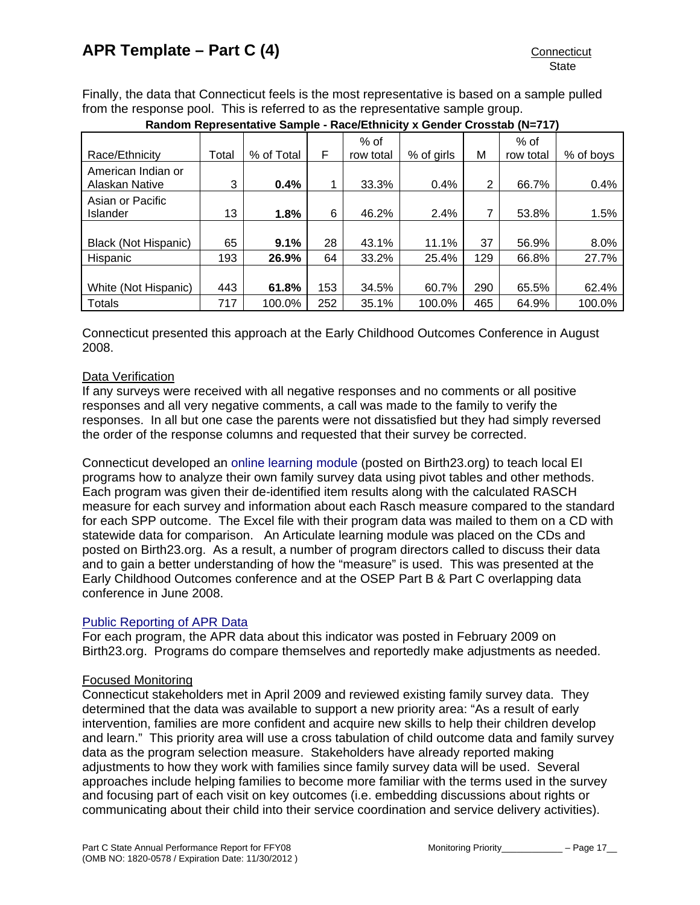Finally, the data that Connecticut feels is the most representative is based on a sample pulled from the response pool. This is referred to as the representative sample group.

**Random Representative Sample - Race/Ethnicity x Gender Crosstab (N=717)**

| Race/Ethnicity | Total | % of Total | F | % of row total | % of girls | M | % of row total | % of boys |
|---|---|---|---|---|---|---|---|---|
| American Indian or Alaskan Native | 3 | **0.4%** | 1 | 33.3% | 0.4% | 2 | 66.7% | 0.4% |
| Asian or Pacific Islander | 13 | **1.8%** | 6 | 46.2% | 2.4% | 7 | 53.8% | 1.5% |
| Black (Not Hispanic) | 65 | **9.1%** | 28 | 43.1% | 11.1% | 37 | 56.9% | 8.0% |
| Hispanic | 193 | **26.9%** | 64 | 33.2% | 25.4% | 129 | 66.8% | 27.7% |
| White (Not Hispanic) | 443 | **61.8%** | 153 | 34.5% | 60.7% | 290 | 65.5% | 62.4% |
| Totals | 717 | 100.0% | 252 | 35.1% | 100.0% | 465 | 64.9% | 100.0% |

Connecticut presented this approach at the Early Childhood Outcomes Conference in August 2008.

Data Verification

If any surveys were received with all negative responses and no comments or all positive responses and all very negative comments, a call was made to the family to verify the responses. In all but one case the parents were not dissatisfied but they had simply reversed the order of the response columns and requested that their survey be corrected.

Connecticut developed an online learning module (posted on Birth23.org) to teach local EI programs how to analyze their own family survey data using pivot tables and other methods. Each program was given their de-identified item results along with the calculated RASCH measure for each survey and information about each Rasch measure compared to the standard for each SPP outcome. The Excel file with their program data was mailed to them on a CD with statewide data for comparison. An Articulate learning module was placed on the CDs and posted on Birth23.org. As a result, a number of program directors called to discuss their data and to gain a better understanding of how the "measure" is used. This was presented at the Early Childhood Outcomes conference and at the OSEP Part B & Part C overlapping data conference in June 2008.

Public Reporting of APR Data

For each program, the APR data about this indicator was posted in February 2009 on Birth23.org. Programs do compare themselves and reportedly make adjustments as needed.

Focused Monitoring

Connecticut stakeholders met in April 2009 and reviewed existing family survey data. They determined that the data was available to support a new priority area: "As a result of early intervention, families are more confident and acquire new skills to help their children develop and learn." This priority area will use a cross tabulation of child outcome data and family survey data as the program selection measure. Stakeholders have already reported making adjustments to how they work with families since family survey data will be used. Several approaches include helping families to become more familiar with the terms used in the survey and focusing part of each visit on key outcomes (i.e. embedding discussions about rights or communicating about their child into their service coordination and service delivery activities).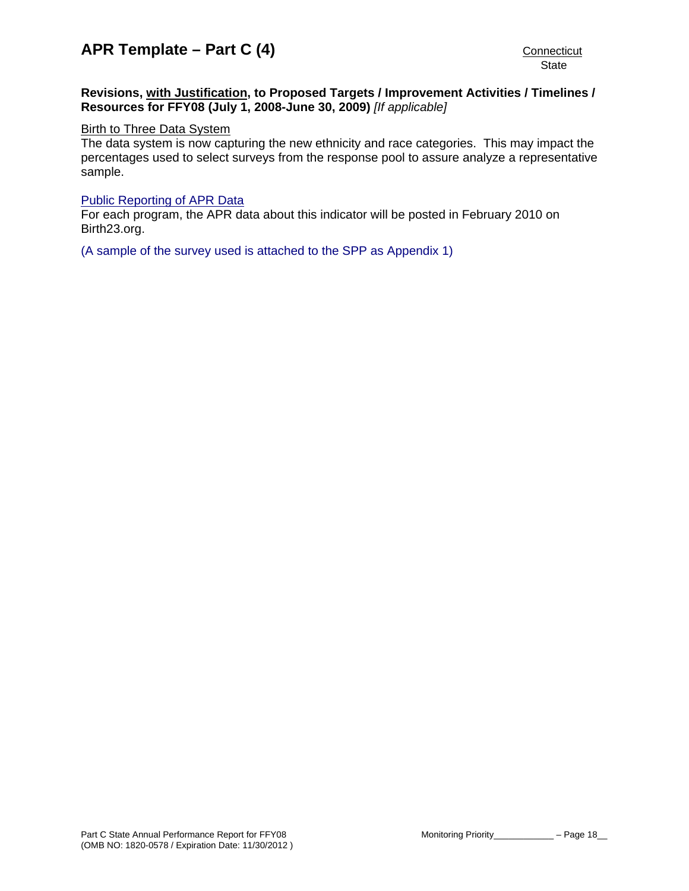**Revisions, with Justification, to Proposed Targets / Improvement Activities / Timelines / Resources for FFY08 (July 1, 2008-June 30, 2009)** *[If applicable]*

Birth to Three Data System

The data system is now capturing the new ethnicity and race categories. This may impact the percentages used to select surveys from the response pool to assure analyze a representative sample.

Public Reporting of APR Data

For each program, the APR data about this indicator will be posted in February 2010 on Birth23.org.

(A sample of the survey used is attached to the SPP as Appendix 1)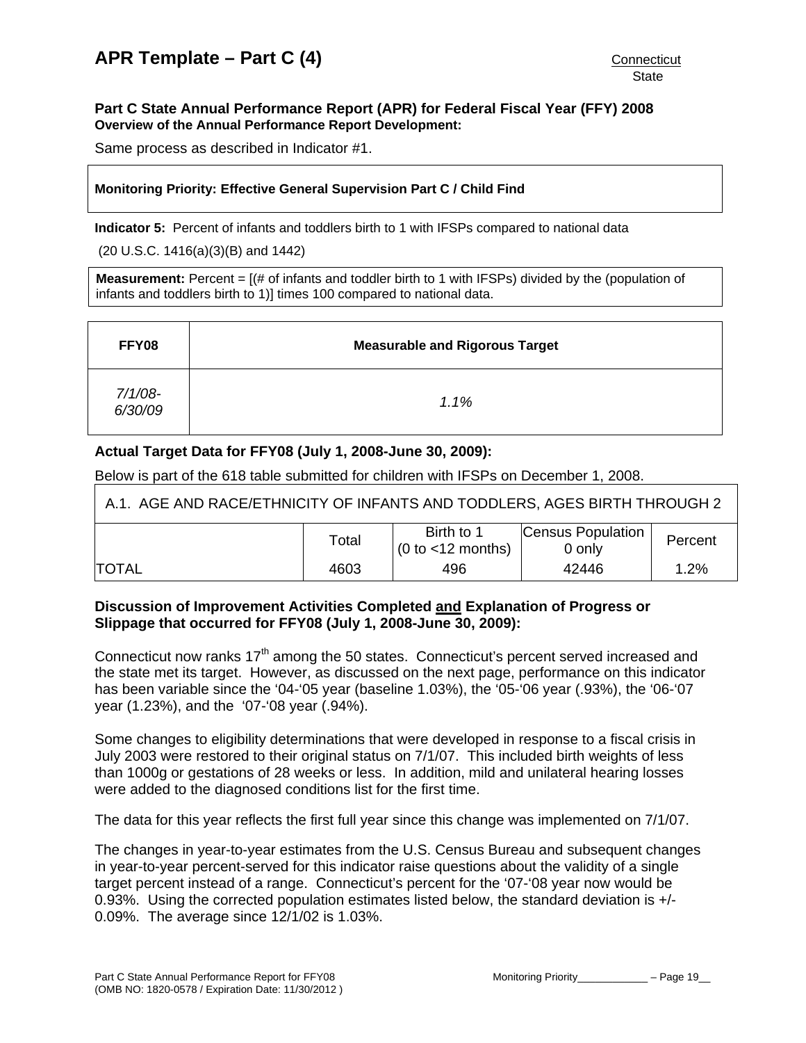# APR Template – Part C (4)

Connecticut
State

**Part C State Annual Performance Report (APR) for Federal Fiscal Year (FFY) 2008**
**Overview of the Annual Performance Report Development:**

Same process as described in Indicator #1.

**Monitoring Priority: Effective General Supervision Part C / Child Find**

**Indicator 5:** Percent of infants and toddlers birth to 1 with IFSPs compared to national data

(20 U.S.C. 1416(a)(3)(B) and 1442)

**Measurement:** Percent = [(# of infants and toddler birth to 1 with IFSPs) divided by the (population of infants and toddlers birth to 1)] times 100 compared to national data.

| FFY08 | Measurable and Rigorous Target |
|---|---|
| *7/1/08-6/30/09* | *1.1%* |

**Actual Target Data for FFY08 (July 1, 2008-June 30, 2009):**

Below is part of the 618 table submitted for children with IFSPs on December 1, 2008.

| A.1. AGE AND RACE/ETHNICITY OF INFANTS AND TODDLERS, AGES BIRTH THROUGH 2 | | | | |
|---|---|---|---|---|
| | Total | Birth to 1 (0 to <12 months) | Census Population 0 only | Percent |
| TOTAL | 4603 | 496 | 42446 | 1.2% |

**Discussion of Improvement Activities Completed and Explanation of Progress or Slippage that occurred for FFY08 (July 1, 2008-June 30, 2009):**

Connecticut now ranks 17th among the 50 states. Connecticut's percent served increased and the state met its target. However, as discussed on the next page, performance on this indicator has been variable since the '04-'05 year (baseline 1.03%), the '05-'06 year (.93%), the '06-'07 year (1.23%), and the '07-'08 year (.94%).

Some changes to eligibility determinations that were developed in response to a fiscal crisis in July 2003 were restored to their original status on 7/1/07. This included birth weights of less than 1000g or gestations of 28 weeks or less. In addition, mild and unilateral hearing losses were added to the diagnosed conditions list for the first time.

The data for this year reflects the first full year since this change was implemented on 7/1/07.

The changes in year-to-year estimates from the U.S. Census Bureau and subsequent changes in year-to-year percent-served for this indicator raise questions about the validity of a single target percent instead of a range. Connecticut's percent for the '07-'08 year now would be 0.93%. Using the corrected population estimates listed below, the standard deviation is +/- 0.09%. The average since 12/1/02 is 1.03%.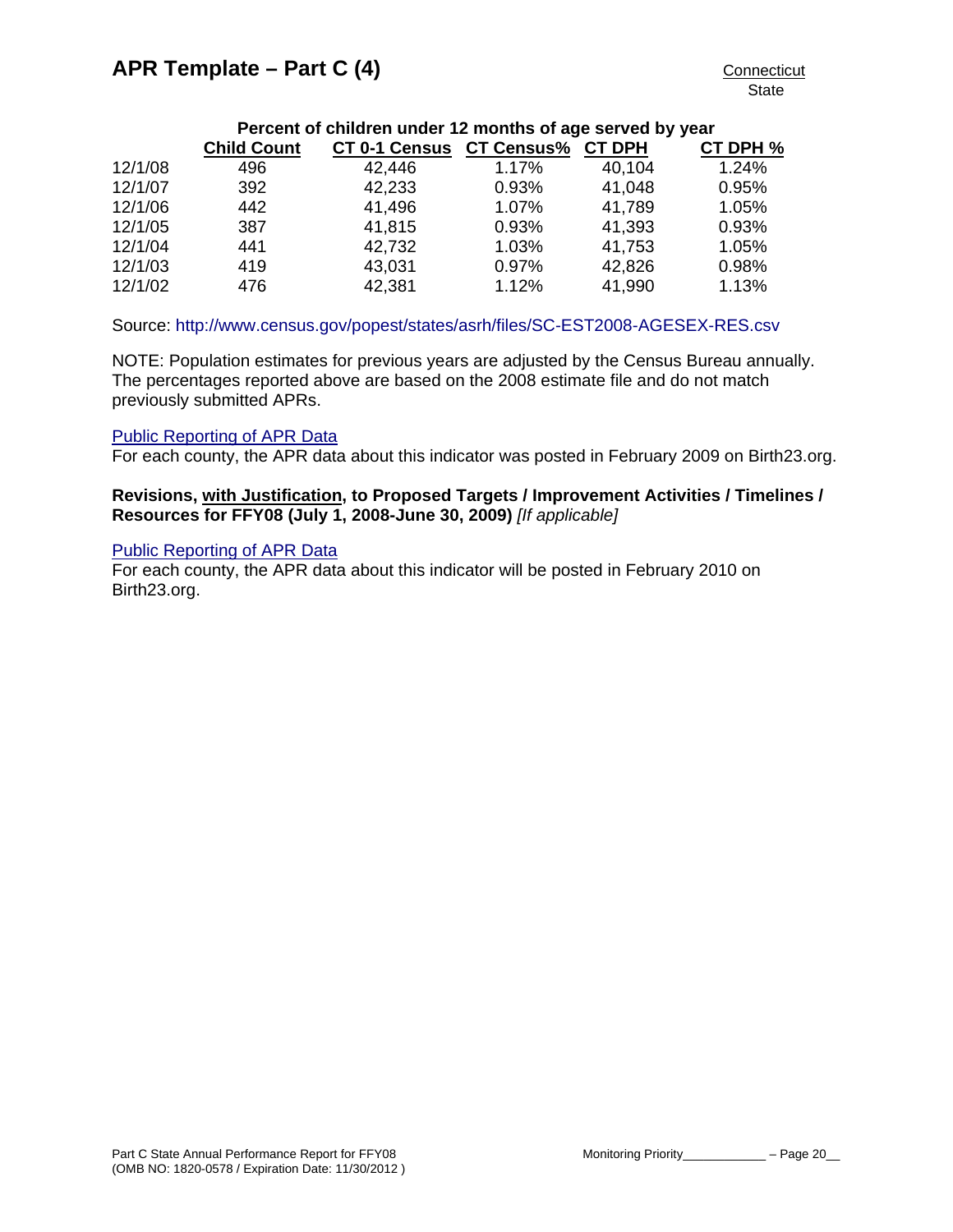**Percent of children under 12 months of age served by year**

| | Child Count | CT 0-1 Census | CT Census% | CT DPH | CT DPH % |
|---|---|---|---|---|---|
| 12/1/08 | 496 | 42,446 | 1.17% | 40,104 | 1.24% |
| 12/1/07 | 392 | 42,233 | 0.93% | 41,048 | 0.95% |
| 12/1/06 | 442 | 41,496 | 1.07% | 41,789 | 1.05% |
| 12/1/05 | 387 | 41,815 | 0.93% | 41,393 | 0.93% |
| 12/1/04 | 441 | 42,732 | 1.03% | 41,753 | 1.05% |
| 12/1/03 | 419 | 43,031 | 0.97% | 42,826 | 0.98% |
| 12/1/02 | 476 | 42,381 | 1.12% | 41,990 | 1.13% |

Source: http://www.census.gov/popest/states/asrh/files/SC-EST2008-AGESEX-RES.csv

NOTE: Population estimates for previous years are adjusted by the Census Bureau annually. The percentages reported above are based on the 2008 estimate file and do not match previously submitted APRs.

Public Reporting of APR Data

For each county, the APR data about this indicator was posted in February 2009 on Birth23.org.

**Revisions, with Justification, to Proposed Targets / Improvement Activities / Timelines / Resources for FFY08 (July 1, 2008-June 30, 2009)** *[If applicable]*

Public Reporting of APR Data

For each county, the APR data about this indicator will be posted in February 2010 on Birth23.org.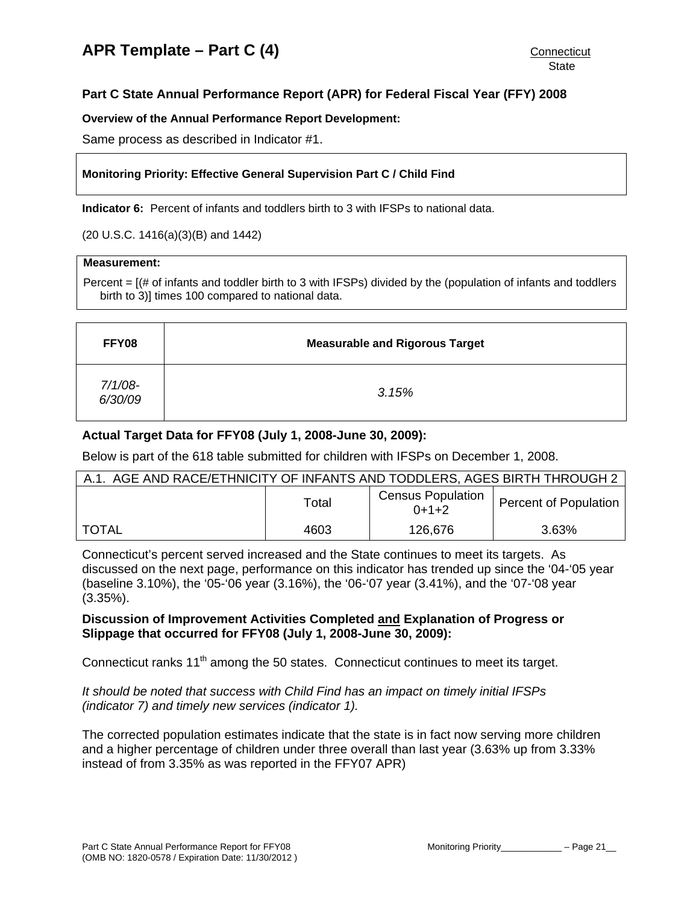# APR Template – Part C (4)

Connecticut
State

## Part C State Annual Performance Report (APR) for Federal Fiscal Year (FFY) 2008

**Overview of the Annual Performance Report Development:**

Same process as described in Indicator #1.

**Monitoring Priority: Effective General Supervision Part C / Child Find**

**Indicator 6:** Percent of infants and toddlers birth to 3 with IFSPs to national data.

(20 U.S.C. 1416(a)(3)(B) and 1442)

**Measurement:**

Percent = [(# of infants and toddler birth to 3 with IFSPs) divided by the (population of infants and toddlers birth to 3)] times 100 compared to national data.

| FFY08 | Measurable and Rigorous Target |
|---|---|
| *7/1/08-6/30/09* | *3.15%* |

**Actual Target Data for FFY08 (July 1, 2008-June 30, 2009):**

Below is part of the 618 table submitted for children with IFSPs on December 1, 2008.

| A.1. AGE AND RACE/ETHNICITY OF INFANTS AND TODDLERS, AGES BIRTH THROUGH 2 | | | |
|---|---|---|---|
| | Total | Census Population 0+1+2 | Percent of Population |
| TOTAL | 4603 | 126,676 | 3.63% |

Connecticut's percent served increased and the State continues to meet its targets. As discussed on the next page, performance on this indicator has trended up since the '04-'05 year (baseline 3.10%), the '05-'06 year (3.16%), the '06-'07 year (3.41%), and the '07-'08 year (3.35%).

**Discussion of Improvement Activities Completed <u>and</u> Explanation of Progress or Slippage that occurred for FFY08 (July 1, 2008-June 30, 2009):**

Connecticut ranks 11th among the 50 states. Connecticut continues to meet its target.

*It should be noted that success with Child Find has an impact on timely initial IFSPs (indicator 7) and timely new services (indicator 1).*

The corrected population estimates indicate that the state is in fact now serving more children and a higher percentage of children under three overall than last year (3.63% up from 3.33% instead of from 3.35% as was reported in the FFY07 APR)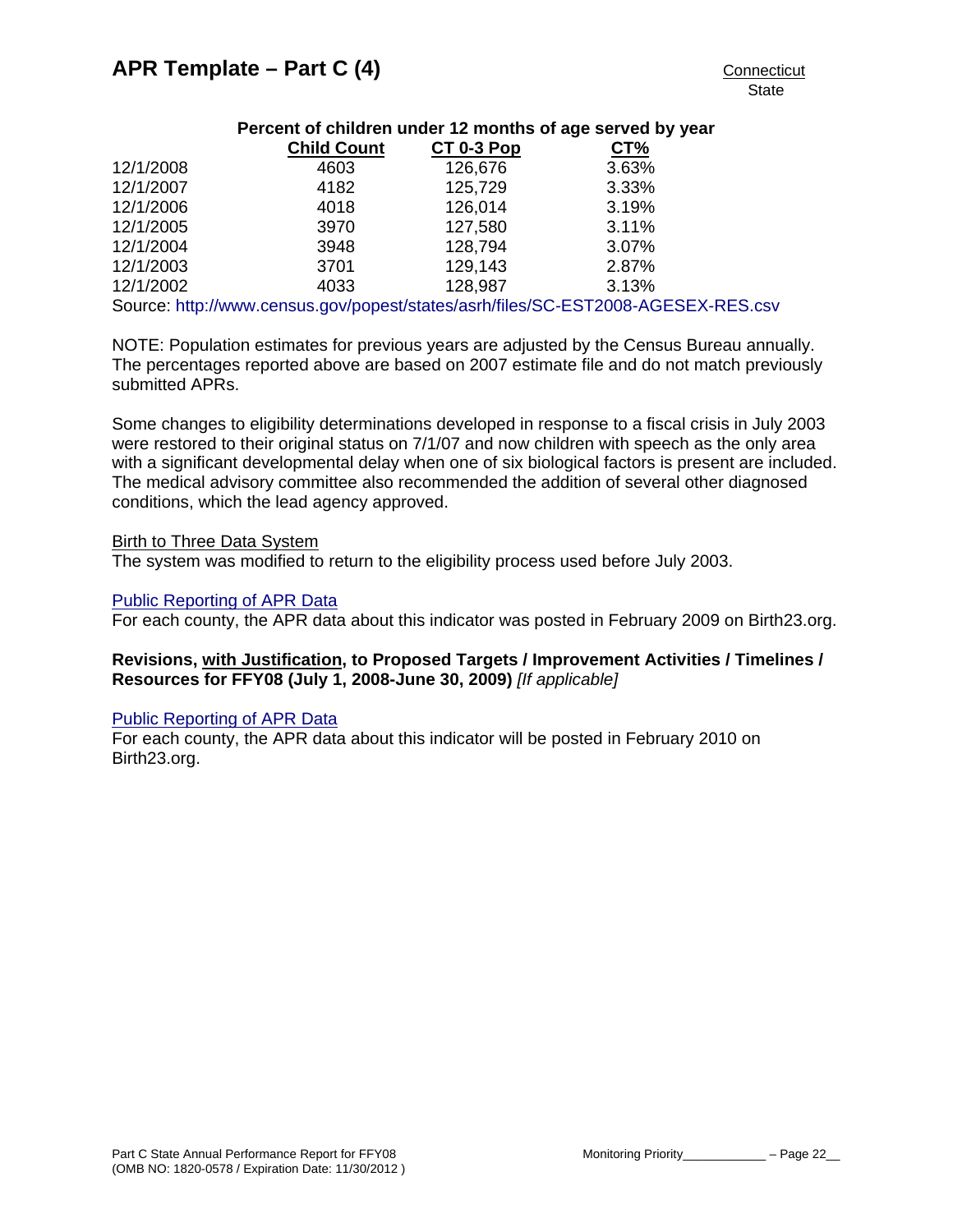**Percent of children under 12 months of age served by year**

| | Child Count | CT 0-3 Pop | CT% |
|---|---|---|---|
| 12/1/2008 | 4603 | 126,676 | 3.63% |
| 12/1/2007 | 4182 | 125,729 | 3.33% |
| 12/1/2006 | 4018 | 126,014 | 3.19% |
| 12/1/2005 | 3970 | 127,580 | 3.11% |
| 12/1/2004 | 3948 | 128,794 | 3.07% |
| 12/1/2003 | 3701 | 129,143 | 2.87% |
| 12/1/2002 | 4033 | 128,987 | 3.13% |

Source: http://www.census.gov/popest/states/asrh/files/SC-EST2008-AGESEX-RES.csv

NOTE: Population estimates for previous years are adjusted by the Census Bureau annually. The percentages reported above are based on 2007 estimate file and do not match previously submitted APRs.

Some changes to eligibility determinations developed in response to a fiscal crisis in July 2003 were restored to their original status on 7/1/07 and now children with speech as the only area with a significant developmental delay when one of six biological factors is present are included. The medical advisory committee also recommended the addition of several other diagnosed conditions, which the lead agency approved.

Birth to Three Data System

The system was modified to return to the eligibility process used before July 2003.

Public Reporting of APR Data

For each county, the APR data about this indicator was posted in February 2009 on Birth23.org.

**Revisions, with Justification, to Proposed Targets / Improvement Activities / Timelines / Resources for FFY08 (July 1, 2008-June 30, 2009)** *[If applicable]*

Public Reporting of APR Data

For each county, the APR data about this indicator will be posted in February 2010 on Birth23.org.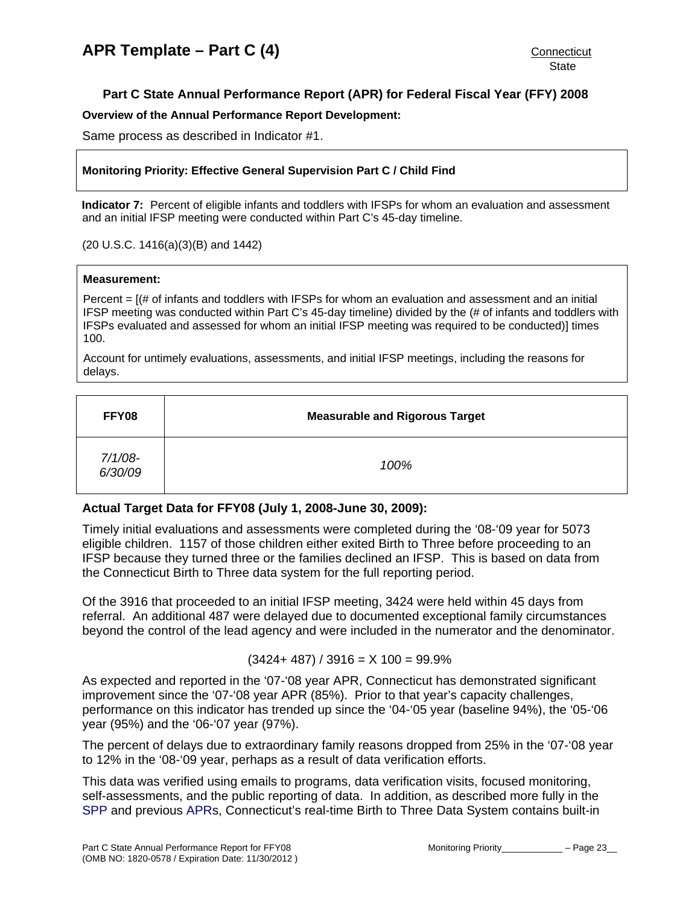# APR Template – Part C (4)

Connecticut
State

### Part C State Annual Performance Report (APR) for Federal Fiscal Year (FFY) 2008

**Overview of the Annual Performance Report Development:**

Same process as described in Indicator #1.

**Monitoring Priority: Effective General Supervision Part C / Child Find**

**Indicator 7:** Percent of eligible infants and toddlers with IFSPs for whom an evaluation and assessment and an initial IFSP meeting were conducted within Part C's 45-day timeline.

(20 U.S.C. 1416(a)(3)(B) and 1442)

**Measurement:**

Percent = [(# of infants and toddlers with IFSPs for whom an evaluation and assessment and an initial IFSP meeting was conducted within Part C's 45-day timeline) divided by the (# of infants and toddlers with IFSPs evaluated and assessed for whom an initial IFSP meeting was required to be conducted)] times 100.

Account for untimely evaluations, assessments, and initial IFSP meetings, including the reasons for delays.

| FFY08 | Measurable and Rigorous Target |
|---|---|
| *7/1/08-6/30/09* | *100%* |

**Actual Target Data for FFY08 (July 1, 2008-June 30, 2009):**

Timely initial evaluations and assessments were completed during the '08-'09 year for 5073 eligible children. 1157 of those children either exited Birth to Three before proceeding to an IFSP because they turned three or the families declined an IFSP. This is based on data from the Connecticut Birth to Three data system for the full reporting period.

Of the 3916 that proceeded to an initial IFSP meeting, 3424 were held within 45 days from referral. An additional 487 were delayed due to documented exceptional family circumstances beyond the control of the lead agency and were included in the numerator and the denominator.

$$(3424+ 487) / 3916 = X\ 100 = 99.9\%$$

As expected and reported in the '07-'08 year APR, Connecticut has demonstrated significant improvement since the '07-'08 year APR (85%). Prior to that year's capacity challenges, performance on this indicator has trended up since the '04-'05 year (baseline 94%), the '05-'06 year (95%) and the '06-'07 year (97%).

The percent of delays due to extraordinary family reasons dropped from 25% in the '07-'08 year to 12% in the '08-'09 year, perhaps as a result of data verification efforts.

This data was verified using emails to programs, data verification visits, focused monitoring, self-assessments, and the public reporting of data. In addition, as described more fully in the SPP and previous APRs, Connecticut's real-time Birth to Three Data System contains built-in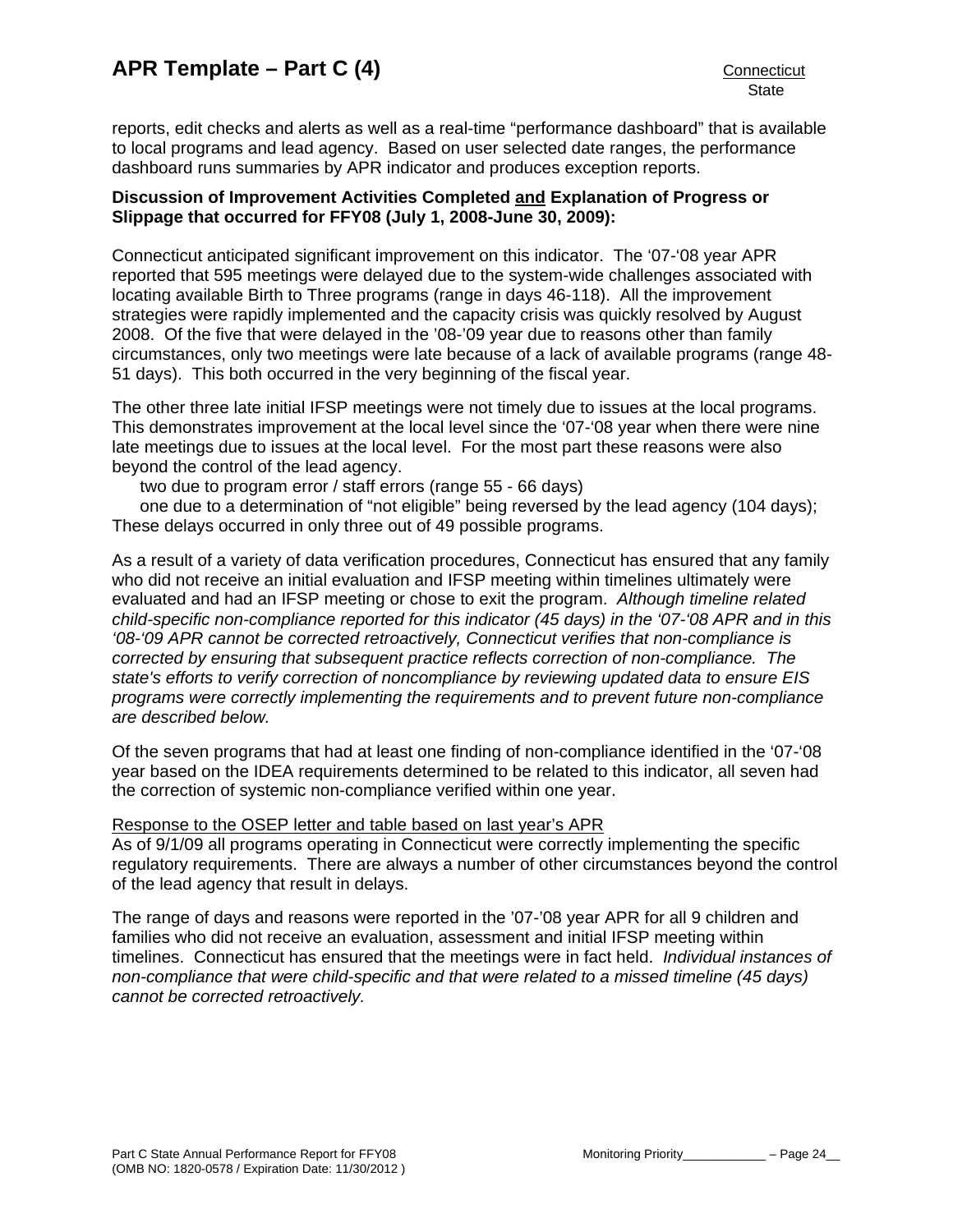reports, edit checks and alerts as well as a real-time "performance dashboard" that is available to local programs and lead agency. Based on user selected date ranges, the performance dashboard runs summaries by APR indicator and produces exception reports.

**Discussion of Improvement Activities Completed and Explanation of Progress or Slippage that occurred for FFY08 (July 1, 2008-June 30, 2009):**

Connecticut anticipated significant improvement on this indicator. The '07-'08 year APR reported that 595 meetings were delayed due to the system-wide challenges associated with locating available Birth to Three programs (range in days 46-118). All the improvement strategies were rapidly implemented and the capacity crisis was quickly resolved by August 2008. Of the five that were delayed in the '08-'09 year due to reasons other than family circumstances, only two meetings were late because of a lack of available programs (range 48-51 days). This both occurred in the very beginning of the fiscal year.

The other three late initial IFSP meetings were not timely due to issues at the local programs. This demonstrates improvement at the local level since the '07-'08 year when there were nine late meetings due to issues at the local level. For the most part these reasons were also beyond the control of the lead agency.

- two due to program error / staff errors (range 55 - 66 days)
- one due to a determination of "not eligible" being reversed by the lead agency (104 days);

These delays occurred in only three out of 49 possible programs.

As a result of a variety of data verification procedures, Connecticut has ensured that any family who did not receive an initial evaluation and IFSP meeting within timelines ultimately were evaluated and had an IFSP meeting or chose to exit the program. *Although timeline related child-specific non-compliance reported for this indicator (45 days) in the '07-'08 APR and in this '08-'09 APR cannot be corrected retroactively, Connecticut verifies that non-compliance is corrected by ensuring that subsequent practice reflects correction of non-compliance. The state's efforts to verify correction of noncompliance by reviewing updated data to ensure EIS programs were correctly implementing the requirements and to prevent future non-compliance are described below.*

Of the seven programs that had at least one finding of non-compliance identified in the '07-'08 year based on the IDEA requirements determined to be related to this indicator, all seven had the correction of systemic non-compliance verified within one year.

Response to the OSEP letter and table based on last year's APR

As of 9/1/09 all programs operating in Connecticut were correctly implementing the specific regulatory requirements. There are always a number of other circumstances beyond the control of the lead agency that result in delays.

The range of days and reasons were reported in the '07-'08 year APR for all 9 children and families who did not receive an evaluation, assessment and initial IFSP meeting within timelines. Connecticut has ensured that the meetings were in fact held. *Individual instances of non-compliance that were child-specific and that were related to a missed timeline (45 days) cannot be corrected retroactively.*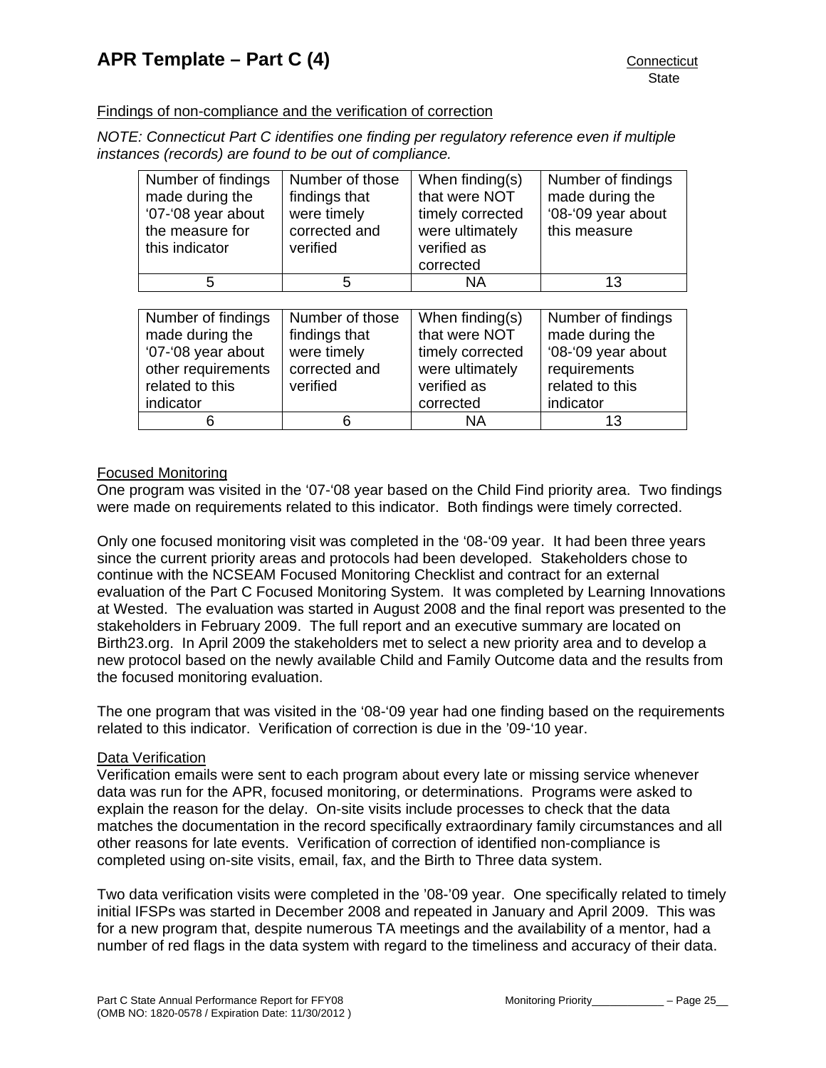Findings of non-compliance and the verification of correction

*NOTE: Connecticut Part C identifies one finding per regulatory reference even if multiple instances (records) are found to be out of compliance.*

| Number of findings made during the '07-'08 year about the measure for this indicator | Number of those findings that were timely corrected and verified | When finding(s) that were NOT timely corrected were ultimately verified as corrected | Number of findings made during the '08-'09 year about this measure |
|---|---|---|---|
| 5 | 5 | NA | 13 |

| Number of findings made during the '07-'08 year about other requirements related to this indicator | Number of those findings that were timely corrected and verified | When finding(s) that were NOT timely corrected were ultimately verified as corrected | Number of findings made during the '08-'09 year about requirements related to this indicator |
|---|---|---|---|
| 6 | 6 | NA | 13 |

Focused Monitoring

One program was visited in the '07-'08 year based on the Child Find priority area. Two findings were made on requirements related to this indicator. Both findings were timely corrected.

Only one focused monitoring visit was completed in the '08-'09 year. It had been three years since the current priority areas and protocols had been developed. Stakeholders chose to continue with the NCSEAM Focused Monitoring Checklist and contract for an external evaluation of the Part C Focused Monitoring System. It was completed by Learning Innovations at Wested. The evaluation was started in August 2008 and the final report was presented to the stakeholders in February 2009. The full report and an executive summary are located on Birth23.org. In April 2009 the stakeholders met to select a new priority area and to develop a new protocol based on the newly available Child and Family Outcome data and the results from the focused monitoring evaluation.

The one program that was visited in the '08-'09 year had one finding based on the requirements related to this indicator. Verification of correction is due in the '09-'10 year.

Data Verification

Verification emails were sent to each program about every late or missing service whenever data was run for the APR, focused monitoring, or determinations. Programs were asked to explain the reason for the delay. On-site visits include processes to check that the data matches the documentation in the record specifically extraordinary family circumstances and all other reasons for late events. Verification of correction of identified non-compliance is completed using on-site visits, email, fax, and the Birth to Three data system.

Two data verification visits were completed in the '08-'09 year. One specifically related to timely initial IFSPs was started in December 2008 and repeated in January and April 2009. This was for a new program that, despite numerous TA meetings and the availability of a mentor, had a number of red flags in the data system with regard to the timeliness and accuracy of their data.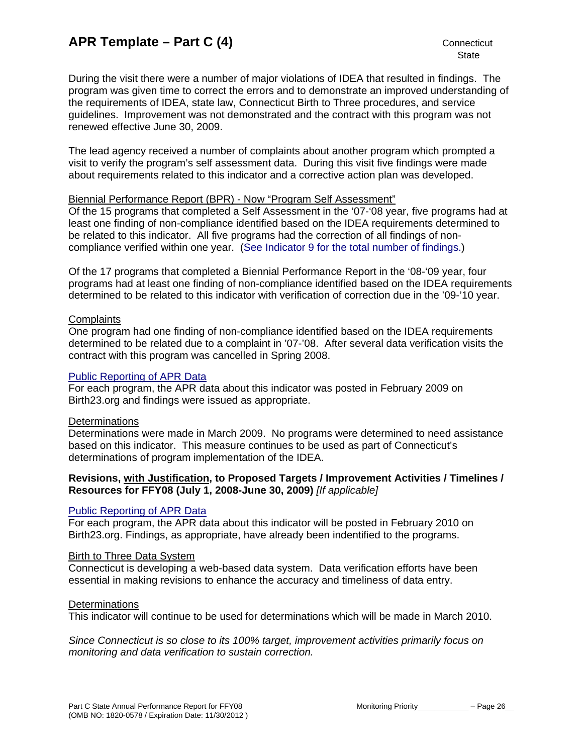During the visit there were a number of major violations of IDEA that resulted in findings. The program was given time to correct the errors and to demonstrate an improved understanding of the requirements of IDEA, state law, Connecticut Birth to Three procedures, and service guidelines. Improvement was not demonstrated and the contract with this program was not renewed effective June 30, 2009.

The lead agency received a number of complaints about another program which prompted a visit to verify the program's self assessment data. During this visit five findings were made about requirements related to this indicator and a corrective action plan was developed.

Biennial Performance Report (BPR) - Now "Program Self Assessment"
Of the 15 programs that completed a Self Assessment in the '07-'08 year, five programs had at least one finding of non-compliance identified based on the IDEA requirements determined to be related to this indicator. All five programs had the correction of all findings of non-compliance verified within one year. (See Indicator 9 for the total number of findings.)

Of the 17 programs that completed a Biennial Performance Report in the '08-'09 year, four programs had at least one finding of non-compliance identified based on the IDEA requirements determined to be related to this indicator with verification of correction due in the '09-'10 year.

Complaints
One program had one finding of non-compliance identified based on the IDEA requirements determined to be related due to a complaint in '07-'08. After several data verification visits the contract with this program was cancelled in Spring 2008.

Public Reporting of APR Data
For each program, the APR data about this indicator was posted in February 2009 on Birth23.org and findings were issued as appropriate.

Determinations
Determinations were made in March 2009. No programs were determined to need assistance based on this indicator. This measure continues to be used as part of Connecticut's determinations of program implementation of the IDEA.

**Revisions, with Justification, to Proposed Targets / Improvement Activities / Timelines / Resources for FFY08 (July 1, 2008-June 30, 2009)** *[If applicable]*

Public Reporting of APR Data
For each program, the APR data about this indicator will be posted in February 2010 on Birth23.org. Findings, as appropriate, have already been indentified to the programs.

Birth to Three Data System
Connecticut is developing a web-based data system. Data verification efforts have been essential in making revisions to enhance the accuracy and timeliness of data entry.

Determinations
This indicator will continue to be used for determinations which will be made in March 2010.

*Since Connecticut is so close to its 100% target, improvement activities primarily focus on monitoring and data verification to sustain correction.*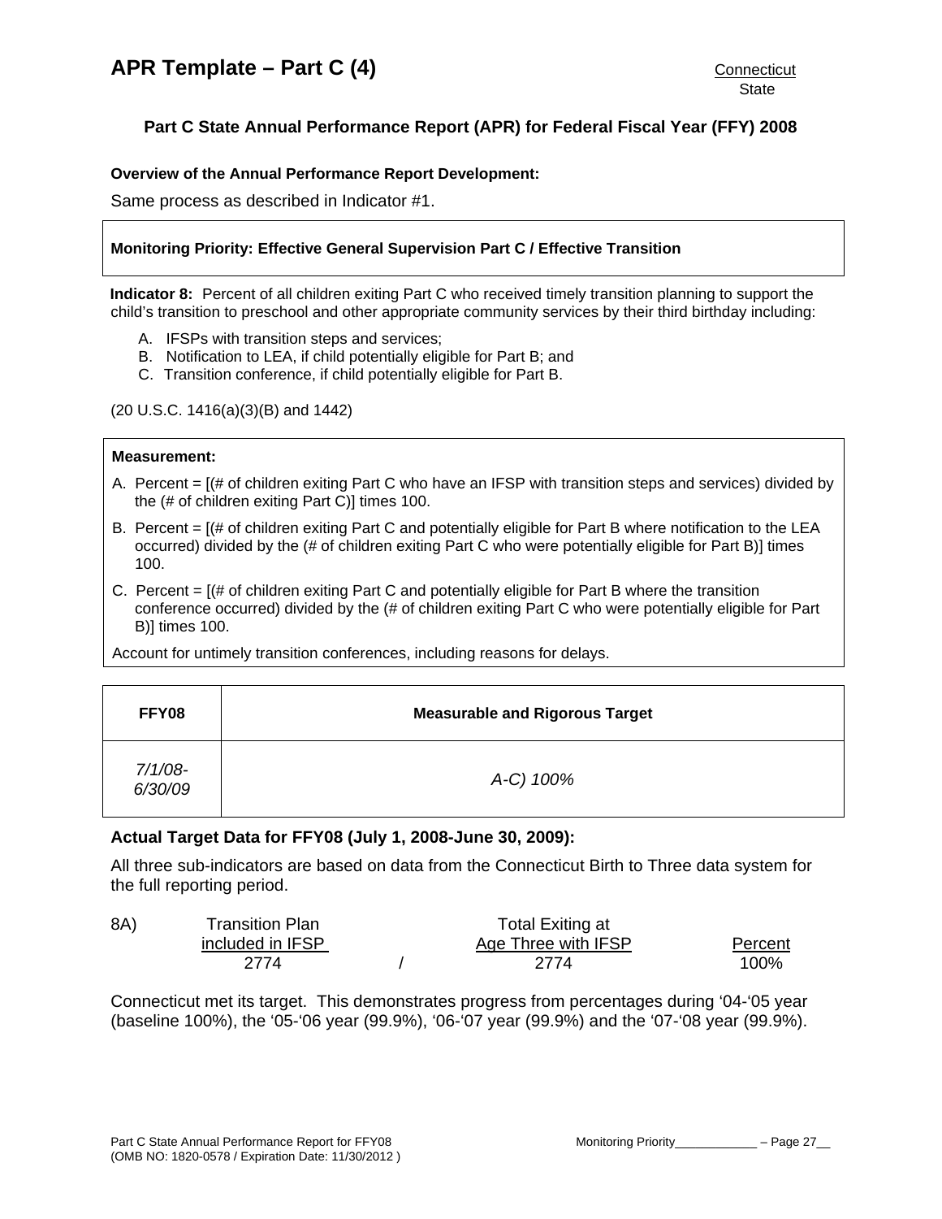# APR Template – Part C (4)

Connecticut
State

## Part C State Annual Performance Report (APR) for Federal Fiscal Year (FFY) 2008

**Overview of the Annual Performance Report Development:**

Same process as described in Indicator #1.

**Monitoring Priority: Effective General Supervision Part C / Effective Transition**

**Indicator 8:** Percent of all children exiting Part C who received timely transition planning to support the child's transition to preschool and other appropriate community services by their third birthday including:

A. IFSPs with transition steps and services;
B. Notification to LEA, if child potentially eligible for Part B; and
C. Transition conference, if child potentially eligible for Part B.

(20 U.S.C. 1416(a)(3)(B) and 1442)

**Measurement:**

A. Percent = [(# of children exiting Part C who have an IFSP with transition steps and services) divided by the (# of children exiting Part C)] times 100.

B. Percent = [(# of children exiting Part C and potentially eligible for Part B where notification to the LEA occurred) divided by the (# of children exiting Part C who were potentially eligible for Part B)] times 100.

C. Percent = [(# of children exiting Part C and potentially eligible for Part B where the transition conference occurred) divided by the (# of children exiting Part C who were potentially eligible for Part B)] times 100.

Account for untimely transition conferences, including reasons for delays.

| FFY08 | Measurable and Rigorous Target |
|---|---|
| *7/1/08-6/30/09* | *A-C) 100%* |

### Actual Target Data for FFY08 (July 1, 2008-June 30, 2009):

All three sub-indicators are based on data from the Connecticut Birth to Three data system for the full reporting period.

| 8A) | Transition Plan included in IFSP | / | Total Exiting at Age Three with IFSP | Percent |
|---|---|---|---|---|
| | 2774 | / | 2774 | 100% |

Connecticut met its target. This demonstrates progress from percentages during '04-'05 year (baseline 100%), the '05-'06 year (99.9%), '06-'07 year (99.9%) and the '07-'08 year (99.9%).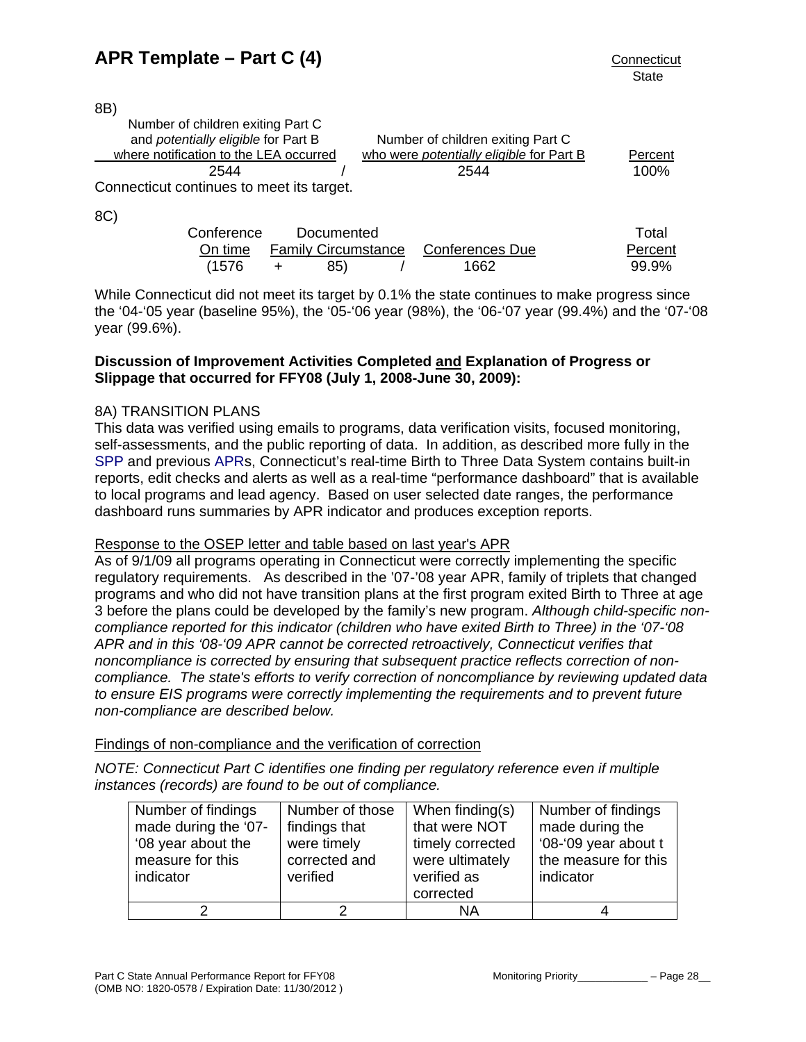8B)

| Number of children exiting Part C and *potentially eligible* for Part B where notification to the LEA occurred | | Number of children exiting Part C who were *potentially eligible* for Part B | Percent |
|---|---|---|---|
| 2544 | / | 2544 | 100% |

Connecticut continues to meet its target.

8C)

| Conference On time | | Documented Family Circumstance | | Conferences Due | Total Percent |
|---|---|---|---|---|---|
| (1576 | + | 85) | / | 1662 | 99.9% |

While Connecticut did not meet its target by 0.1% the state continues to make progress since the '04-'05 year (baseline 95%), the '05-'06 year (98%), the '06-'07 year (99.4%) and the '07-'08 year (99.6%).

**Discussion of Improvement Activities Completed and Explanation of Progress or Slippage that occurred for FFY08 (July 1, 2008-June 30, 2009):**

8A) TRANSITION PLANS

This data was verified using emails to programs, data verification visits, focused monitoring, self-assessments, and the public reporting of data. In addition, as described more fully in the SPP and previous APRs, Connecticut's real-time Birth to Three Data System contains built-in reports, edit checks and alerts as well as a real-time "performance dashboard" that is available to local programs and lead agency. Based on user selected date ranges, the performance dashboard runs summaries by APR indicator and produces exception reports.

Response to the OSEP letter and table based on last year's APR

As of 9/1/09 all programs operating in Connecticut were correctly implementing the specific regulatory requirements. As described in the '07-'08 year APR, family of triplets that changed programs and who did not have transition plans at the first program exited Birth to Three at age 3 before the plans could be developed by the family's new program. *Although child-specific non-compliance reported for this indicator (children who have exited Birth to Three) in the '07-'08 APR and in this '08-'09 APR cannot be corrected retroactively, Connecticut verifies that noncompliance is corrected by ensuring that subsequent practice reflects correction of non-compliance. The state's efforts to verify correction of noncompliance by reviewing updated data to ensure EIS programs were correctly implementing the requirements and to prevent future non-compliance are described below.*

Findings of non-compliance and the verification of correction

*NOTE: Connecticut Part C identifies one finding per regulatory reference even if multiple instances (records) are found to be out of compliance.*

| Number of findings made during the '07-'08 year about the measure for this indicator | Number of those findings that were timely corrected and verified | When finding(s) that were NOT timely corrected were ultimately verified as corrected | Number of findings made during the '08-'09 year about t the measure for this indicator |
|---|---|---|---|
| 2 | 2 | NA | 4 |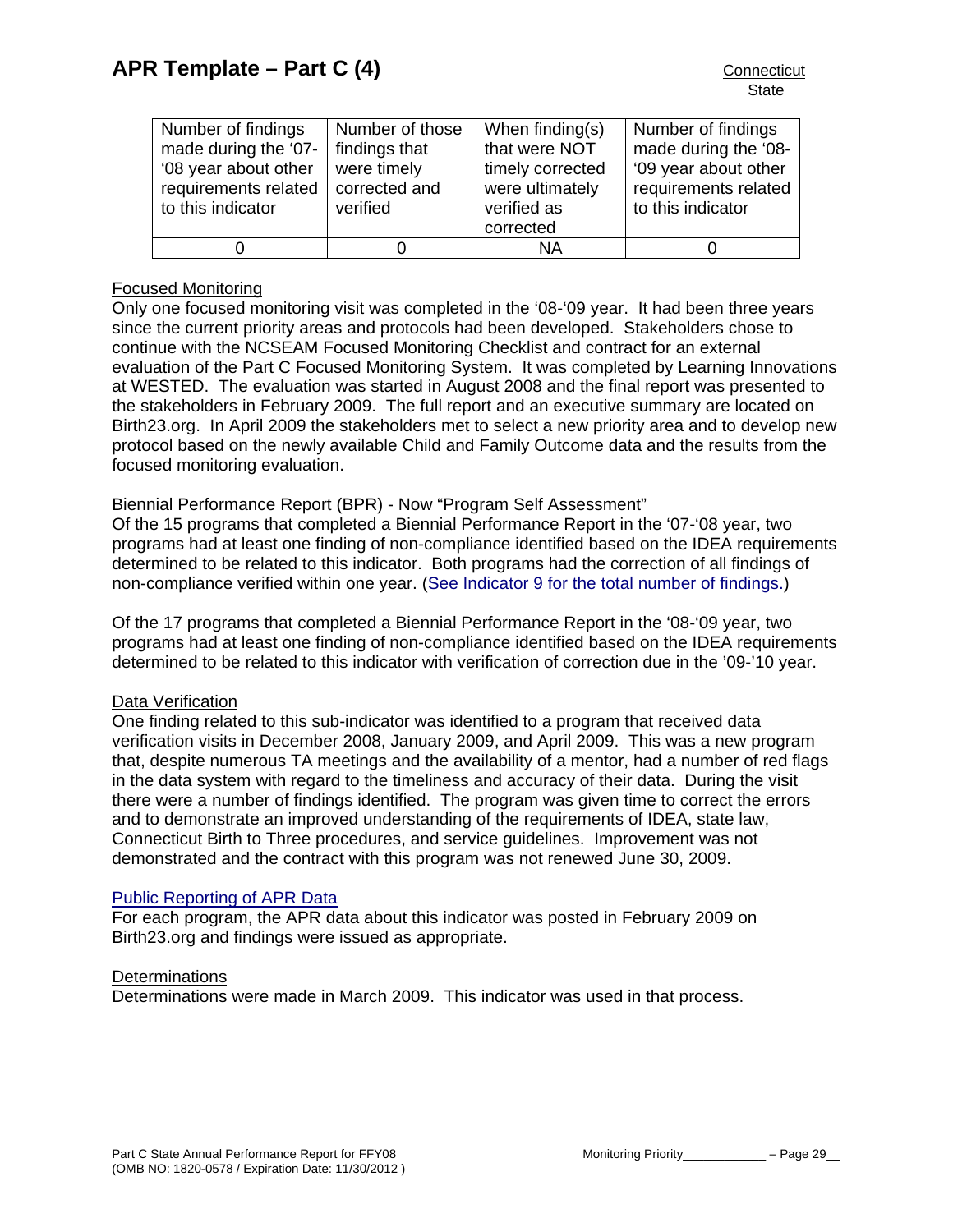| Number of findings made during the '07-'08 year about other requirements related to this indicator | Number of those findings that were timely corrected and verified | When finding(s) that were NOT timely corrected were ultimately verified as corrected | Number of findings made during the '08-'09 year about other requirements related to this indicator |
|---|---|---|---|
| 0 | 0 | NA | 0 |

Focused Monitoring

Only one focused monitoring visit was completed in the '08-'09 year. It had been three years since the current priority areas and protocols had been developed. Stakeholders chose to continue with the NCSEAM Focused Monitoring Checklist and contract for an external evaluation of the Part C Focused Monitoring System. It was completed by Learning Innovations at WESTED. The evaluation was started in August 2008 and the final report was presented to the stakeholders in February 2009. The full report and an executive summary are located on Birth23.org. In April 2009 the stakeholders met to select a new priority area and to develop new protocol based on the newly available Child and Family Outcome data and the results from the focused monitoring evaluation.

Biennial Performance Report (BPR) - Now "Program Self Assessment"

Of the 15 programs that completed a Biennial Performance Report in the '07-'08 year, two programs had at least one finding of non-compliance identified based on the IDEA requirements determined to be related to this indicator. Both programs had the correction of all findings of non-compliance verified within one year. (See Indicator 9 for the total number of findings.)

Of the 17 programs that completed a Biennial Performance Report in the '08-'09 year, two programs had at least one finding of non-compliance identified based on the IDEA requirements determined to be related to this indicator with verification of correction due in the '09-'10 year.

Data Verification

One finding related to this sub-indicator was identified to a program that received data verification visits in December 2008, January 2009, and April 2009. This was a new program that, despite numerous TA meetings and the availability of a mentor, had a number of red flags in the data system with regard to the timeliness and accuracy of their data. During the visit there were a number of findings identified. The program was given time to correct the errors and to demonstrate an improved understanding of the requirements of IDEA, state law, Connecticut Birth to Three procedures, and service guidelines. Improvement was not demonstrated and the contract with this program was not renewed June 30, 2009.

Public Reporting of APR Data

For each program, the APR data about this indicator was posted in February 2009 on Birth23.org and findings were issued as appropriate.

Determinations

Determinations were made in March 2009. This indicator was used in that process.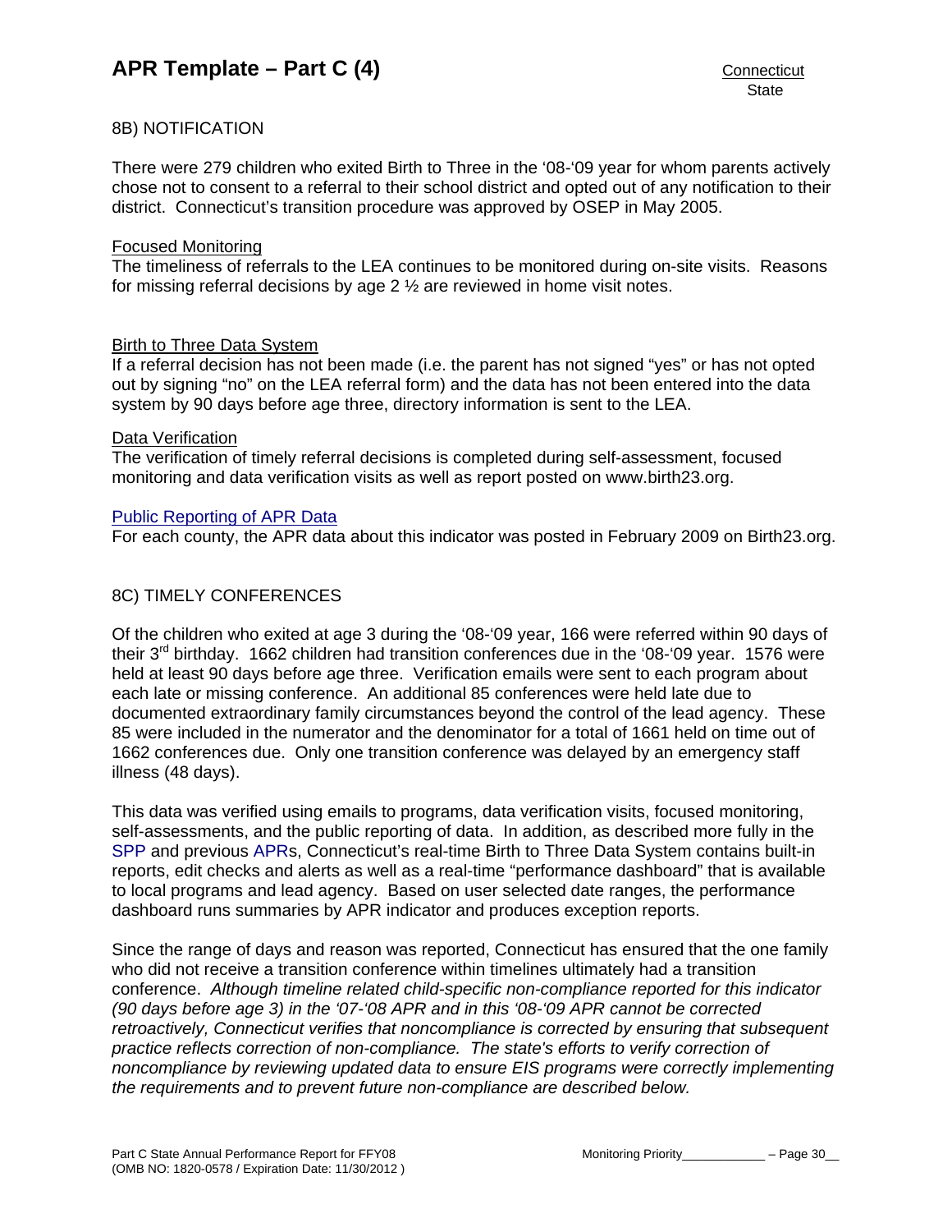8B) NOTIFICATION

There were 279 children who exited Birth to Three in the '08-'09 year for whom parents actively chose not to consent to a referral to their school district and opted out of any notification to their district. Connecticut's transition procedure was approved by OSEP in May 2005.

Focused Monitoring
The timeliness of referrals to the LEA continues to be monitored during on-site visits. Reasons for missing referral decisions by age 2 ½ are reviewed in home visit notes.

Birth to Three Data System
If a referral decision has not been made (i.e. the parent has not signed "yes" or has not opted out by signing "no" on the LEA referral form) and the data has not been entered into the data system by 90 days before age three, directory information is sent to the LEA.

Data Verification
The verification of timely referral decisions is completed during self-assessment, focused monitoring and data verification visits as well as report posted on www.birth23.org.

Public Reporting of APR Data
For each county, the APR data about this indicator was posted in February 2009 on Birth23.org.

8C) TIMELY CONFERENCES

Of the children who exited at age 3 during the '08-'09 year, 166 were referred within 90 days of their 3rd birthday. 1662 children had transition conferences due in the '08-'09 year. 1576 were held at least 90 days before age three. Verification emails were sent to each program about each late or missing conference. An additional 85 conferences were held late due to documented extraordinary family circumstances beyond the control of the lead agency. These 85 were included in the numerator and the denominator for a total of 1661 held on time out of 1662 conferences due. Only one transition conference was delayed by an emergency staff illness (48 days).

This data was verified using emails to programs, data verification visits, focused monitoring, self-assessments, and the public reporting of data. In addition, as described more fully in the SPP and previous APRs, Connecticut's real-time Birth to Three Data System contains built-in reports, edit checks and alerts as well as a real-time "performance dashboard" that is available to local programs and lead agency. Based on user selected date ranges, the performance dashboard runs summaries by APR indicator and produces exception reports.

Since the range of days and reason was reported, Connecticut has ensured that the one family who did not receive a transition conference within timelines ultimately had a transition conference. *Although timeline related child-specific non-compliance reported for this indicator (90 days before age 3) in the '07-'08 APR and in this '08-'09 APR cannot be corrected retroactively, Connecticut verifies that noncompliance is corrected by ensuring that subsequent practice reflects correction of non-compliance. The state's efforts to verify correction of noncompliance by reviewing updated data to ensure EIS programs were correctly implementing the requirements and to prevent future non-compliance are described below.*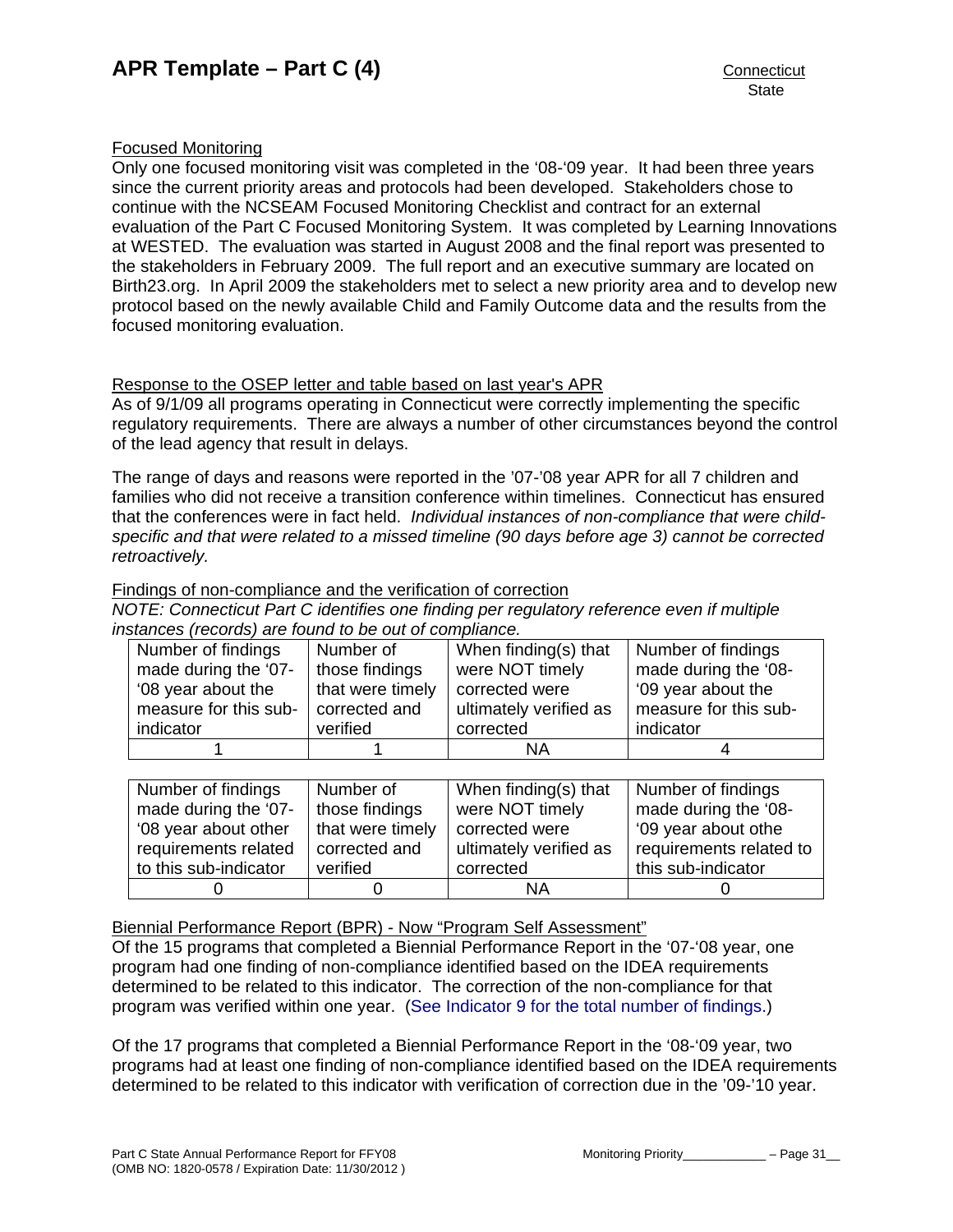## Focused Monitoring

Only one focused monitoring visit was completed in the '08-'09 year. It had been three years since the current priority areas and protocols had been developed. Stakeholders chose to continue with the NCSEAM Focused Monitoring Checklist and contract for an external evaluation of the Part C Focused Monitoring System. It was completed by Learning Innovations at WESTED. The evaluation was started in August 2008 and the final report was presented to the stakeholders in February 2009. The full report and an executive summary are located on Birth23.org. In April 2009 the stakeholders met to select a new priority area and to develop new protocol based on the newly available Child and Family Outcome data and the results from the focused monitoring evaluation.

## Response to the OSEP letter and table based on last year's APR

As of 9/1/09 all programs operating in Connecticut were correctly implementing the specific regulatory requirements. There are always a number of other circumstances beyond the control of the lead agency that result in delays.

The range of days and reasons were reported in the '07-'08 year APR for all 7 children and families who did not receive a transition conference within timelines. Connecticut has ensured that the conferences were in fact held. *Individual instances of non-compliance that were child-specific and that were related to a missed timeline (90 days before age 3) cannot be corrected retroactively.*

## Findings of non-compliance and the verification of correction

*NOTE: Connecticut Part C identifies one finding per regulatory reference even if multiple instances (records) are found to be out of compliance.*

| Number of findings made during the '07-'08 year about the measure for this sub-indicator | Number of those findings that were timely corrected and verified | When finding(s) that were NOT timely corrected were ultimately verified as corrected | Number of findings made during the '08-'09 year about the measure for this sub-indicator |
|---|---|---|---|
| 1 | 1 | NA | 4 |

| Number of findings made during the '07-'08 year about other requirements related to this sub-indicator | Number of those findings that were timely corrected and verified | When finding(s) that were NOT timely corrected were ultimately verified as corrected | Number of findings made during the '08-'09 year about othe requirements related to this sub-indicator |
|---|---|---|---|
| 0 | 0 | NA | 0 |

## Biennial Performance Report (BPR) - Now "Program Self Assessment"

Of the 15 programs that completed a Biennial Performance Report in the '07-'08 year, one program had one finding of non-compliance identified based on the IDEA requirements determined to be related to this indicator. The correction of the non-compliance for that program was verified within one year. (See Indicator 9 for the total number of findings.)

Of the 17 programs that completed a Biennial Performance Report in the '08-'09 year, two programs had at least one finding of non-compliance identified based on the IDEA requirements determined to be related to this indicator with verification of correction due in the '09-'10 year.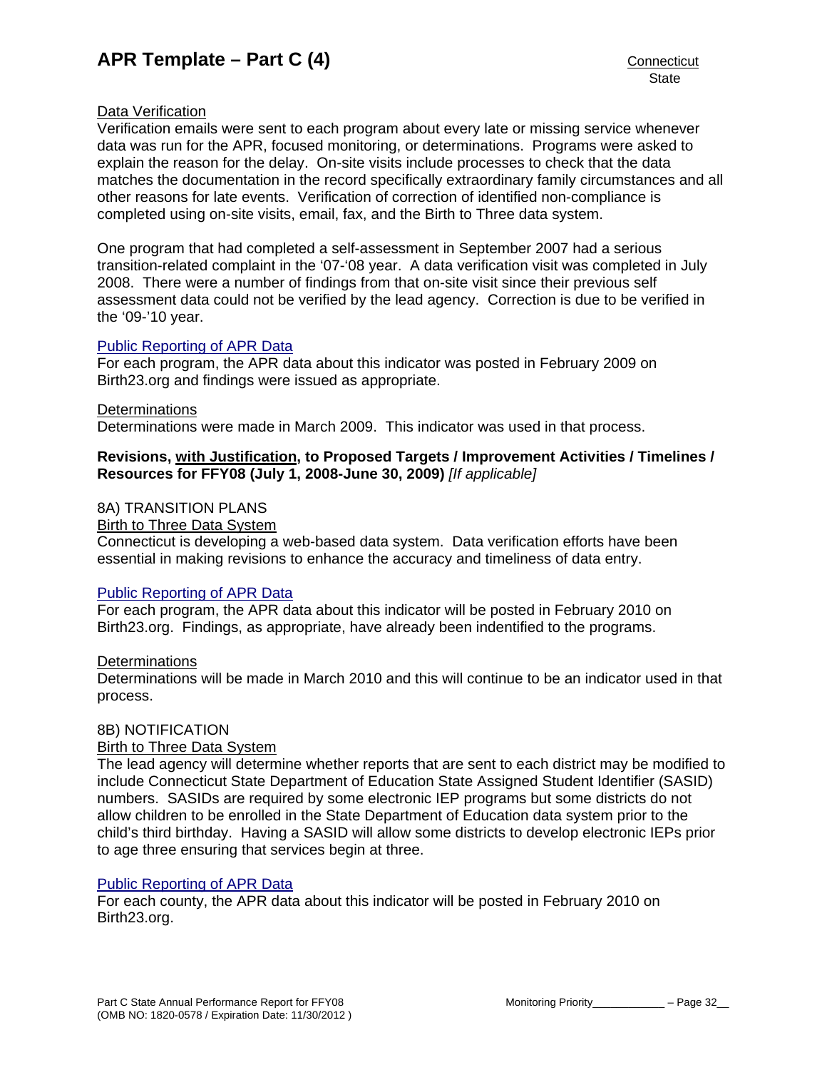Data Verification

Verification emails were sent to each program about every late or missing service whenever data was run for the APR, focused monitoring, or determinations. Programs were asked to explain the reason for the delay. On-site visits include processes to check that the data matches the documentation in the record specifically extraordinary family circumstances and all other reasons for late events. Verification of correction of identified non-compliance is completed using on-site visits, email, fax, and the Birth to Three data system.

One program that had completed a self-assessment in September 2007 had a serious transition-related complaint in the '07-'08 year. A data verification visit was completed in July 2008. There were a number of findings from that on-site visit since their previous self assessment data could not be verified by the lead agency. Correction is due to be verified in the '09-'10 year.

Public Reporting of APR Data

For each program, the APR data about this indicator was posted in February 2009 on Birth23.org and findings were issued as appropriate.

Determinations

Determinations were made in March 2009. This indicator was used in that process.

**Revisions, with Justification, to Proposed Targets / Improvement Activities / Timelines / Resources for FFY08 (July 1, 2008-June 30, 2009)** *[If applicable]*

8A) TRANSITION PLANS

Birth to Three Data System

Connecticut is developing a web-based data system. Data verification efforts have been essential in making revisions to enhance the accuracy and timeliness of data entry.

Public Reporting of APR Data

For each program, the APR data about this indicator will be posted in February 2010 on Birth23.org. Findings, as appropriate, have already been indentified to the programs.

Determinations

Determinations will be made in March 2010 and this will continue to be an indicator used in that process.

8B) NOTIFICATION

Birth to Three Data System

The lead agency will determine whether reports that are sent to each district may be modified to include Connecticut State Department of Education State Assigned Student Identifier (SASID) numbers. SASIDs are required by some electronic IEP programs but some districts do not allow children to be enrolled in the State Department of Education data system prior to the child's third birthday. Having a SASID will allow some districts to develop electronic IEPs prior to age three ensuring that services begin at three.

Public Reporting of APR Data

For each county, the APR data about this indicator will be posted in February 2010 on Birth23.org.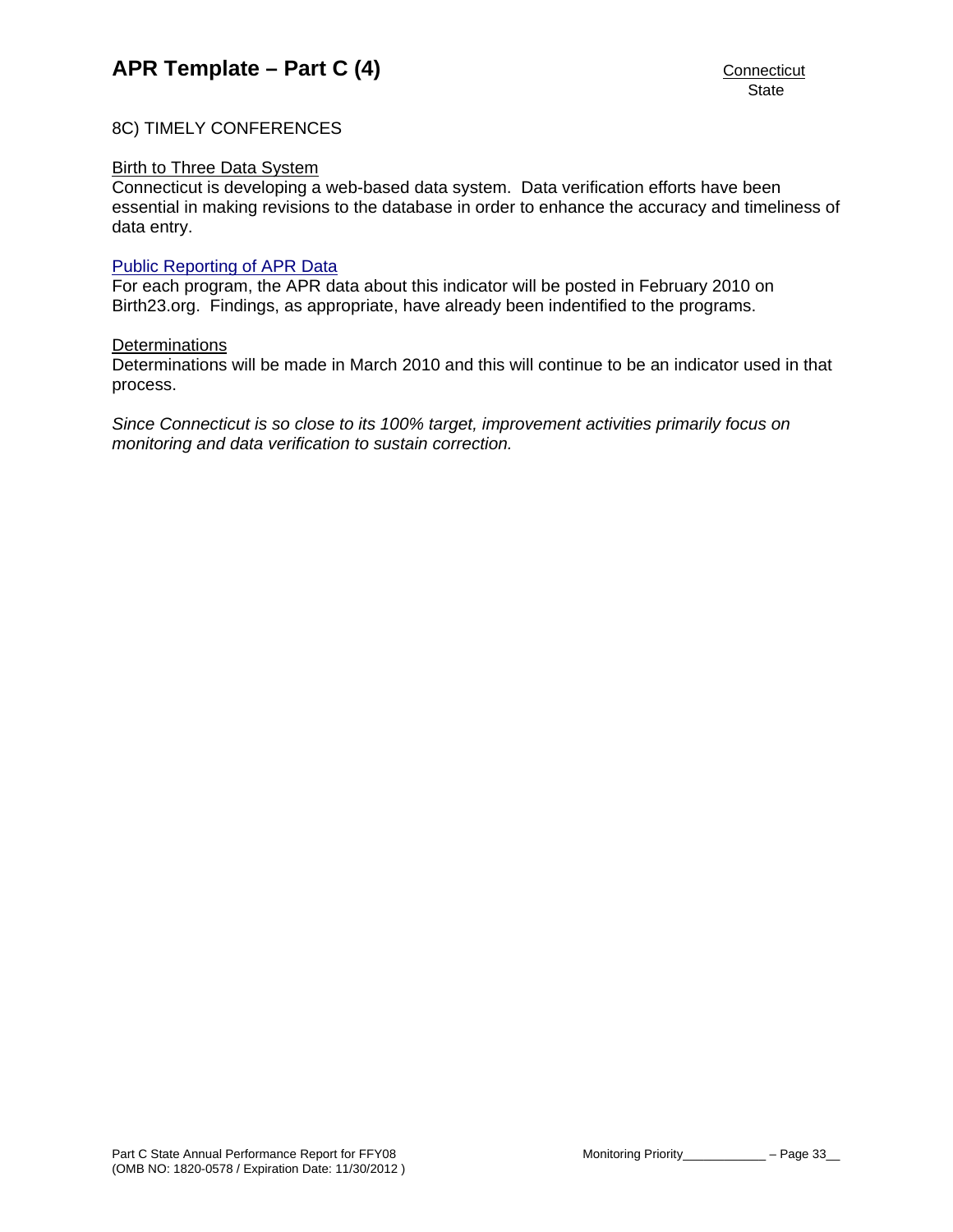8C) TIMELY CONFERENCES

Birth to Three Data System
Connecticut is developing a web-based data system. Data verification efforts have been essential in making revisions to the database in order to enhance the accuracy and timeliness of data entry.

Public Reporting of APR Data
For each program, the APR data about this indicator will be posted in February 2010 on Birth23.org. Findings, as appropriate, have already been indentified to the programs.

Determinations
Determinations will be made in March 2010 and this will continue to be an indicator used in that process.

*Since Connecticut is so close to its 100% target, improvement activities primarily focus on monitoring and data verification to sustain correction.*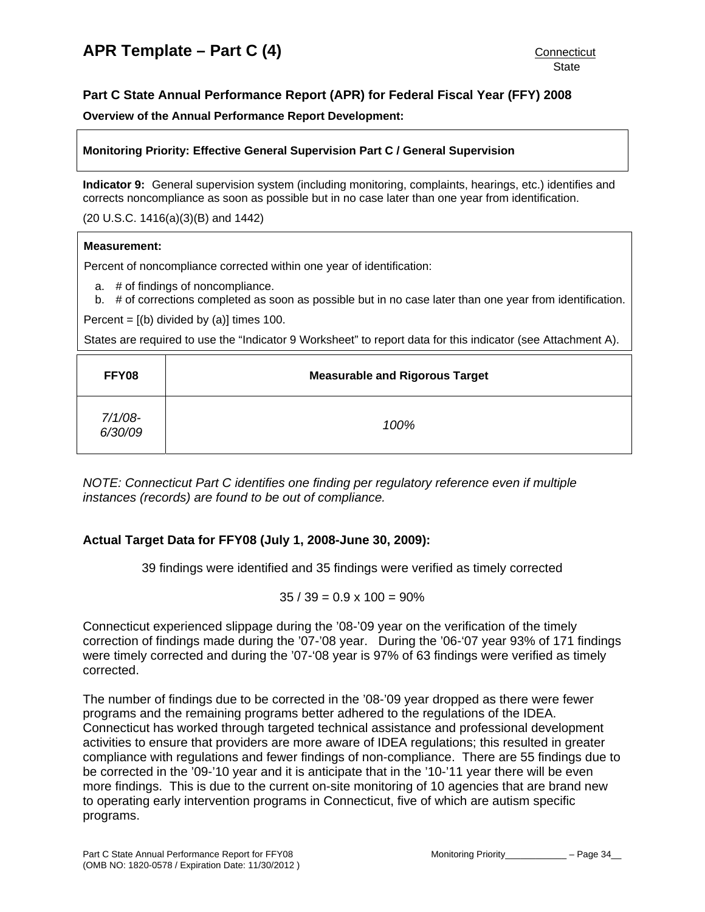# APR Template – Part C (4)

Connecticut
State

## Part C State Annual Performance Report (APR) for Federal Fiscal Year (FFY) 2008

**Overview of the Annual Performance Report Development:**

**Monitoring Priority: Effective General Supervision Part C / General Supervision**

**Indicator 9:** General supervision system (including monitoring, complaints, hearings, etc.) identifies and corrects noncompliance as soon as possible but in no case later than one year from identification.

(20 U.S.C. 1416(a)(3)(B) and 1442)

**Measurement:**

Percent of noncompliance corrected within one year of identification:

a. # of findings of noncompliance.
b. # of corrections completed as soon as possible but in no case later than one year from identification.

Percent = [(b) divided by (a)] times 100.

States are required to use the "Indicator 9 Worksheet" to report data for this indicator (see Attachment A).

| FFY08 | Measurable and Rigorous Target |
|---|---|
| *7/1/08-6/30/09* | *100%* |

*NOTE: Connecticut Part C identifies one finding per regulatory reference even if multiple instances (records) are found to be out of compliance.*

### Actual Target Data for FFY08 (July 1, 2008-June 30, 2009):

39 findings were identified and 35 findings were verified as timely corrected

35 / 39 = 0.9 x 100 = 90%

Connecticut experienced slippage during the '08-'09 year on the verification of the timely correction of findings made during the '07-'08 year. During the '06-'07 year 93% of 171 findings were timely corrected and during the '07-'08 year is 97% of 63 findings were verified as timely corrected.

The number of findings due to be corrected in the '08-'09 year dropped as there were fewer programs and the remaining programs better adhered to the regulations of the IDEA. Connecticut has worked through targeted technical assistance and professional development activities to ensure that providers are more aware of IDEA regulations; this resulted in greater compliance with regulations and fewer findings of non-compliance. There are 55 findings due to be corrected in the '09-'10 year and it is anticipate that in the '10-'11 year there will be even more findings. This is due to the current on-site monitoring of 10 agencies that are brand new to operating early intervention programs in Connecticut, five of which are autism specific programs.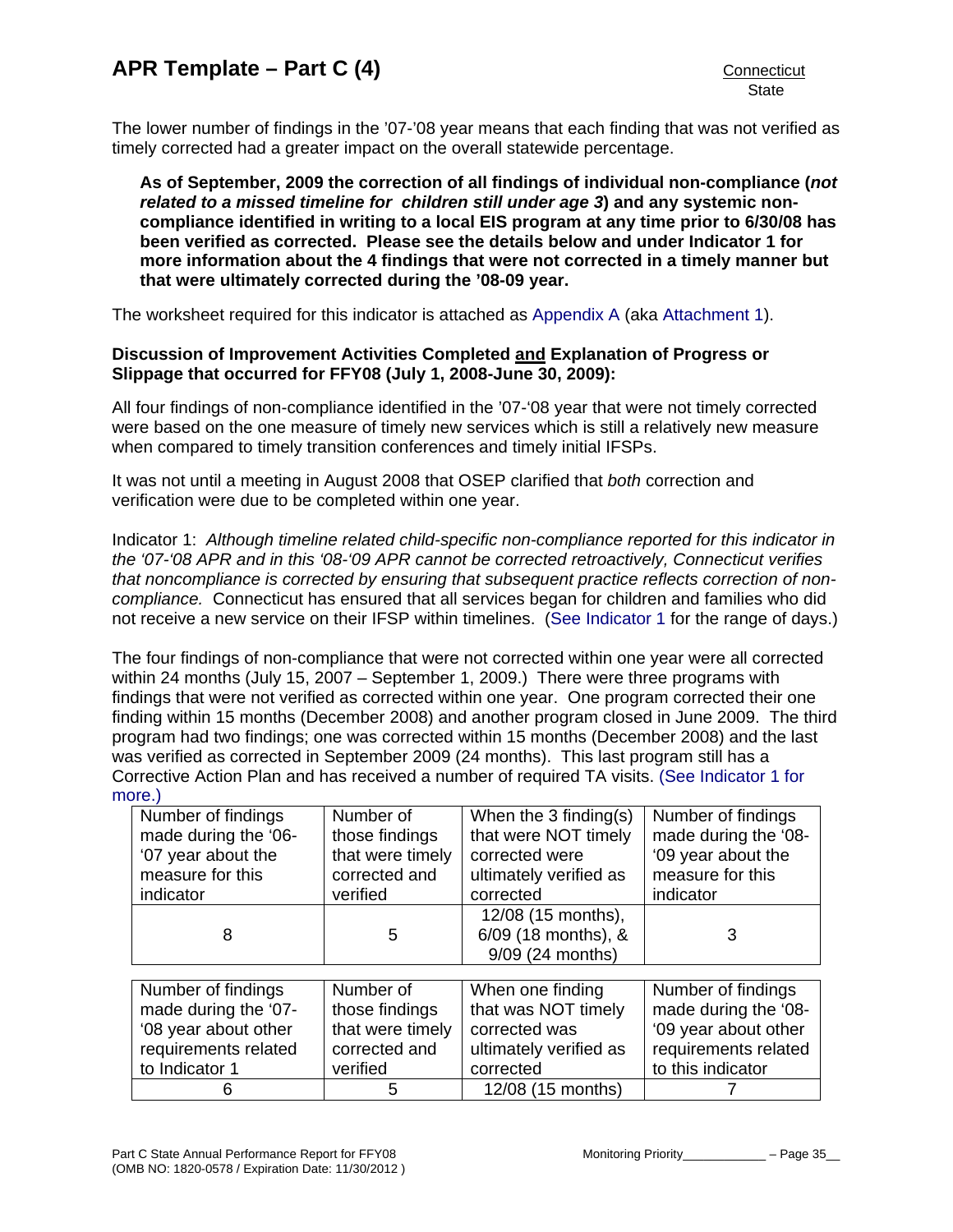The lower number of findings in the '07-'08 year means that each finding that was not verified as timely corrected had a greater impact on the overall statewide percentage.

**As of September, 2009 the correction of all findings of individual non-compliance (*not related to a missed timeline for children still under age 3*) and any systemic non-compliance identified in writing to a local EIS program at any time prior to 6/30/08 has been verified as corrected. Please see the details below and under Indicator 1 for more information about the 4 findings that were not corrected in a timely manner but that were ultimately corrected during the '08-09 year.**

The worksheet required for this indicator is attached as Appendix A (aka Attachment 1).

**Discussion of Improvement Activities Completed <u>and</u> Explanation of Progress or Slippage that occurred for FFY08 (July 1, 2008-June 30, 2009):**

All four findings of non-compliance identified in the '07-'08 year that were not timely corrected were based on the one measure of timely new services which is still a relatively new measure when compared to timely transition conferences and timely initial IFSPs.

It was not until a meeting in August 2008 that OSEP clarified that *both* correction and verification were due to be completed within one year.

Indicator 1: *Although timeline related child-specific non-compliance reported for this indicator in the '07-'08 APR and in this '08-'09 APR cannot be corrected retroactively, Connecticut verifies that noncompliance is corrected by ensuring that subsequent practice reflects correction of non-compliance.* Connecticut has ensured that all services began for children and families who did not receive a new service on their IFSP within timelines. (See Indicator 1 for the range of days.)

The four findings of non-compliance that were not corrected within one year were all corrected within 24 months (July 15, 2007 – September 1, 2009.) There were three programs with findings that were not verified as corrected within one year. One program corrected their one finding within 15 months (December 2008) and another program closed in June 2009. The third program had two findings; one was corrected within 15 months (December 2008) and the last was verified as corrected in September 2009 (24 months). This last program still has a Corrective Action Plan and has received a number of required TA visits. (See Indicator 1 for more.)

| Number of findings made during the '06-'07 year about the measure for this indicator | Number of those findings that were timely corrected and verified | When the 3 finding(s) that were NOT timely corrected were ultimately verified as corrected | Number of findings made during the '08-'09 year about the measure for this indicator |
|---|---|---|---|
| 8 | 5 | 12/08 (15 months), 6/09 (18 months), & 9/09 (24 months) | 3 |

| Number of findings made during the '07-'08 year about other requirements related to Indicator 1 | Number of those findings that were timely corrected and verified | When one finding that was NOT timely corrected was ultimately verified as corrected | Number of findings made during the '08-'09 year about other requirements related to this indicator |
|---|---|---|---|
| 6 | 5 | 12/08 (15 months) | 7 |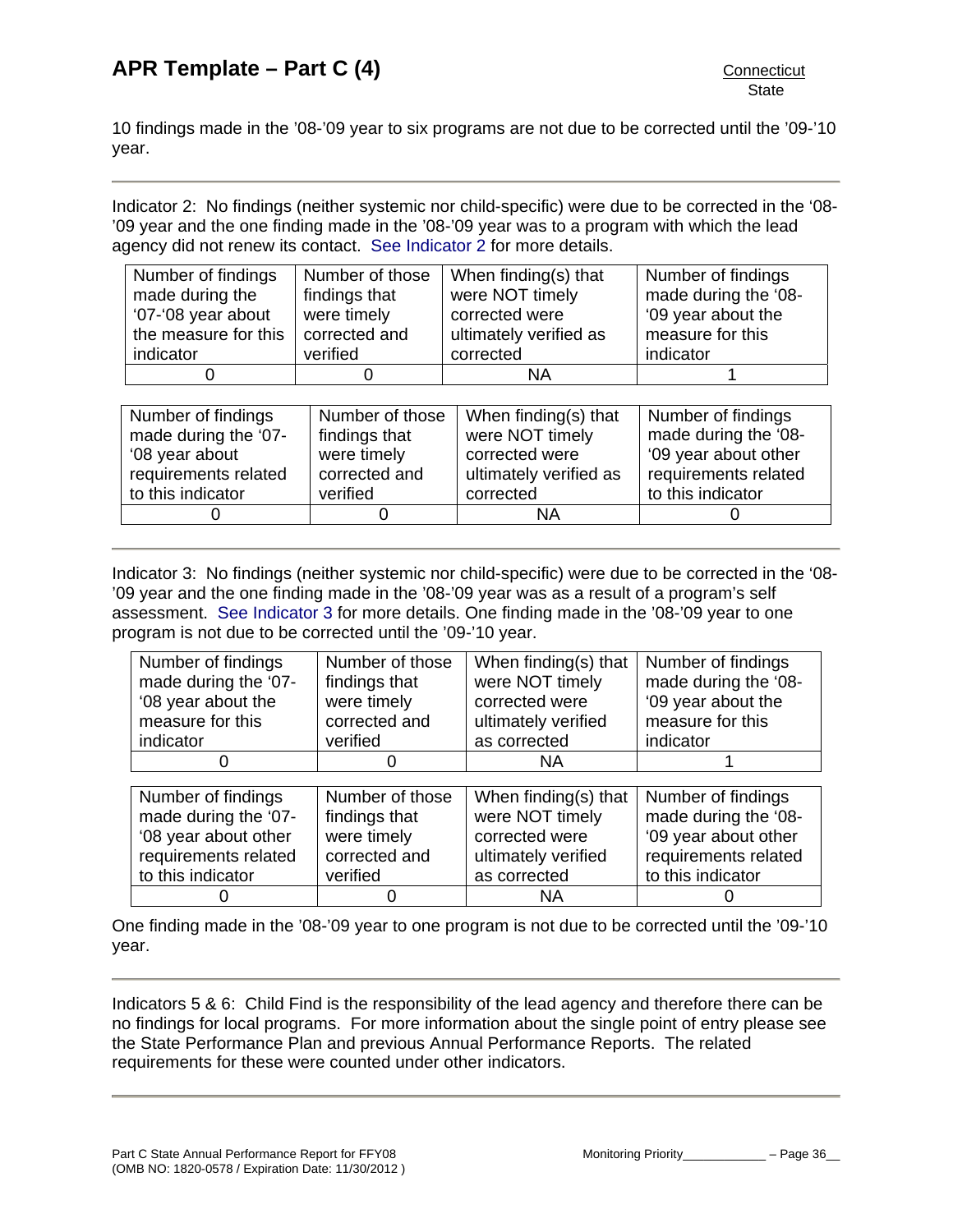10 findings made in the '08-'09 year to six programs are not due to be corrected until the '09-'10 year.

---

Indicator 2: No findings (neither systemic nor child-specific) were due to be corrected in the '08-'09 year and the one finding made in the '08-'09 year was to a program with which the lead agency did not renew its contact. See Indicator 2 for more details.

| Number of findings made during the '07-'08 year about the measure for this indicator | Number of those findings that were timely corrected and verified | When finding(s) that were NOT timely corrected were ultimately verified as corrected | Number of findings made during the '08-'09 year about the measure for this indicator |
|---|---|---|---|
| 0 | 0 | NA | 1 |

| Number of findings made during the '07-'08 year about requirements related to this indicator | Number of those findings that were timely corrected and verified | When finding(s) that were NOT timely corrected were ultimately verified as corrected | Number of findings made during the '08-'09 year about other requirements related to this indicator |
|---|---|---|---|
| 0 | 0 | NA | 0 |

---

Indicator 3: No findings (neither systemic nor child-specific) were due to be corrected in the '08-'09 year and the one finding made in the '08-'09 year was as a result of a program's self assessment. See Indicator 3 for more details. One finding made in the '08-'09 year to one program is not due to be corrected until the '09-'10 year.

| Number of findings made during the '07-'08 year about the measure for this indicator | Number of those findings that were timely corrected and verified | When finding(s) that were NOT timely corrected were ultimately verified as corrected | Number of findings made during the '08-'09 year about the measure for this indicator |
|---|---|---|---|
| 0 | 0 | NA | 1 |

| Number of findings made during the '07-'08 year about other requirements related to this indicator | Number of those findings that were timely corrected and verified | When finding(s) that were NOT timely corrected were ultimately verified as corrected | Number of findings made during the '08-'09 year about other requirements related to this indicator |
|---|---|---|---|
| 0 | 0 | NA | 0 |

One finding made in the '08-'09 year to one program is not due to be corrected until the '09-'10 year.

---

Indicators 5 & 6: Child Find is the responsibility of the lead agency and therefore there can be no findings for local programs. For more information about the single point of entry please see the State Performance Plan and previous Annual Performance Reports. The related requirements for these were counted under other indicators.

---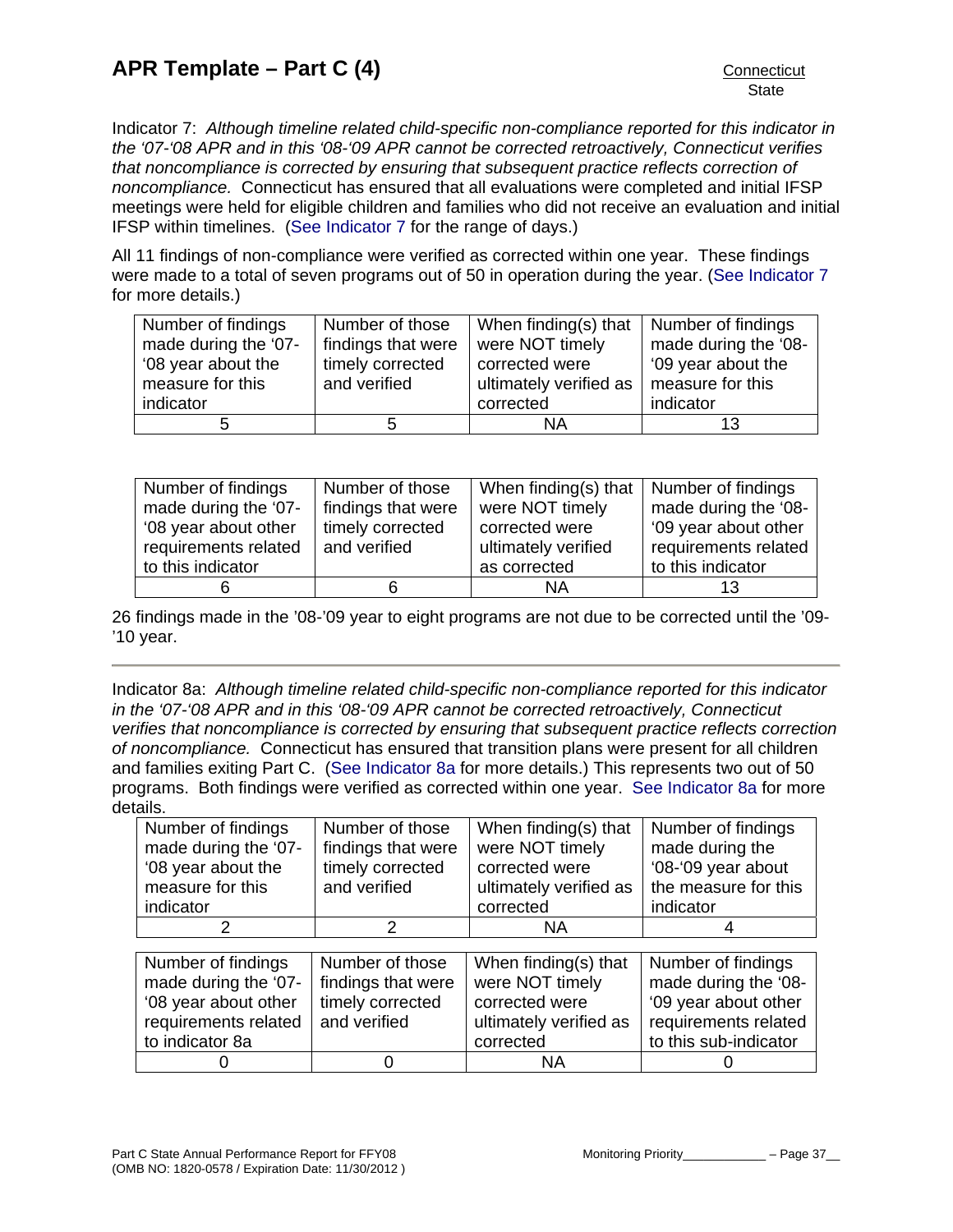# APR Template – Part C (4)

Connecticut
State

Indicator 7: *Although timeline related child-specific non-compliance reported for this indicator in the '07-'08 APR and in this '08-'09 APR cannot be corrected retroactively, Connecticut verifies that noncompliance is corrected by ensuring that subsequent practice reflects correction of noncompliance.* Connecticut has ensured that all evaluations were completed and initial IFSP meetings were held for eligible children and families who did not receive an evaluation and initial IFSP within timelines. (See Indicator 7 for the range of days.)

All 11 findings of non-compliance were verified as corrected within one year. These findings were made to a total of seven programs out of 50 in operation during the year. (See Indicator 7 for more details.)

| Number of findings made during the '07-'08 year about the measure for this indicator | Number of those findings that were timely corrected and verified | When finding(s) that were NOT timely corrected were ultimately verified as corrected | Number of findings made during the '08-'09 year about the measure for this indicator |
|---|---|---|---|
| 5 | 5 | NA | 13 |

| Number of findings made during the '07-'08 year about other requirements related to this indicator | Number of those findings that were timely corrected and verified | When finding(s) that were NOT timely corrected were ultimately verified as corrected | Number of findings made during the '08-'09 year about other requirements related to this indicator |
|---|---|---|---|
| 6 | 6 | NA | 13 |

26 findings made in the '08-'09 year to eight programs are not due to be corrected until the '09-'10 year.

---

Indicator 8a: *Although timeline related child-specific non-compliance reported for this indicator in the '07-'08 APR and in this '08-'09 APR cannot be corrected retroactively, Connecticut verifies that noncompliance is corrected by ensuring that subsequent practice reflects correction of noncompliance.* Connecticut has ensured that transition plans were present for all children and families exiting Part C. (See Indicator 8a for more details.) This represents two out of 50 programs. Both findings were verified as corrected within one year. See Indicator 8a for more details.

| Number of findings made during the '07-'08 year about the measure for this indicator | Number of those findings that were timely corrected and verified | When finding(s) that were NOT timely corrected were ultimately verified as corrected | Number of findings made during the '08-'09 year about the measure for this indicator |
|---|---|---|---|
| 2 | 2 | NA | 4 |

| Number of findings made during the '07-'08 year about other requirements related to indicator 8a | Number of those findings that were timely corrected and verified | When finding(s) that were NOT timely corrected were ultimately verified as corrected | Number of findings made during the '08-'09 year about other requirements related to this sub-indicator |
|---|---|---|---|
| 0 | 0 | NA | 0 |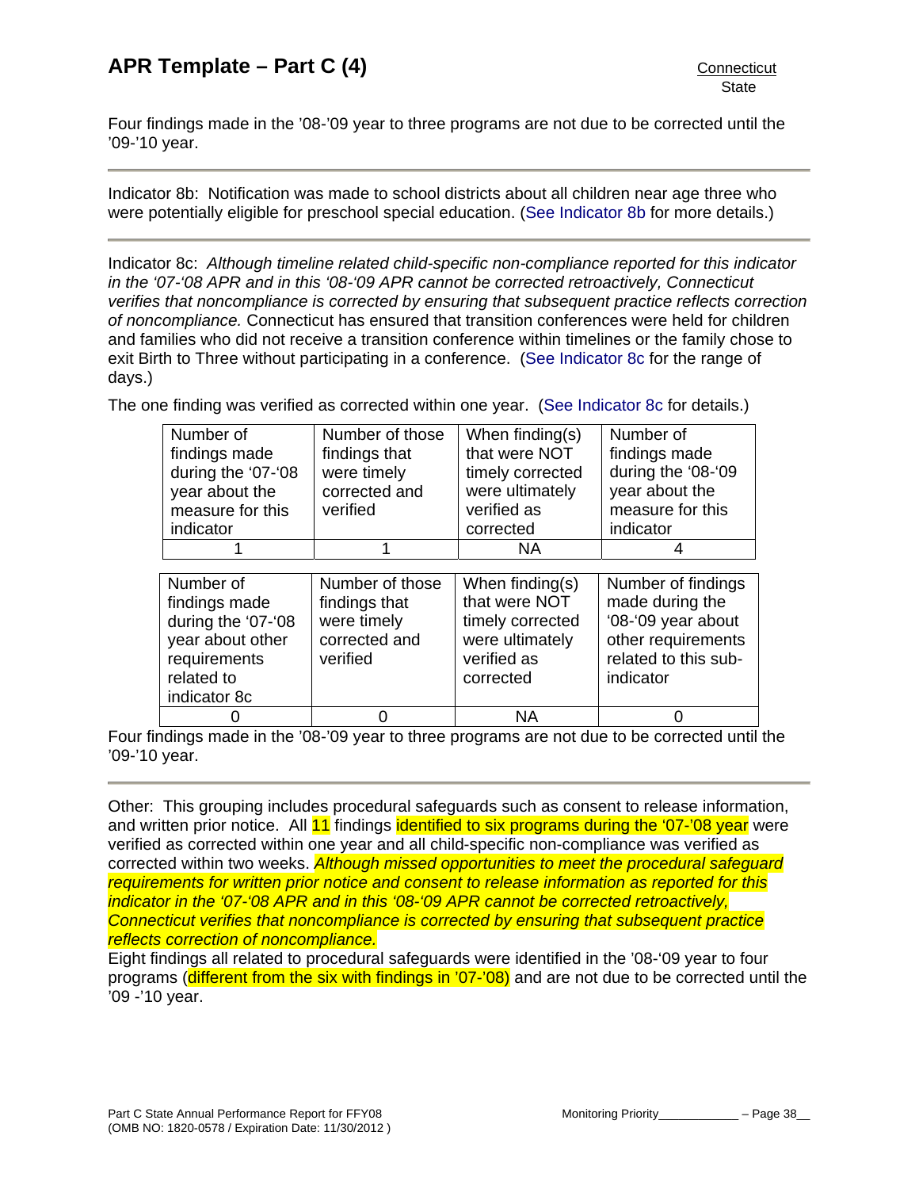Four findings made in the '08-'09 year to three programs are not due to be corrected until the '09-'10 year.

---

Indicator 8b: Notification was made to school districts about all children near age three who were potentially eligible for preschool special education. (See Indicator 8b for more details.)

---

Indicator 8c: *Although timeline related child-specific non-compliance reported for this indicator in the '07-'08 APR and in this '08-'09 APR cannot be corrected retroactively, Connecticut verifies that noncompliance is corrected by ensuring that subsequent practice reflects correction of noncompliance.* Connecticut has ensured that transition conferences were held for children and families who did not receive a transition conference within timelines or the family chose to exit Birth to Three without participating in a conference. (See Indicator 8c for the range of days.)

The one finding was verified as corrected within one year. (See Indicator 8c for details.)

| Number of findings made during the '07-'08 year about the measure for this indicator | Number of those findings that were timely corrected and verified | When finding(s) that were NOT timely corrected were ultimately verified as corrected | Number of findings made during the '08-'09 year about the measure for this indicator |
|---|---|---|---|
| 1 | 1 | NA | 4 |

| Number of findings made during the '07-'08 year about other requirements related to indicator 8c | Number of those findings that were timely corrected and verified | When finding(s) that were NOT timely corrected were ultimately verified as corrected | Number of findings made during the '08-'09 year about other requirements related to this sub-indicator |
|---|---|---|---|
| 0 | 0 | NA | 0 |

Four findings made in the '08-'09 year to three programs are not due to be corrected until the '09-'10 year.

---

Other: This grouping includes procedural safeguards such as consent to release information, and written prior notice. All 11 findings identified to six programs during the '07-'08 year were verified as corrected within one year and all child-specific non-compliance was verified as corrected within two weeks. *Although missed opportunities to meet the procedural safeguard requirements for written prior notice and consent to release information as reported for this indicator in the '07-'08 APR and in this '08-'09 APR cannot be corrected retroactively, Connecticut verifies that noncompliance is corrected by ensuring that subsequent practice reflects correction of noncompliance.*

Eight findings all related to procedural safeguards were identified in the '08-'09 year to four programs (different from the six with findings in '07-'08) and are not due to be corrected until the '09 -'10 year.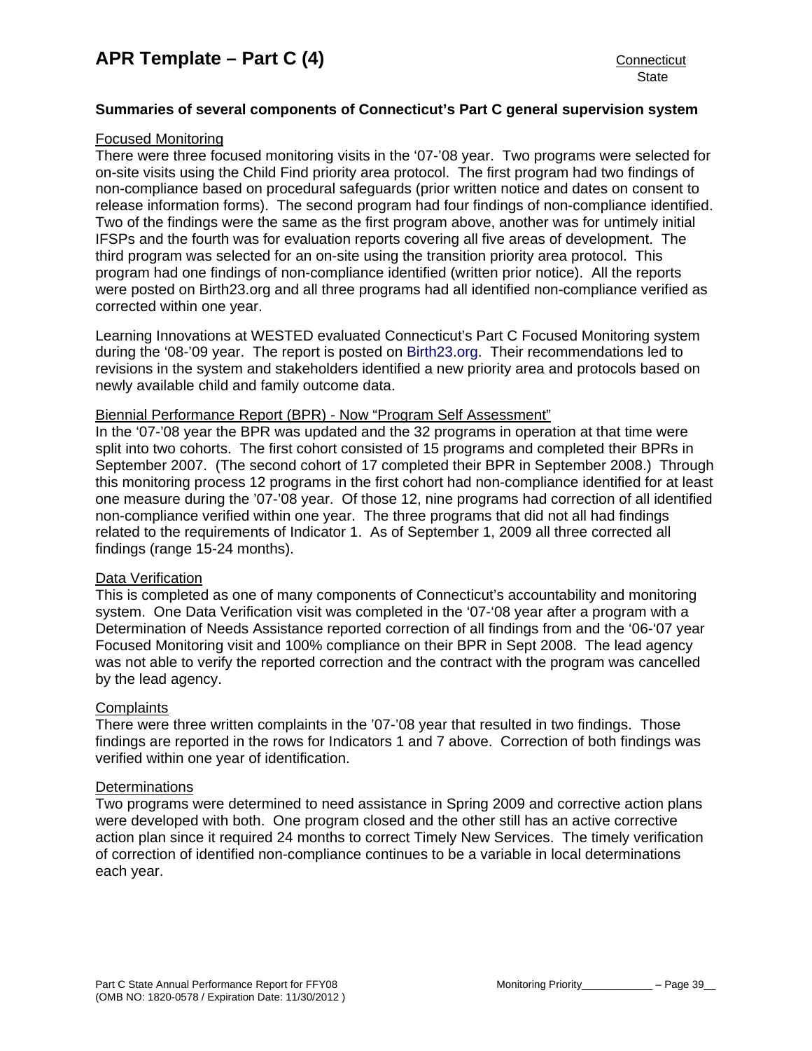**Summaries of several components of Connecticut's Part C general supervision system**

Focused Monitoring

There were three focused monitoring visits in the '07-'08 year. Two programs were selected for on-site visits using the Child Find priority area protocol. The first program had two findings of non-compliance based on procedural safeguards (prior written notice and dates on consent to release information forms). The second program had four findings of non-compliance identified. Two of the findings were the same as the first program above, another was for untimely initial IFSPs and the fourth was for evaluation reports covering all five areas of development. The third program was selected for an on-site using the transition priority area protocol. This program had one findings of non-compliance identified (written prior notice). All the reports were posted on Birth23.org and all three programs had all identified non-compliance verified as corrected within one year.

Learning Innovations at WESTED evaluated Connecticut's Part C Focused Monitoring system during the '08-'09 year. The report is posted on Birth23.org. Their recommendations led to revisions in the system and stakeholders identified a new priority area and protocols based on newly available child and family outcome data.

Biennial Performance Report (BPR) - Now "Program Self Assessment"

In the '07-'08 year the BPR was updated and the 32 programs in operation at that time were split into two cohorts. The first cohort consisted of 15 programs and completed their BPRs in September 2007. (The second cohort of 17 completed their BPR in September 2008.) Through this monitoring process 12 programs in the first cohort had non-compliance identified for at least one measure during the '07-'08 year. Of those 12, nine programs had correction of all identified non-compliance verified within one year. The three programs that did not all had findings related to the requirements of Indicator 1. As of September 1, 2009 all three corrected all findings (range 15-24 months).

Data Verification

This is completed as one of many components of Connecticut's accountability and monitoring system. One Data Verification visit was completed in the '07-'08 year after a program with a Determination of Needs Assistance reported correction of all findings from and the '06-'07 year Focused Monitoring visit and 100% compliance on their BPR in Sept 2008. The lead agency was not able to verify the reported correction and the contract with the program was cancelled by the lead agency.

Complaints

There were three written complaints in the '07-'08 year that resulted in two findings. Those findings are reported in the rows for Indicators 1 and 7 above. Correction of both findings was verified within one year of identification.

Determinations

Two programs were determined to need assistance in Spring 2009 and corrective action plans were developed with both. One program closed and the other still has an active corrective action plan since it required 24 months to correct Timely New Services. The timely verification of correction of identified non-compliance continues to be a variable in local determinations each year.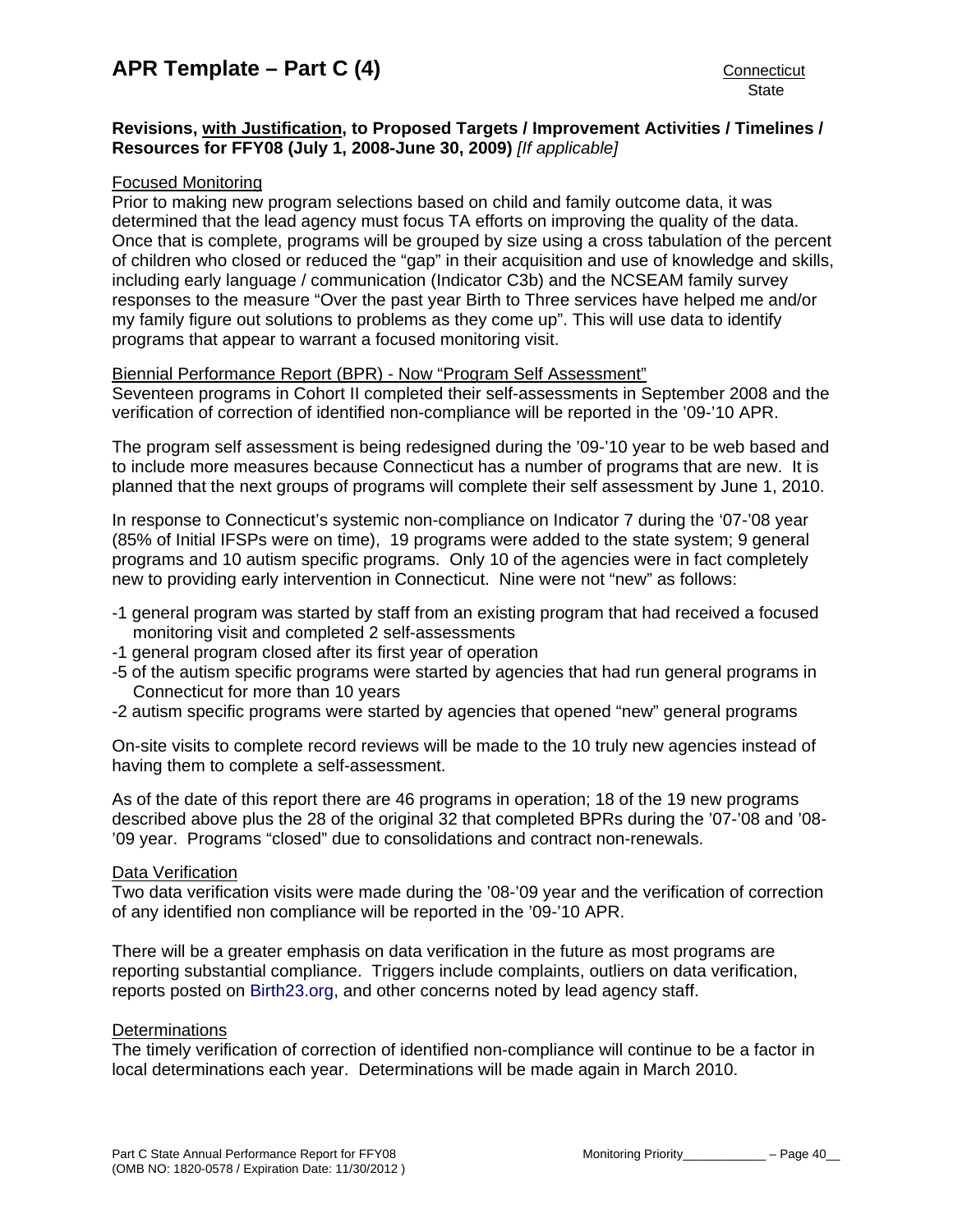**Revisions, with Justification, to Proposed Targets / Improvement Activities / Timelines / Resources for FFY08 (July 1, 2008-June 30, 2009)** *[If applicable]*

Focused Monitoring

Prior to making new program selections based on child and family outcome data, it was determined that the lead agency must focus TA efforts on improving the quality of the data. Once that is complete, programs will be grouped by size using a cross tabulation of the percent of children who closed or reduced the "gap" in their acquisition and use of knowledge and skills, including early language / communication (Indicator C3b) and the NCSEAM family survey responses to the measure "Over the past year Birth to Three services have helped me and/or my family figure out solutions to problems as they come up". This will use data to identify programs that appear to warrant a focused monitoring visit.

Biennial Performance Report (BPR) - Now "Program Self Assessment"

Seventeen programs in Cohort II completed their self-assessments in September 2008 and the verification of correction of identified non-compliance will be reported in the '09-'10 APR.

The program self assessment is being redesigned during the '09-'10 year to be web based and to include more measures because Connecticut has a number of programs that are new. It is planned that the next groups of programs will complete their self assessment by June 1, 2010.

In response to Connecticut's systemic non-compliance on Indicator 7 during the '07-'08 year (85% of Initial IFSPs were on time), 19 programs were added to the state system; 9 general programs and 10 autism specific programs. Only 10 of the agencies were in fact completely new to providing early intervention in Connecticut. Nine were not "new" as follows:

- -1 general program was started by staff from an existing program that had received a focused monitoring visit and completed 2 self-assessments
- -1 general program closed after its first year of operation
- -5 of the autism specific programs were started by agencies that had run general programs in Connecticut for more than 10 years
- -2 autism specific programs were started by agencies that opened "new" general programs

On-site visits to complete record reviews will be made to the 10 truly new agencies instead of having them to complete a self-assessment.

As of the date of this report there are 46 programs in operation; 18 of the 19 new programs described above plus the 28 of the original 32 that completed BPRs during the '07-'08 and '08-'09 year. Programs "closed" due to consolidations and contract non-renewals.

Data Verification

Two data verification visits were made during the '08-'09 year and the verification of correction of any identified non compliance will be reported in the '09-'10 APR.

There will be a greater emphasis on data verification in the future as most programs are reporting substantial compliance. Triggers include complaints, outliers on data verification, reports posted on Birth23.org, and other concerns noted by lead agency staff.

Determinations

The timely verification of correction of identified non-compliance will continue to be a factor in local determinations each year. Determinations will be made again in March 2010.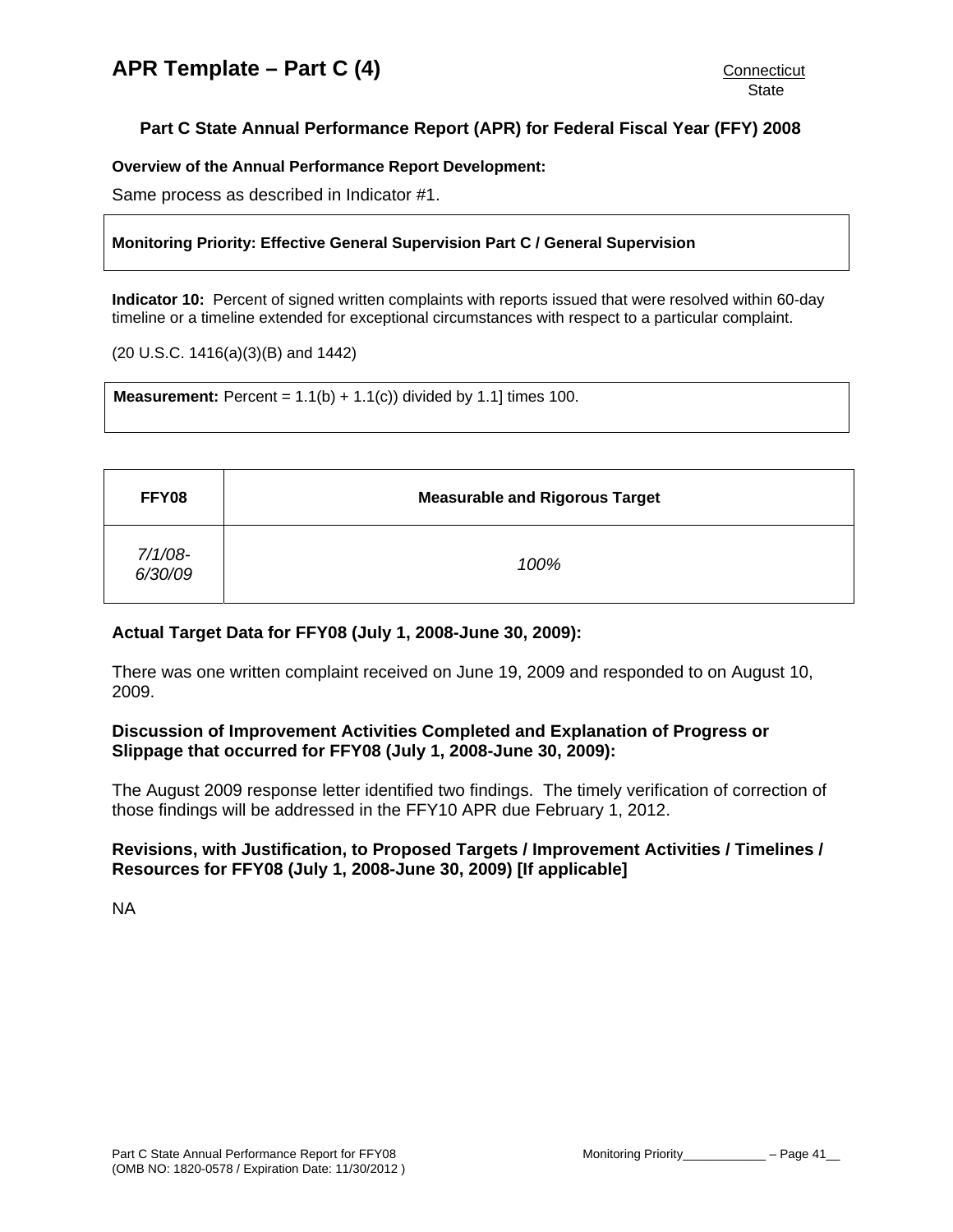# APR Template – Part C (4)

Connecticut
State

## Part C State Annual Performance Report (APR) for Federal Fiscal Year (FFY) 2008

**Overview of the Annual Performance Report Development:**

Same process as described in Indicator #1.

**Monitoring Priority: Effective General Supervision Part C / General Supervision**

**Indicator 10:** Percent of signed written complaints with reports issued that were resolved within 60-day timeline or a timeline extended for exceptional circumstances with respect to a particular complaint.

(20 U.S.C. 1416(a)(3)(B) and 1442)

**Measurement:** Percent = 1.1(b) + 1.1(c)) divided by 1.1] times 100.

| FFY08 | Measurable and Rigorous Target |
|---|---|
| *7/1/08-6/30/09* | *100%* |

**Actual Target Data for FFY08 (July 1, 2008-June 30, 2009):**

There was one written complaint received on June 19, 2009 and responded to on August 10, 2009.

**Discussion of Improvement Activities Completed and Explanation of Progress or Slippage that occurred for FFY08 (July 1, 2008-June 30, 2009):**

The August 2009 response letter identified two findings. The timely verification of correction of those findings will be addressed in the FFY10 APR due February 1, 2012.

**Revisions, with Justification, to Proposed Targets / Improvement Activities / Timelines / Resources for FFY08 (July 1, 2008-June 30, 2009) [If applicable]**

NA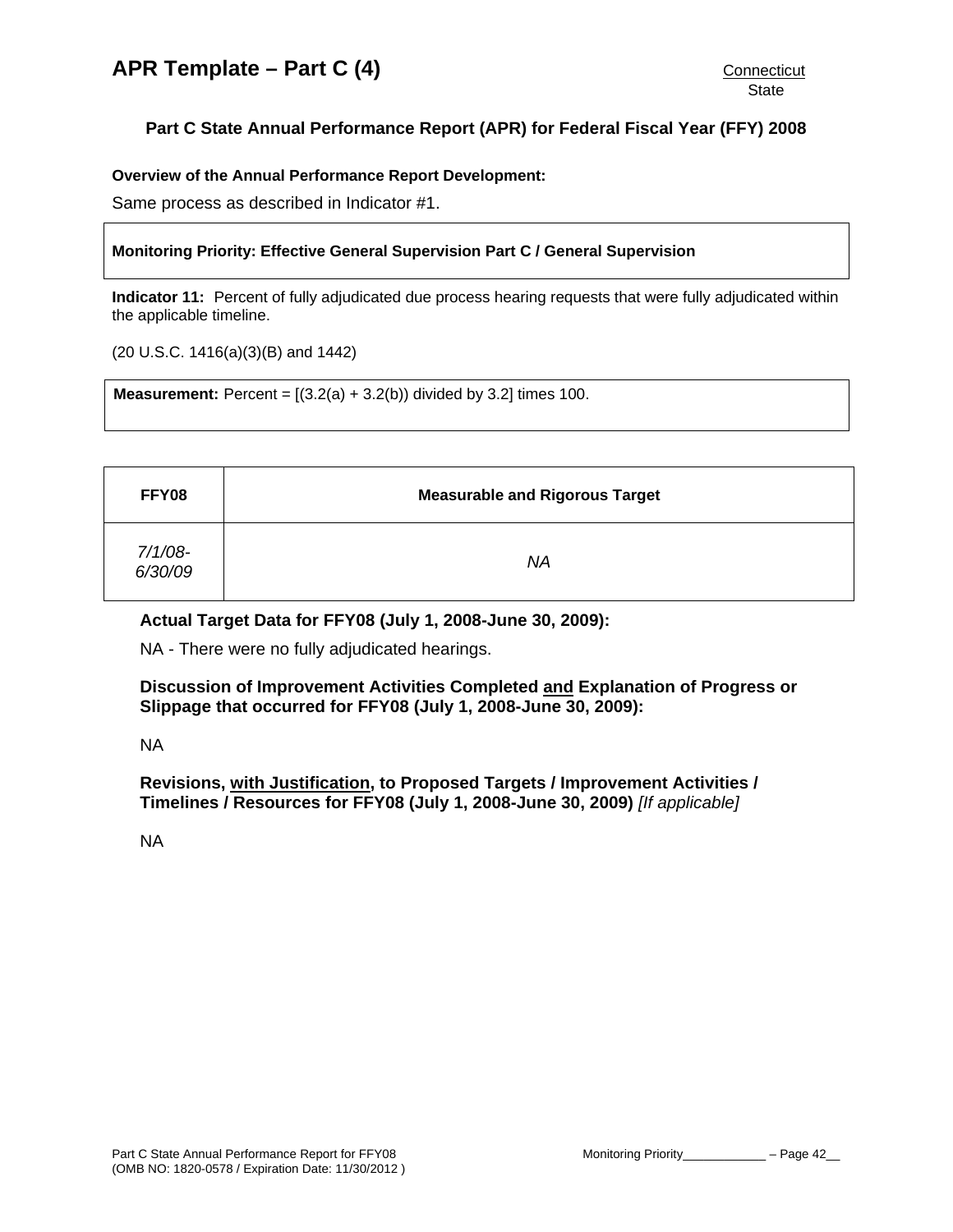# APR Template – Part C (4)

Connecticut
State

## Part C State Annual Performance Report (APR) for Federal Fiscal Year (FFY) 2008

**Overview of the Annual Performance Report Development:**

Same process as described in Indicator #1.

**Monitoring Priority: Effective General Supervision Part C / General Supervision**

**Indicator 11:** Percent of fully adjudicated due process hearing requests that were fully adjudicated within the applicable timeline.

(20 U.S.C. 1416(a)(3)(B) and 1442)

**Measurement:** Percent = [(3.2(a) + 3.2(b)) divided by 3.2] times 100.

| FFY08 | Measurable and Rigorous Target |
|---|---|
| *7/1/08-6/30/09* | *NA* |

**Actual Target Data for FFY08 (July 1, 2008-June 30, 2009):**

NA - There were no fully adjudicated hearings.

**Discussion of Improvement Activities Completed and Explanation of Progress or Slippage that occurred for FFY08 (July 1, 2008-June 30, 2009):**

NA

**Revisions, with Justification, to Proposed Targets / Improvement Activities / Timelines / Resources for FFY08 (July 1, 2008-June 30, 2009)** *[If applicable]*

NA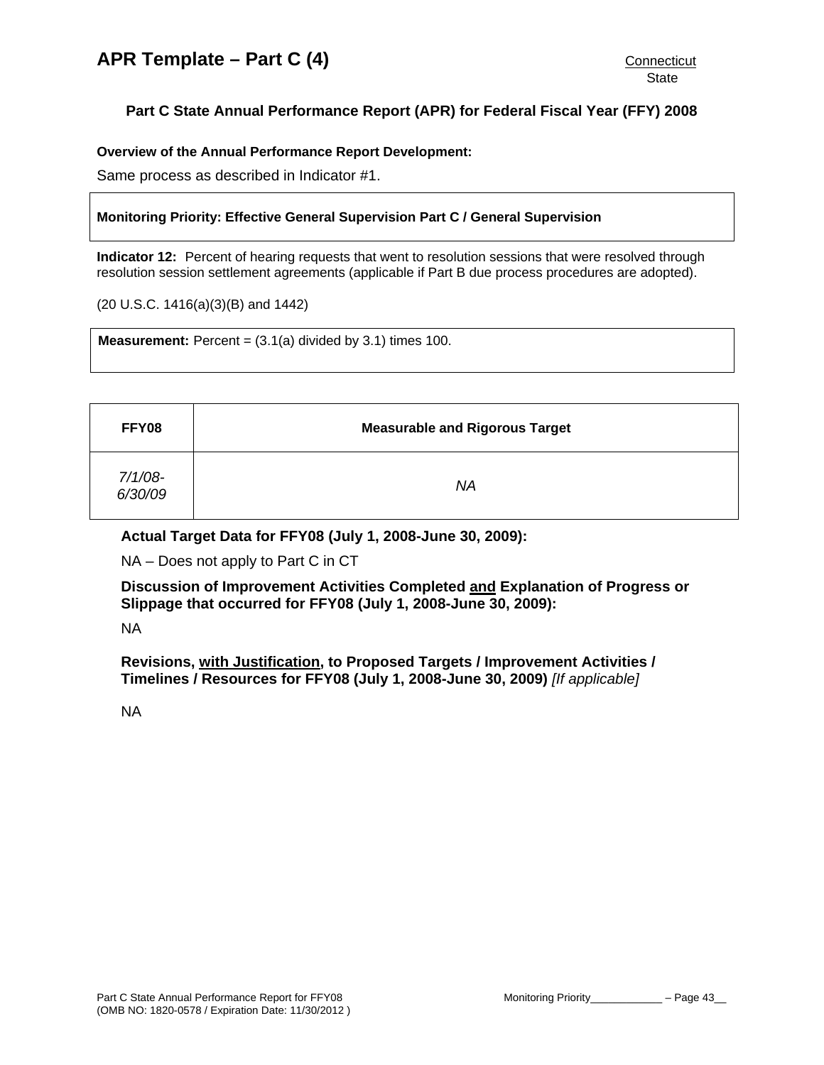**Part C State Annual Performance Report (APR) for Federal Fiscal Year (FFY) 2008**

**Overview of the Annual Performance Report Development:**

Same process as described in Indicator #1.

**Monitoring Priority: Effective General Supervision Part C / General Supervision**

**Indicator 12:** Percent of hearing requests that went to resolution sessions that were resolved through resolution session settlement agreements (applicable if Part B due process procedures are adopted).

(20 U.S.C. 1416(a)(3)(B) and 1442)

**Measurement:** Percent = (3.1(a) divided by 3.1) times 100.

| FFY08 | Measurable and Rigorous Target |
| --- | --- |
| *7/1/08-6/30/09* | *NA* |

**Actual Target Data for FFY08 (July 1, 2008-June 30, 2009):**

NA – Does not apply to Part C in CT

**Discussion of Improvement Activities Completed and Explanation of Progress or Slippage that occurred for FFY08 (July 1, 2008-June 30, 2009):**

NA

**Revisions, with Justification, to Proposed Targets / Improvement Activities / Timelines / Resources for FFY08 (July 1, 2008-June 30, 2009)** *[If applicable]*

NA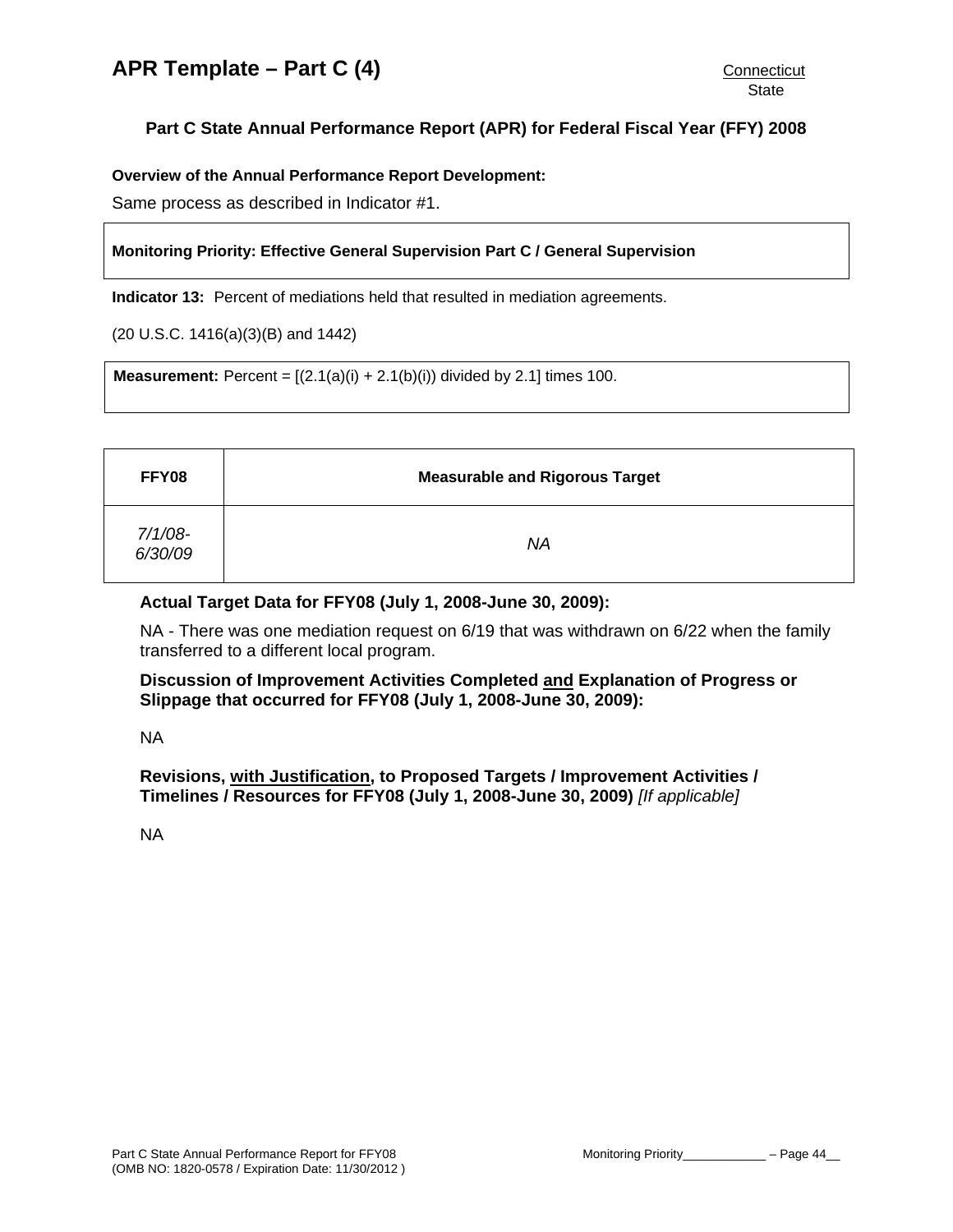# APR Template – Part C (4)

Connecticut
State

## Part C State Annual Performance Report (APR) for Federal Fiscal Year (FFY) 2008

**Overview of the Annual Performance Report Development:**

Same process as described in Indicator #1.

**Monitoring Priority: Effective General Supervision Part C / General Supervision**

**Indicator 13:** Percent of mediations held that resulted in mediation agreements.

(20 U.S.C. 1416(a)(3)(B) and 1442)

**Measurement:** Percent = [(2.1(a)(i) + 2.1(b)(i)) divided by 2.1] times 100.

| FFY08 | Measurable and Rigorous Target |
|---|---|
| *7/1/08-6/30/09* | *NA* |

**Actual Target Data for FFY08 (July 1, 2008-June 30, 2009):**

NA - There was one mediation request on 6/19 that was withdrawn on 6/22 when the family transferred to a different local program.

**Discussion of Improvement Activities Completed and Explanation of Progress or Slippage that occurred for FFY08 (July 1, 2008-June 30, 2009):**

NA

**Revisions, with Justification, to Proposed Targets / Improvement Activities / Timelines / Resources for FFY08 (July 1, 2008-June 30, 2009)** *[If applicable]*

NA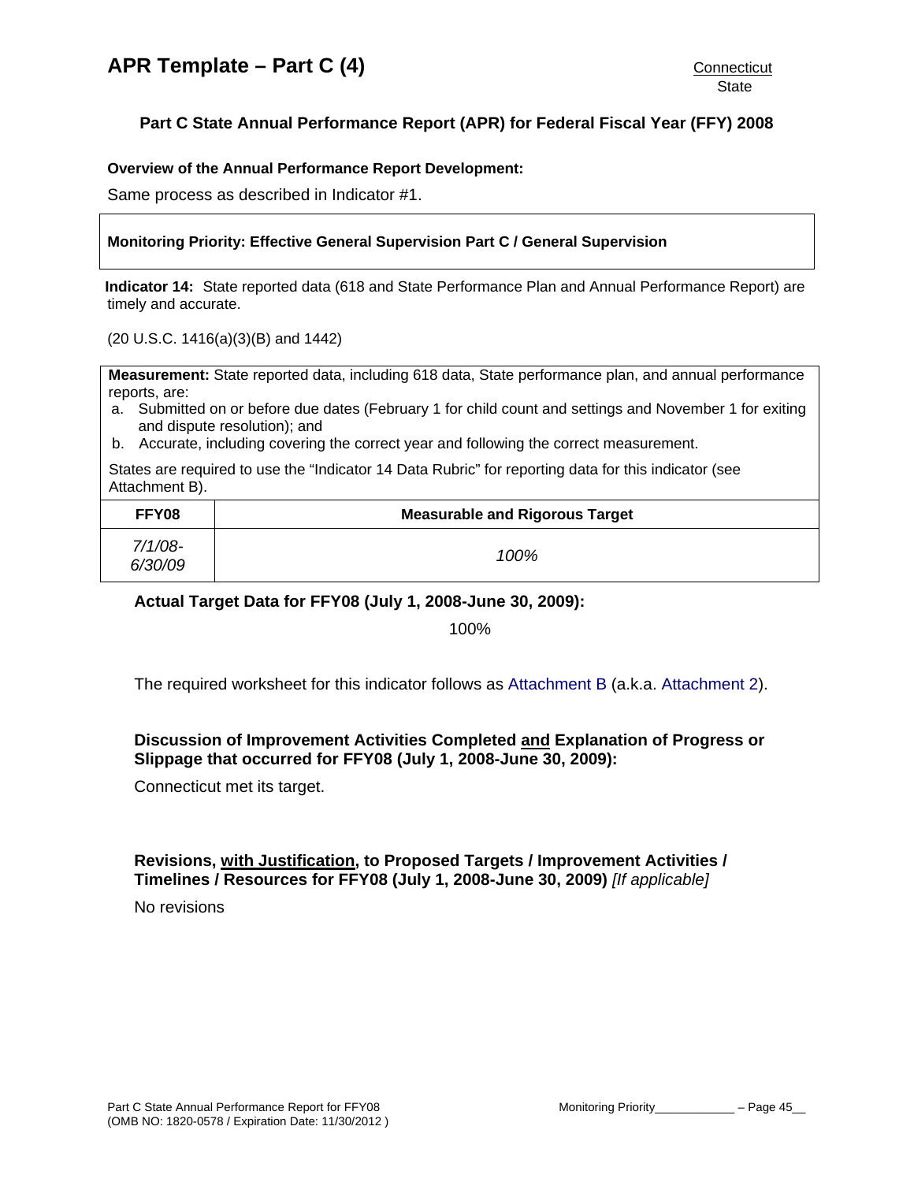# APR Template – Part C (4)

Connecticut
State

## Part C State Annual Performance Report (APR) for Federal Fiscal Year (FFY) 2008

**Overview of the Annual Performance Report Development:**

Same process as described in Indicator #1.

**Monitoring Priority: Effective General Supervision Part C / General Supervision**

**Indicator 14:** State reported data (618 and State Performance Plan and Annual Performance Report) are timely and accurate.

(20 U.S.C. 1416(a)(3)(B) and 1442)

**Measurement:** State reported data, including 618 data, State performance plan, and annual performance reports, are:

a. Submitted on or before due dates (February 1 for child count and settings and November 1 for exiting and dispute resolution); and
b. Accurate, including covering the correct year and following the correct measurement.

States are required to use the "Indicator 14 Data Rubric" for reporting data for this indicator (see Attachment B).

| FFY08 | Measurable and Rigorous Target |
|---|---|
| *7/1/08-6/30/09* | *100%* |

### Actual Target Data for FFY08 (July 1, 2008-June 30, 2009):

100%

The required worksheet for this indicator follows as Attachment B (a.k.a. Attachment 2).

### Discussion of Improvement Activities Completed and Explanation of Progress or Slippage that occurred for FFY08 (July 1, 2008-June 30, 2009):

Connecticut met its target.

### Revisions, with Justification, to Proposed Targets / Improvement Activities / Timelines / Resources for FFY08 (July 1, 2008-June 30, 2009) *[If applicable]*

No revisions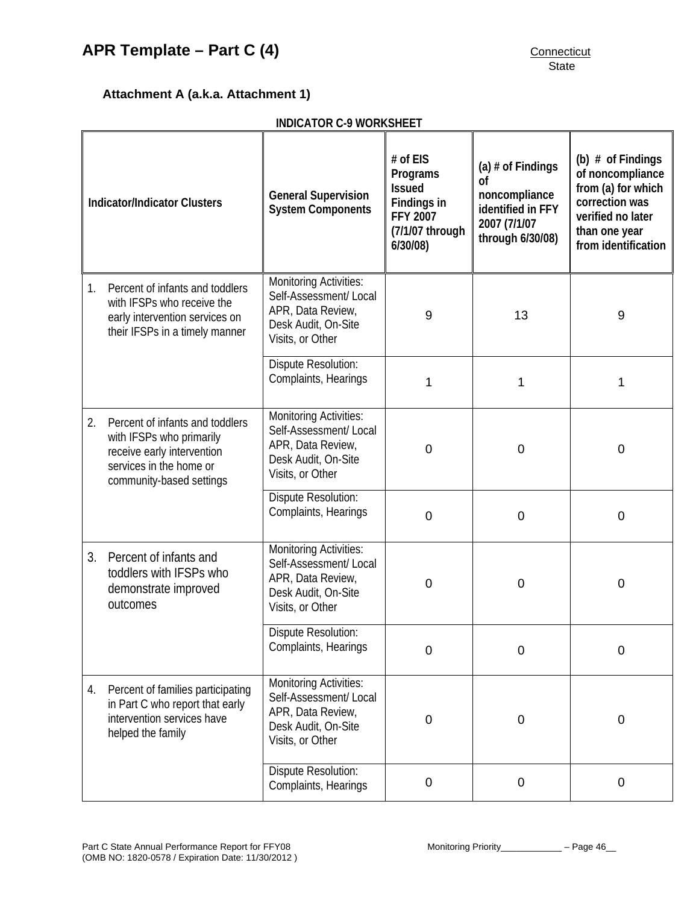# APR Template – Part C (4)

Connecticut
State

### Attachment A (a.k.a. Attachment 1)

**INDICATOR C-9 WORKSHEET**

| Indicator/Indicator Clusters | General Supervision System Components | # of EIS Programs Issued Findings in FFY 2007 (7/1/07 through 6/30/08) | (a) # of Findings of noncompliance identified in FFY 2007 (7/1/07 through 6/30/08) | (b) # of Findings of noncompliance from (a) for which correction was verified no later than one year from identification |
|---|---|---|---|---|
| 1. Percent of infants and toddlers with IFSPs who receive the early intervention services on their IFSPs in a timely manner | Monitoring Activities: Self-Assessment/ Local APR, Data Review, Desk Audit, On-Site Visits, or Other | 9 | 13 | 9 |
| | Dispute Resolution: Complaints, Hearings | 1 | 1 | 1 |
| 2. Percent of infants and toddlers with IFSPs who primarily receive early intervention services in the home or community-based settings | Monitoring Activities: Self-Assessment/ Local APR, Data Review, Desk Audit, On-Site Visits, or Other | 0 | 0 | 0 |
| | Dispute Resolution: Complaints, Hearings | 0 | 0 | 0 |
| 3. Percent of infants and toddlers with IFSPs who demonstrate improved outcomes | Monitoring Activities: Self-Assessment/ Local APR, Data Review, Desk Audit, On-Site Visits, or Other | 0 | 0 | 0 |
| | Dispute Resolution: Complaints, Hearings | 0 | 0 | 0 |
| 4. Percent of families participating in Part C who report that early intervention services have helped the family | Monitoring Activities: Self-Assessment/ Local APR, Data Review, Desk Audit, On-Site Visits, or Other | 0 | 0 | 0 |
| | Dispute Resolution: Complaints, Hearings | 0 | 0 | 0 |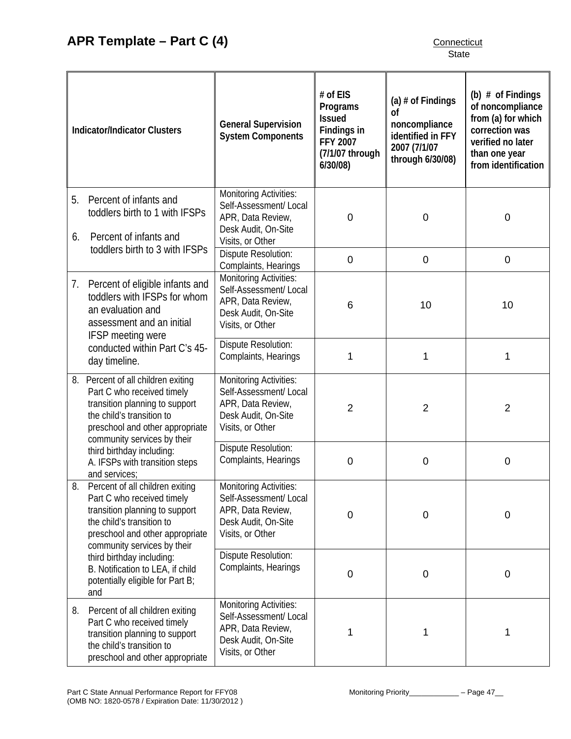## APR Template – Part C (4)

Connecticut
State

| Indicator/Indicator Clusters | General Supervision System Components | # of EIS Programs Issued Findings in FFY 2007 (7/1/07 through 6/30/08) | (a) # of Findings of noncompliance identified in FFY 2007 (7/1/07 through 6/30/08) | (b) # of Findings of noncompliance from (a) for which correction was verified no later than one year from identification |
|---|---|---|---|---|
| 5. Percent of infants and toddlers birth to 1 with IFSPs<br>6. Percent of infants and toddlers birth to 3 with IFSPs | Monitoring Activities: Self-Assessment/ Local APR, Data Review, Desk Audit, On-Site Visits, or Other | 0 | 0 | 0 |
| | Dispute Resolution: Complaints, Hearings | 0 | 0 | 0 |
| 7. Percent of eligible infants and toddlers with IFSPs for whom an evaluation and assessment and an initial IFSP meeting were conducted within Part C's 45-day timeline. | Monitoring Activities: Self-Assessment/ Local APR, Data Review, Desk Audit, On-Site Visits, or Other | 6 | 10 | 10 |
| | Dispute Resolution: Complaints, Hearings | 1 | 1 | 1 |
| 8. Percent of all children exiting Part C who received timely transition planning to support the child's transition to preschool and other appropriate community services by their third birthday including:<br>A. IFSPs with transition steps and services; | Monitoring Activities: Self-Assessment/ Local APR, Data Review, Desk Audit, On-Site Visits, or Other | 2 | 2 | 2 |
| | Dispute Resolution: Complaints, Hearings | 0 | 0 | 0 |
| 8. Percent of all children exiting Part C who received timely transition planning to support the child's transition to preschool and other appropriate community services by their third birthday including:<br>B. Notification to LEA, if child potentially eligible for Part B; and | Monitoring Activities: Self-Assessment/ Local APR, Data Review, Desk Audit, On-Site Visits, or Other | 0 | 0 | 0 |
| | Dispute Resolution: Complaints, Hearings | 0 | 0 | 0 |
| 8. Percent of all children exiting Part C who received timely transition planning to support the child's transition to preschool and other appropriate | Monitoring Activities: Self-Assessment/ Local APR, Data Review, Desk Audit, On-Site Visits, or Other | 1 | 1 | 1 |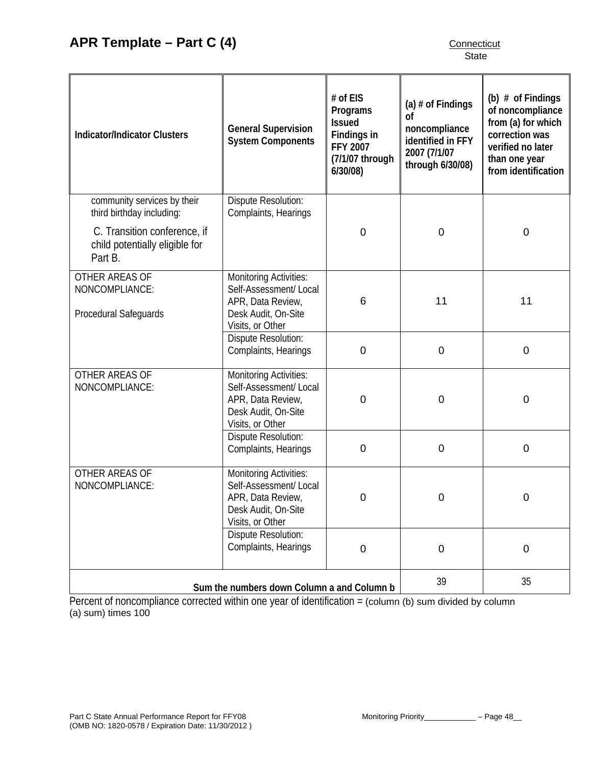## APR Template – Part C (4)

Connecticut
State

| Indicator/Indicator Clusters | General Supervision System Components | # of EIS Programs Issued Findings in FFY 2007 (7/1/07 through 6/30/08) | (a) # of Findings of noncompliance identified in FFY 2007 (7/1/07 through 6/30/08) | (b) # of Findings of noncompliance from (a) for which correction was verified no later than one year from identification |
|---|---|---|---|---|
| community services by their third birthday including: C. Transition conference, if child potentially eligible for Part B. | Dispute Resolution: Complaints, Hearings | 0 | 0 | 0 |
| OTHER AREAS OF NONCOMPLIANCE: Procedural Safeguards | Monitoring Activities: Self-Assessment/ Local APR, Data Review, Desk Audit, On-Site Visits, or Other | 6 | 11 | 11 |
| | Dispute Resolution: Complaints, Hearings | 0 | 0 | 0 |
| OTHER AREAS OF NONCOMPLIANCE: | Monitoring Activities: Self-Assessment/ Local APR, Data Review, Desk Audit, On-Site Visits, or Other | 0 | 0 | 0 |
| | Dispute Resolution: Complaints, Hearings | 0 | 0 | 0 |
| OTHER AREAS OF NONCOMPLIANCE: | Monitoring Activities: Self-Assessment/ Local APR, Data Review, Desk Audit, On-Site Visits, or Other | 0 | 0 | 0 |
| | Dispute Resolution: Complaints, Hearings | 0 | 0 | 0 |
| | | **Sum the numbers down Column a and Column b** | 39 | 35 |

Percent of noncompliance corrected within one year of identification = (column (b) sum divided by column (a) sum) times 100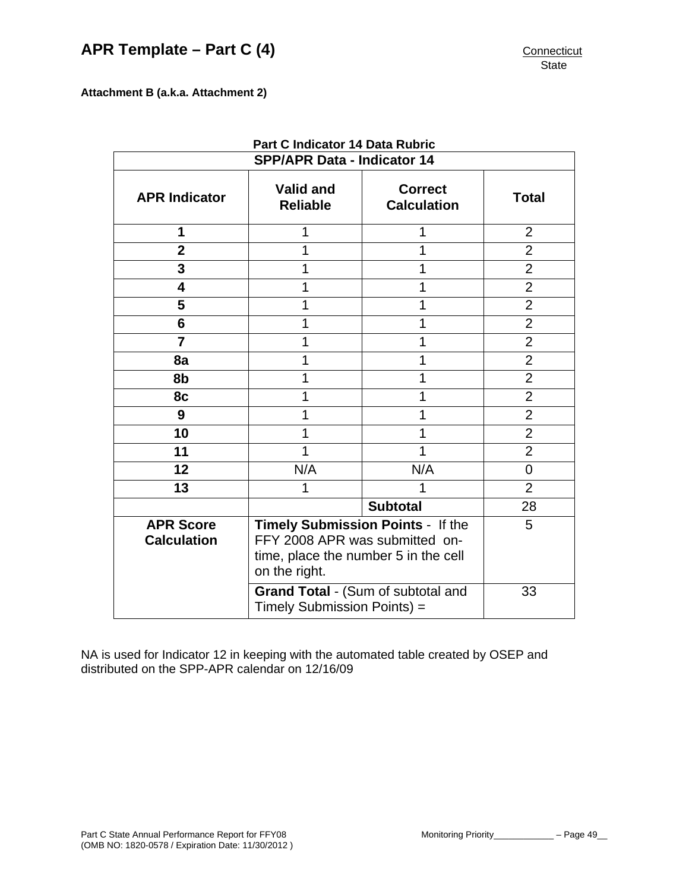# APR Template – Part C (4)

Connecticut
State

**Attachment B (a.k.a. Attachment 2)**

**Part C Indicator 14 Data Rubric**

| SPP/APR Data - Indicator 14 | | | |
|---|---|---|---|
| **APR Indicator** | **Valid and Reliable** | **Correct Calculation** | **Total** |
| **1** | 1 | 1 | 2 |
| **2** | 1 | 1 | 2 |
| **3** | 1 | 1 | 2 |
| **4** | 1 | 1 | 2 |
| **5** | 1 | 1 | 2 |
| **6** | 1 | 1 | 2 |
| **7** | 1 | 1 | 2 |
| **8a** | 1 | 1 | 2 |
| **8b** | 1 | 1 | 2 |
| **8c** | 1 | 1 | 2 |
| **9** | 1 | 1 | 2 |
| **10** | 1 | 1 | 2 |
| **11** | 1 | 1 | 2 |
| **12** | N/A | N/A | 0 |
| **13** | 1 | 1 | 2 |
| | | **Subtotal** | 28 |
| **APR Score Calculation** | **Timely Submission Points** - If the FFY 2008 APR was submitted on-time, place the number 5 in the cell on the right. | | 5 |
| | **Grand Total** - (Sum of subtotal and Timely Submission Points) = | | 33 |

NA is used for Indicator 12 in keeping with the automated table created by OSEP and distributed on the SPP-APR calendar on 12/16/09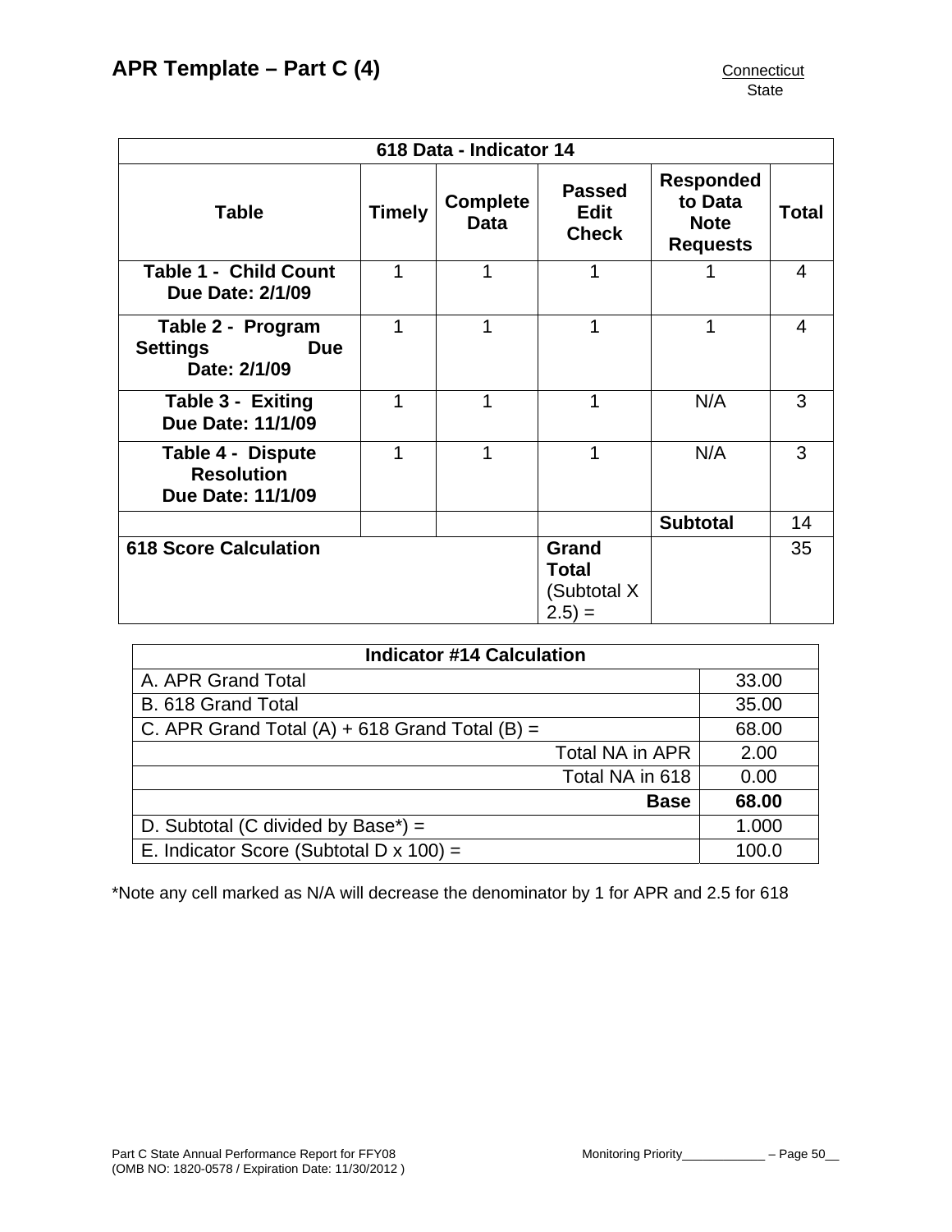## APR Template – Part C (4)

Connecticut
State

| 618 Data - Indicator 14 | | | | | |
|---|---|---|---|---|---|
| **Table** | **Timely** | **Complete Data** | **Passed Edit Check** | **Responded to Data Note Requests** | **Total** |
| **Table 1 - Child Count Due Date: 2/1/09** | 1 | 1 | 1 | 1 | 4 |
| **Table 2 - Program Settings Due Date: 2/1/09** | 1 | 1 | 1 | 1 | 4 |
| **Table 3 - Exiting Due Date: 11/1/09** | 1 | 1 | 1 | N/A | 3 |
| **Table 4 - Dispute Resolution Due Date: 11/1/09** | 1 | 1 | 1 | N/A | 3 |
| | | | | **Subtotal** | 14 |
| **618 Score Calculation** | | | **Grand Total** (Subtotal X 2.5) = | | 35 |

| Indicator #14 Calculation | |
|---|---|
| A. APR Grand Total | 33.00 |
| B. 618 Grand Total | 35.00 |
| C. APR Grand Total (A) + 618 Grand Total (B) = | 68.00 |
| Total NA in APR | 2.00 |
| Total NA in 618 | 0.00 |
| **Base** | **68.00** |
| D. Subtotal (C divided by Base*) = | 1.000 |
| E. Indicator Score (Subtotal D x 100) = | 100.0 |

*Note any cell marked as N/A will decrease the denominator by 1 for APR and 2.5 for 618